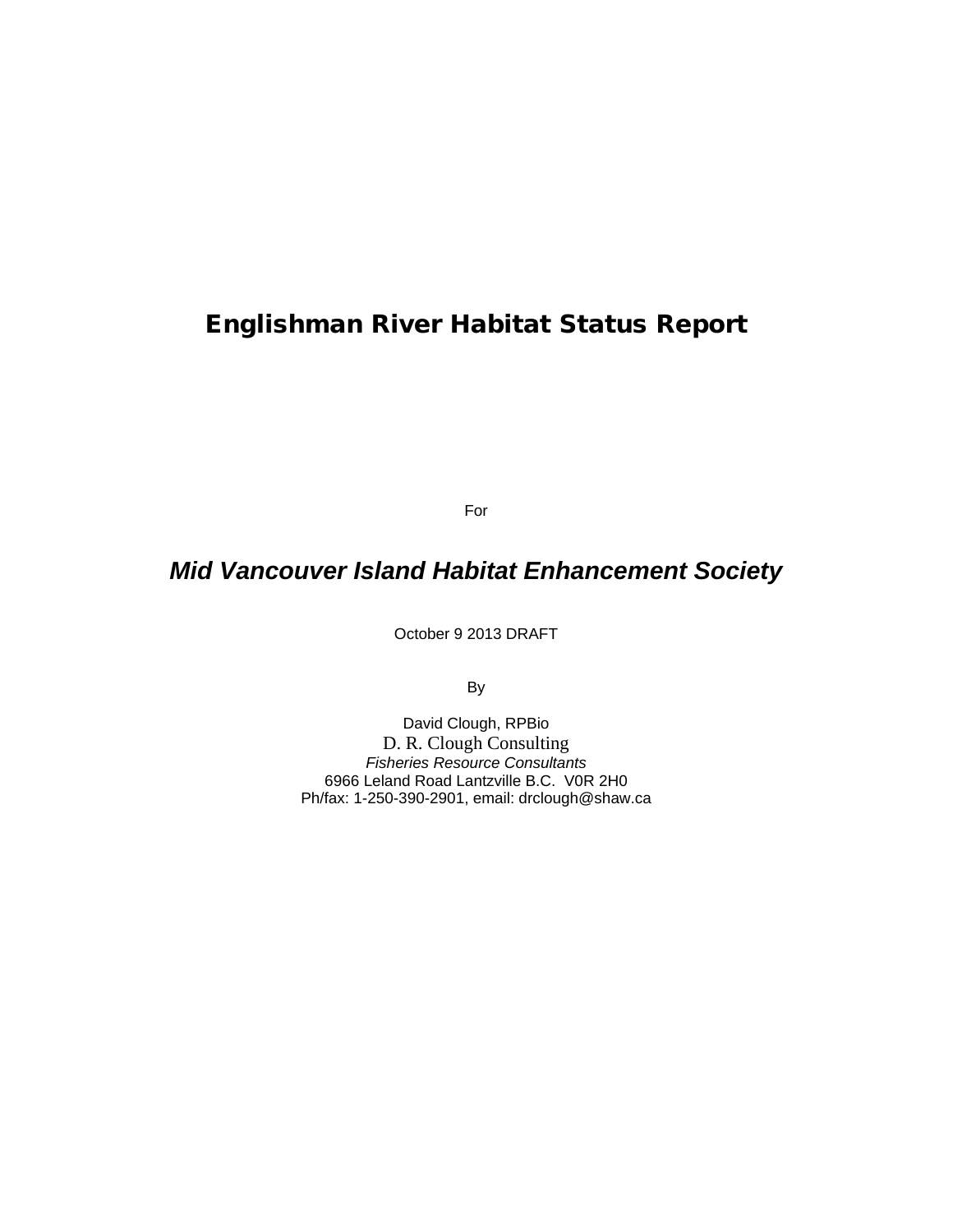# Englishman River Habitat Status Report

For

***Mid Vancouver Island Habitat Enhancement Society***

October 9 2013 DRAFT

By

David Clough, RPBio
D. R. Clough Consulting
*Fisheries Resource Consultants*
6966 Leland Road Lantzville B.C. V0R 2H0
Ph/fax: 1-250-390-2901, email: drclough@shaw.ca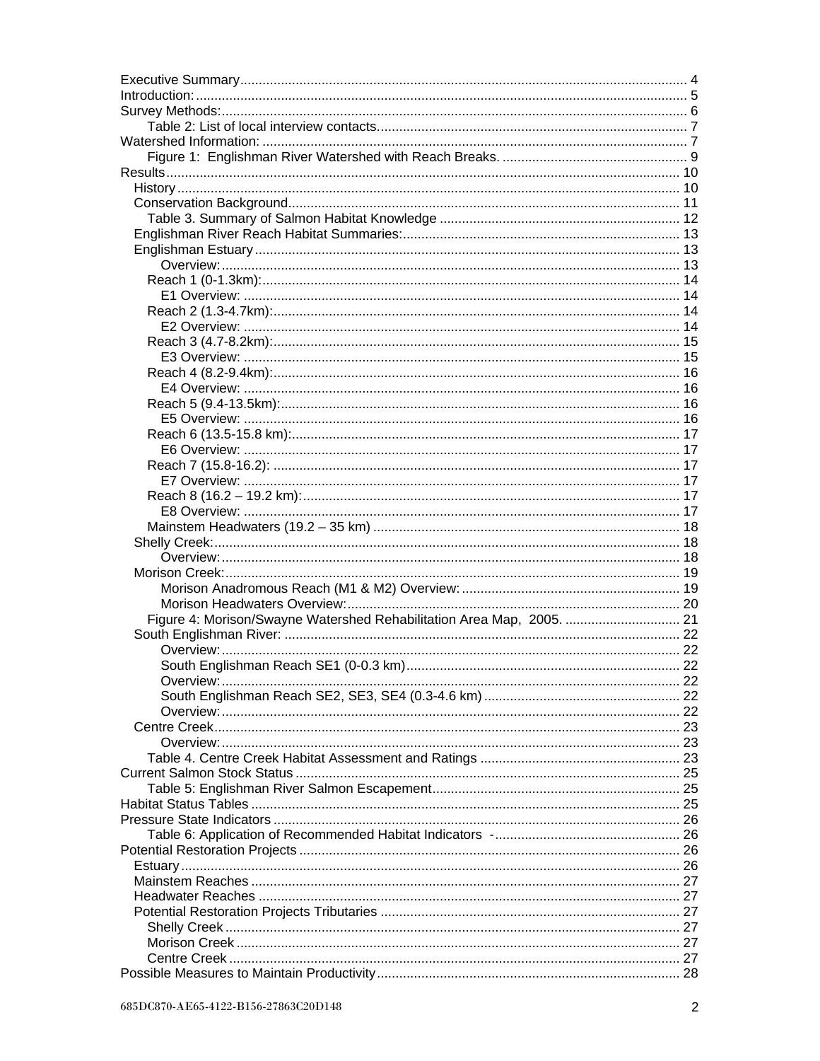Executive Summary........................................................................................................ 4
Introduction:................................................................................................................. 5
Survey Methods:............................................................................................................ 6
    Table 2: List of local interview contacts.................................................................. 7
Watershed Information: ................................................................................................. 7
    Figure 1: Englishman River Watershed with Reach Breaks. ................................................ 9
Results.......................................................................................................................... 10
  History ....................................................................................................................... 10
  Conservation Background.......................................................................................... 11
    Table 3. Summary of Salmon Habitat Knowledge ........................................................ 12
  Englishman River Reach Habitat Summaries:.......................................................... 13
  Englishman Estuary .................................................................................................. 13
      Overview:............................................................................................................... 13
    Reach 1 (0-1.3km):.................................................................................................. 14
      E1 Overview: ......................................................................................................... 14
    Reach 2 (1.3-4.7km):............................................................................................... 14
      E2 Overview: ......................................................................................................... 14
    Reach 3 (4.7-8.2km):............................................................................................... 15
      E3 Overview: ......................................................................................................... 15
    Reach 4 (8.2-9.4km):............................................................................................... 16
      E4 Overview: ......................................................................................................... 16
    Reach 5 (9.4-13.5km):............................................................................................. 16
      E5 Overview: ......................................................................................................... 16
    Reach 6 (13.5-15.8 km):.......................................................................................... 17
      E6 Overview: ......................................................................................................... 17
    Reach 7 (15.8-16.2): ............................................................................................... 17
      E7 Overview: ......................................................................................................... 17
    Reach 8 (16.2 – 19.2 km):....................................................................................... 17
      E8 Overview: ......................................................................................................... 17
    Mainstem Headwaters (19.2 – 35 km) .................................................................... 18
  Shelly Creek:............................................................................................................. 18
      Overview:............................................................................................................... 18
  Morison Creek:........................................................................................................... 19
      Morison Anadromous Reach (M1 & M2) Overview: ................................................ 19
      Morison Headwaters Overview:.............................................................................. 20
    Figure 4: Morison/Swayne Watershed Rehabilitation Area Map, 2005. ........................ 21
  South Englishman River: .......................................................................................... 22
      Overview:............................................................................................................... 22
      South Englishman Reach SE1 (0-0.3 km).............................................................. 22
      Overview:............................................................................................................... 22
      South Englishman Reach SE2, SE3, SE4 (0.3-4.6 km) .......................................... 22
      Overview:............................................................................................................... 22
  Centre Creek.............................................................................................................. 23
      Overview:............................................................................................................... 23
    Table 4. Centre Creek Habitat Assessment and Ratings .............................................. 23
Current Salmon Stock Status ....................................................................................... 25
    Table 5: Englishman River Salmon Escapement......................................................... 25
Habitat Status Tables .................................................................................................... 25
Pressure State Indicators .............................................................................................. 26
    Table 6: Application of Recommended Habitat Indicators -......................................... 26
Potential Restoration Projects ....................................................................................... 26
  Estuary....................................................................................................................... 26
  Mainstem Reaches ..................................................................................................... 27
  Headwater Reaches ................................................................................................... 27
  Potential Restoration Projects Tributaries .................................................................. 27
    Shelly Creek ............................................................................................................ 27
    Morison Creek ......................................................................................................... 27
    Centre Creek ........................................................................................................... 27
Possible Measures to Maintain Productivity.................................................................. 28

685DC870-AE65-4122-B156-27863C20D148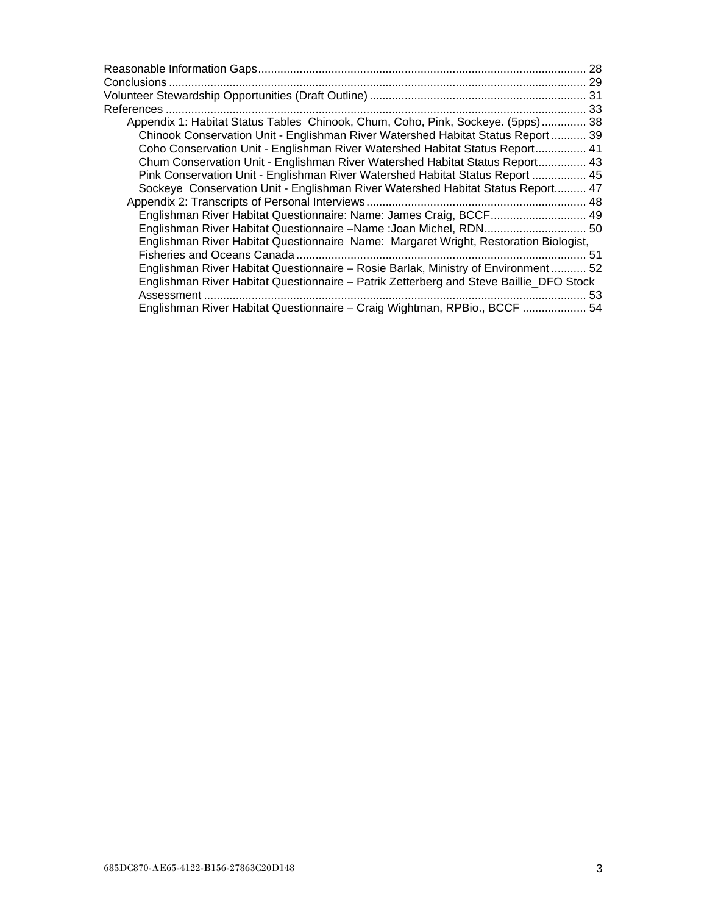Reasonable Information Gaps ..................................................... 28
Conclusions ..................................................... 29
Volunteer Stewardship Opportunities (Draft Outline) ..................................................... 31
References ..................................................... 33
- Appendix 1: Habitat Status Tables Chinook, Chum, Coho, Pink, Sockeye. (5pps) ..................................................... 38
  - Chinook Conservation Unit - Englishman River Watershed Habitat Status Report ..................................................... 39
  - Coho Conservation Unit - Englishman River Watershed Habitat Status Report ..................................................... 41
  - Chum Conservation Unit - Englishman River Watershed Habitat Status Report ..................................................... 43
  - Pink Conservation Unit - Englishman River Watershed Habitat Status Report ..................................................... 45
  - Sockeye Conservation Unit - Englishman River Watershed Habitat Status Report ..................................................... 47
- Appendix 2: Transcripts of Personal Interviews ..................................................... 48
  - Englishman River Habitat Questionnaire: Name: James Craig, BCCF ..................................................... 49
  - Englishman River Habitat Questionnaire –Name :Joan Michel, RDN ..................................................... 50
  - Englishman River Habitat Questionnaire Name: Margaret Wright, Restoration Biologist, Fisheries and Oceans Canada ..................................................... 51
  - Englishman River Habitat Questionnaire – Rosie Barlak, Ministry of Environment ..................................................... 52
  - Englishman River Habitat Questionnaire – Patrik Zetterberg and Steve Baillie_DFO Stock Assessment ..................................................... 53
  - Englishman River Habitat Questionnaire – Craig Wightman, RPBio., BCCF ..................................................... 54

685DC870-AE65-4122-B156-27863C20D148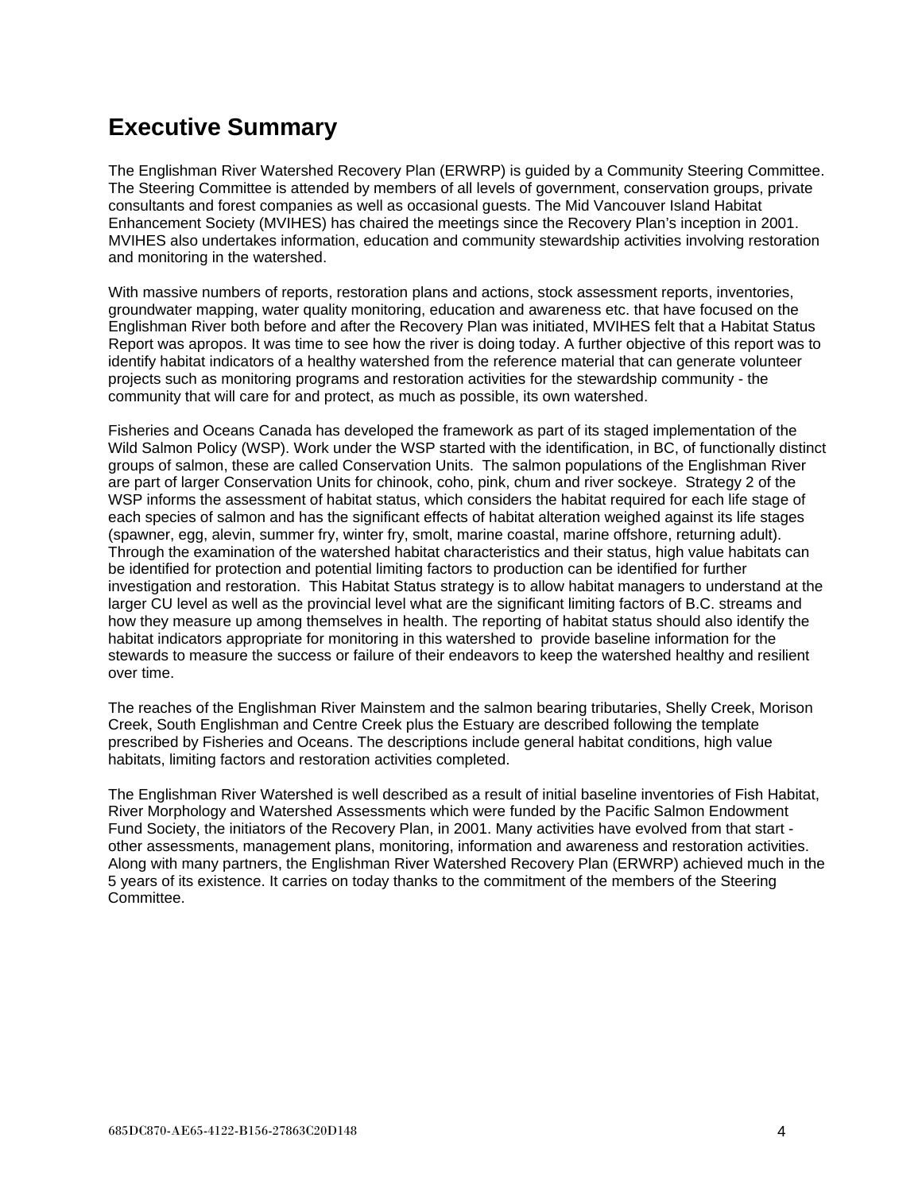# Executive Summary

The Englishman River Watershed Recovery Plan (ERWRP) is guided by a Community Steering Committee. The Steering Committee is attended by members of all levels of government, conservation groups, private consultants and forest companies as well as occasional guests. The Mid Vancouver Island Habitat Enhancement Society (MVIHES) has chaired the meetings since the Recovery Plan's inception in 2001. MVIHES also undertakes information, education and community stewardship activities involving restoration and monitoring in the watershed.

With massive numbers of reports, restoration plans and actions, stock assessment reports, inventories, groundwater mapping, water quality monitoring, education and awareness etc. that have focused on the Englishman River both before and after the Recovery Plan was initiated, MVIHES felt that a Habitat Status Report was apropos. It was time to see how the river is doing today. A further objective of this report was to identify habitat indicators of a healthy watershed from the reference material that can generate volunteer projects such as monitoring programs and restoration activities for the stewardship community - the community that will care for and protect, as much as possible, its own watershed.

Fisheries and Oceans Canada has developed the framework as part of its staged implementation of the Wild Salmon Policy (WSP). Work under the WSP started with the identification, in BC, of functionally distinct groups of salmon, these are called Conservation Units. The salmon populations of the Englishman River are part of larger Conservation Units for chinook, coho, pink, chum and river sockeye. Strategy 2 of the WSP informs the assessment of habitat status, which considers the habitat required for each life stage of each species of salmon and has the significant effects of habitat alteration weighed against its life stages (spawner, egg, alevin, summer fry, winter fry, smolt, marine coastal, marine offshore, returning adult). Through the examination of the watershed habitat characteristics and their status, high value habitats can be identified for protection and potential limiting factors to production can be identified for further investigation and restoration. This Habitat Status strategy is to allow habitat managers to understand at the larger CU level as well as the provincial level what are the significant limiting factors of B.C. streams and how they measure up among themselves in health. The reporting of habitat status should also identify the habitat indicators appropriate for monitoring in this watershed to provide baseline information for the stewards to measure the success or failure of their endeavors to keep the watershed healthy and resilient over time.

The reaches of the Englishman River Mainstem and the salmon bearing tributaries, Shelly Creek, Morison Creek, South Englishman and Centre Creek plus the Estuary are described following the template prescribed by Fisheries and Oceans. The descriptions include general habitat conditions, high value habitats, limiting factors and restoration activities completed.

The Englishman River Watershed is well described as a result of initial baseline inventories of Fish Habitat, River Morphology and Watershed Assessments which were funded by the Pacific Salmon Endowment Fund Society, the initiators of the Recovery Plan, in 2001. Many activities have evolved from that start - other assessments, management plans, monitoring, information and awareness and restoration activities. Along with many partners, the Englishman River Watershed Recovery Plan (ERWRP) achieved much in the 5 years of its existence. It carries on today thanks to the commitment of the members of the Steering Committee.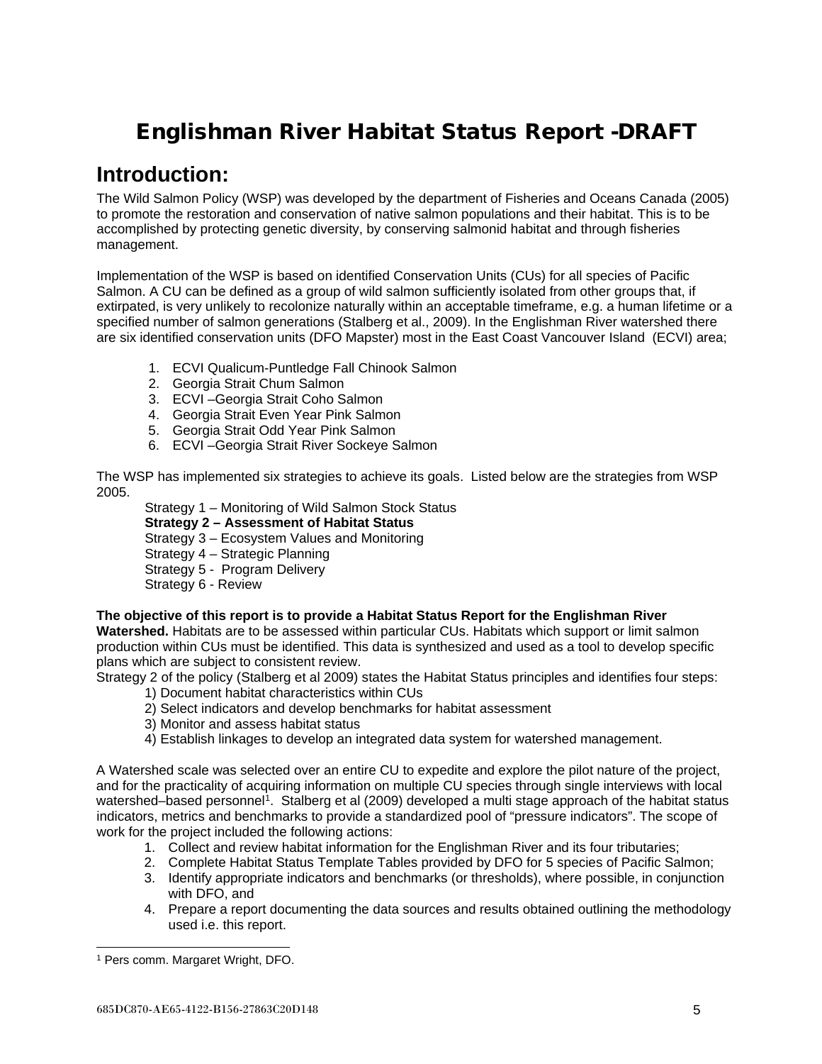# Englishman River Habitat Status Report -DRAFT

## Introduction:

The Wild Salmon Policy (WSP) was developed by the department of Fisheries and Oceans Canada (2005) to promote the restoration and conservation of native salmon populations and their habitat. This is to be accomplished by protecting genetic diversity, by conserving salmonid habitat and through fisheries management.

Implementation of the WSP is based on identified Conservation Units (CUs) for all species of Pacific Salmon. A CU can be defined as a group of wild salmon sufficiently isolated from other groups that, if extirpated, is very unlikely to recolonize naturally within an acceptable timeframe, e.g. a human lifetime or a specified number of salmon generations (Stalberg et al., 2009). In the Englishman River watershed there are six identified conservation units (DFO Mapster) most in the East Coast Vancouver Island (ECVI) area;

1. ECVI Qualicum-Puntledge Fall Chinook Salmon
2. Georgia Strait Chum Salmon
3. ECVI –Georgia Strait Coho Salmon
4. Georgia Strait Even Year Pink Salmon
5. Georgia Strait Odd Year Pink Salmon
6. ECVI –Georgia Strait River Sockeye Salmon

The WSP has implemented six strategies to achieve its goals. Listed below are the strategies from WSP 2005.

Strategy 1 – Monitoring of Wild Salmon Stock Status
**Strategy 2 – Assessment of Habitat Status**
Strategy 3 – Ecosystem Values and Monitoring
Strategy 4 – Strategic Planning
Strategy 5 - Program Delivery
Strategy 6 - Review

**The objective of this report is to provide a Habitat Status Report for the Englishman River Watershed.** Habitats are to be assessed within particular CUs. Habitats which support or limit salmon production within CUs must be identified. This data is synthesized and used as a tool to develop specific plans which are subject to consistent review.

Strategy 2 of the policy (Stalberg et al 2009) states the Habitat Status principles and identifies four steps:

1) Document habitat characteristics within CUs
2) Select indicators and develop benchmarks for habitat assessment
3) Monitor and assess habitat status
4) Establish linkages to develop an integrated data system for watershed management.

A Watershed scale was selected over an entire CU to expedite and explore the pilot nature of the project, and for the practicality of acquiring information on multiple CU species through single interviews with local watershed–based personnel[1]. Stalberg et al (2009) developed a multi stage approach of the habitat status indicators, metrics and benchmarks to provide a standardized pool of "pressure indicators". The scope of work for the project included the following actions:

1. Collect and review habitat information for the Englishman River and its four tributaries;
2. Complete Habitat Status Template Tables provided by DFO for 5 species of Pacific Salmon;
3. Identify appropriate indicators and benchmarks (or thresholds), where possible, in conjunction with DFO, and
4. Prepare a report documenting the data sources and results obtained outlining the methodology used i.e. this report.

[1] Pers comm. Margaret Wright, DFO.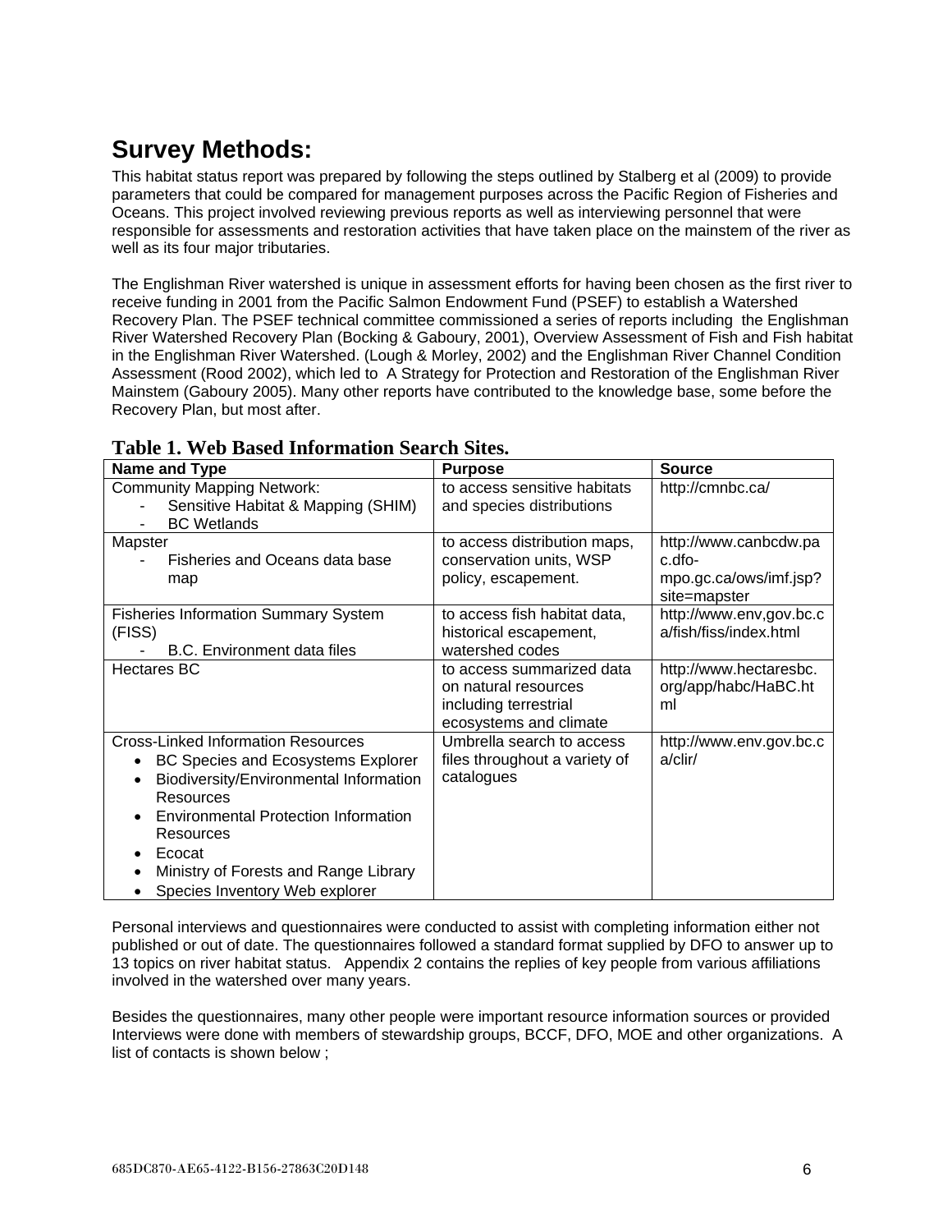# Survey Methods:

This habitat status report was prepared by following the steps outlined by Stalberg et al (2009) to provide parameters that could be compared for management purposes across the Pacific Region of Fisheries and Oceans. This project involved reviewing previous reports as well as interviewing personnel that were responsible for assessments and restoration activities that have taken place on the mainstem of the river as well as its four major tributaries.

The Englishman River watershed is unique in assessment efforts for having been chosen as the first river to receive funding in 2001 from the Pacific Salmon Endowment Fund (PSEF) to establish a Watershed Recovery Plan. The PSEF technical committee commissioned a series of reports including the Englishman River Watershed Recovery Plan (Bocking & Gaboury, 2001), Overview Assessment of Fish and Fish habitat in the Englishman River Watershed. (Lough & Morley, 2002) and the Englishman River Channel Condition Assessment (Rood 2002), which led to A Strategy for Protection and Restoration of the Englishman River Mainstem (Gaboury 2005). Many other reports have contributed to the knowledge base, some before the Recovery Plan, but most after.

**Table 1. Web Based Information Search Sites.**

| Name and Type | Purpose | Source |
|---|---|---|
| Community Mapping Network:<br>- Sensitive Habitat & Mapping (SHIM)<br>- BC Wetlands | to access sensitive habitats and species distributions | http://cmnbc.ca/ |
| Mapster<br>- Fisheries and Oceans data base map | to access distribution maps, conservation units, WSP policy, escapement. | http://www.canbcdw.pac.dfo-mpo.gc.ca/ows/imf.jsp?site=mapster |
| Fisheries Information Summary System (FISS)<br>- B.C. Environment data files | to access fish habitat data, historical escapement, watershed codes | http://www.env,gov.bc.ca/fish/fiss/index.html |
| Hectares BC | to access summarized data on natural resources including terrestrial ecosystems and climate | http://www.hectaresbc.org/app/habc/HaBC.html |
| Cross-Linked Information Resources<br>• BC Species and Ecosystems Explorer<br>• Biodiversity/Environmental Information Resources<br>• Environmental Protection Information Resources<br>• Ecocat<br>• Ministry of Forests and Range Library<br>• Species Inventory Web explorer | Umbrella search to access files throughout a variety of catalogues | http://www.env.gov.bc.ca/clir/ |

Personal interviews and questionnaires were conducted to assist with completing information either not published or out of date. The questionnaires followed a standard format supplied by DFO to answer up to 13 topics on river habitat status. Appendix 2 contains the replies of key people from various affiliations involved in the watershed over many years.

Besides the questionnaires, many other people were important resource information sources or provided Interviews were done with members of stewardship groups, BCCF, DFO, MOE and other organizations. A list of contacts is shown below ;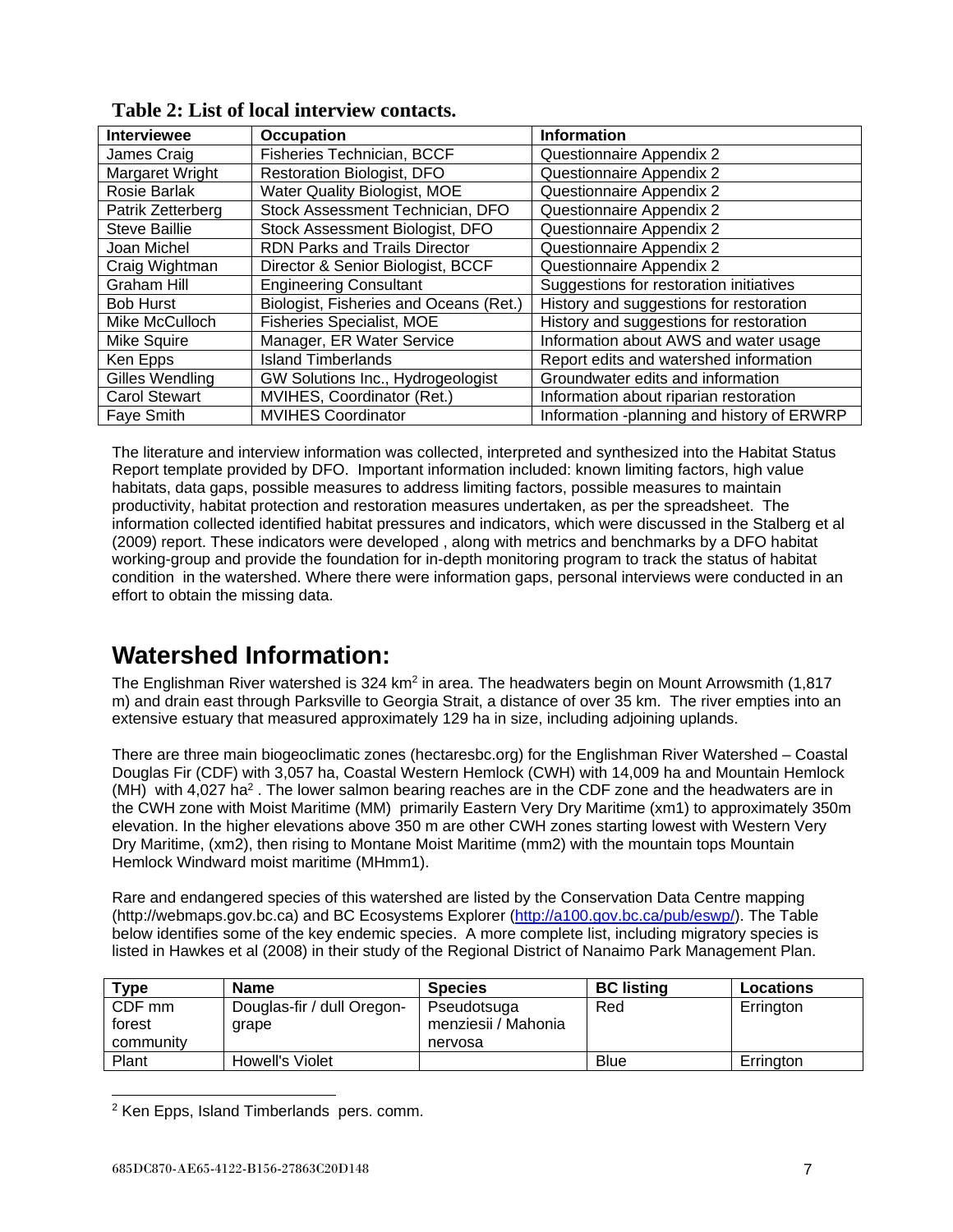**Table 2: List of local interview contacts.**

| Interviewee | Occupation | Information |
| --- | --- | --- |
| James Craig | Fisheries Technician, BCCF | Questionnaire Appendix 2 |
| Margaret Wright | Restoration Biologist, DFO | Questionnaire Appendix 2 |
| Rosie Barlak | Water Quality Biologist, MOE | Questionnaire Appendix 2 |
| Patrik Zetterberg | Stock Assessment Technician, DFO | Questionnaire Appendix 2 |
| Steve Baillie | Stock Assessment Biologist, DFO | Questionnaire Appendix 2 |
| Joan Michel | RDN Parks and Trails Director | Questionnaire Appendix 2 |
| Craig Wightman | Director & Senior Biologist, BCCF | Questionnaire Appendix 2 |
| Graham Hill | Engineering Consultant | Suggestions for restoration initiatives |
| Bob Hurst | Biologist, Fisheries and Oceans (Ret.) | History and suggestions for restoration |
| Mike McCulloch | Fisheries Specialist, MOE | History and suggestions for restoration |
| Mike Squire | Manager, ER Water Service | Information about AWS and water usage |
| Ken Epps | Island Timberlands | Report edits and watershed information |
| Gilles Wendling | GW Solutions Inc., Hydrogeologist | Groundwater edits and information |
| Carol Stewart | MVIHES, Coordinator (Ret.) | Information about riparian restoration |
| Faye Smith | MVIHES Coordinator | Information -planning and history of ERWRP |

The literature and interview information was collected, interpreted and synthesized into the Habitat Status Report template provided by DFO. Important information included: known limiting factors, high value habitats, data gaps, possible measures to address limiting factors, possible measures to maintain productivity, habitat protection and restoration measures undertaken, as per the spreadsheet. The information collected identified habitat pressures and indicators, which were discussed in the Stalberg et al (2009) report. These indicators were developed , along with metrics and benchmarks by a DFO habitat working-group and provide the foundation for in-depth monitoring program to track the status of habitat condition in the watershed. Where there were information gaps, personal interviews were conducted in an effort to obtain the missing data.

# Watershed Information:

The Englishman River watershed is 324 $km^2$ in area. The headwaters begin on Mount Arrowsmith (1,817 m) and drain east through Parksville to Georgia Strait, a distance of over 35 km. The river empties into an extensive estuary that measured approximately 129 ha in size, including adjoining uplands.

There are three main biogeoclimatic zones (hectaresbc.org) for the Englishman River Watershed – Coastal Douglas Fir (CDF) with 3,057 ha, Coastal Western Hemlock (CWH) with 14,009 ha and Mountain Hemlock (MH) with 4,027 ha[2] . The lower salmon bearing reaches are in the CDF zone and the headwaters are in the CWH zone with Moist Maritime (MM) primarily Eastern Very Dry Maritime (xm1) to approximately 350m elevation. In the higher elevations above 350 m are other CWH zones starting lowest with Western Very Dry Maritime, (xm2), then rising to Montane Moist Maritime (mm2) with the mountain tops Mountain Hemlock Windward moist maritime (MHmm1).

Rare and endangered species of this watershed are listed by the Conservation Data Centre mapping (http://webmaps.gov.bc.ca) and BC Ecosystems Explorer (http://a100.gov.bc.ca/pub/eswp/). The Table below identifies some of the key endemic species. A more complete list, including migratory species is listed in Hawkes et al (2008) in their study of the Regional District of Nanaimo Park Management Plan.

| Type | Name | Species | BC listing | Locations |
| --- | --- | --- | --- | --- |
| CDF mm forest community | Douglas-fir / dull Oregon-grape | Pseudotsuga menziesii / Mahonia nervosa | Red | Errington |
| Plant | Howell's Violet | | Blue | Errington |

[2] Ken Epps, Island Timberlands pers. comm.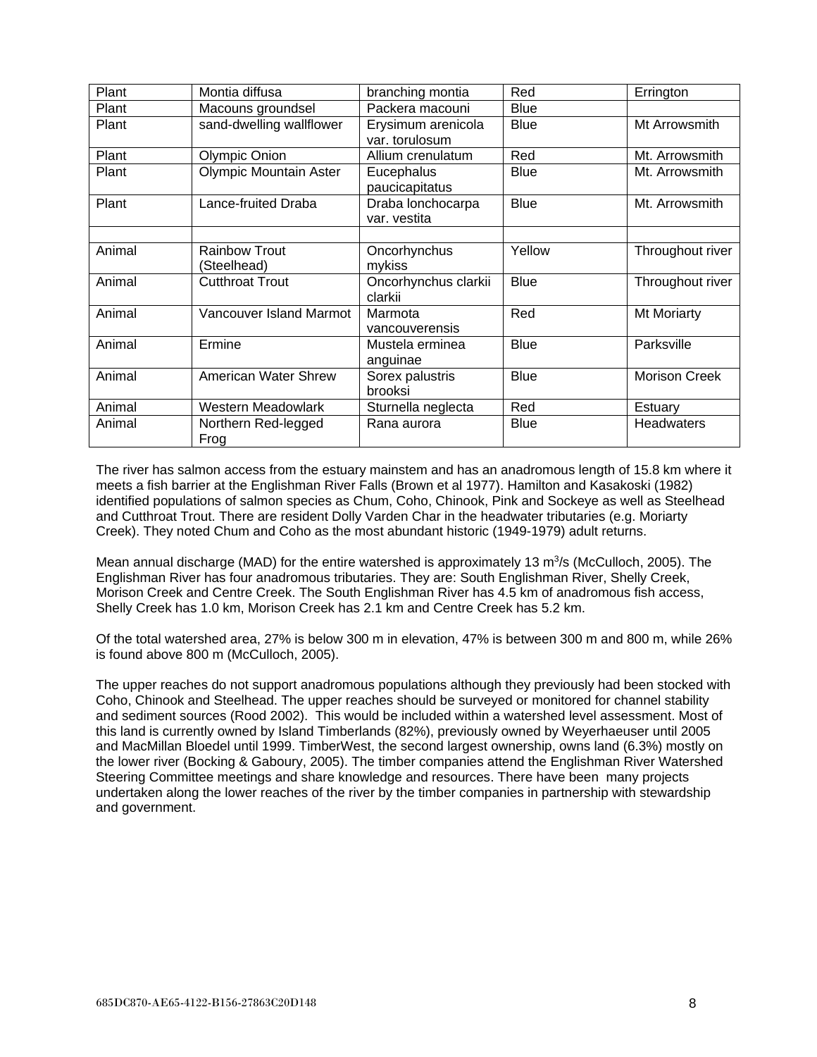| Plant | Montia diffusa | branching montia | Red | Errington |
|---|---|---|---|---|
| Plant | Macouns groundsel | Packera macouni | Blue | |
| Plant | sand-dwelling wallflower | Erysimum arenicola var. torulosum | Blue | Mt Arrowsmith |
| Plant | Olympic Onion | Allium crenulatum | Red | Mt. Arrowsmith |
| Plant | Olympic Mountain Aster | Eucephalus paucicapitatus | Blue | Mt. Arrowsmith |
| Plant | Lance-fruited Draba | Draba lonchocarpa var. vestita | Blue | Mt. Arrowsmith |
| | | | | |
| Animal | Rainbow Trout (Steelhead) | Oncorhynchus mykiss | Yellow | Throughout river |
| Animal | Cutthroat Trout | Oncorhynchus clarkii clarkii | Blue | Throughout river |
| Animal | Vancouver Island Marmot | Marmota vancouverensis | Red | Mt Moriarty |
| Animal | Ermine | Mustela erminea anguinae | Blue | Parksville |
| Animal | American Water Shrew | Sorex palustris brooksi | Blue | Morison Creek |
| Animal | Western Meadowlark | Sturnella neglecta | Red | Estuary |
| Animal | Northern Red-legged Frog | Rana aurora | Blue | Headwaters |

The river has salmon access from the estuary mainstem and has an anadromous length of 15.8 km where it meets a fish barrier at the Englishman River Falls (Brown et al 1977). Hamilton and Kasakoski (1982) identified populations of salmon species as Chum, Coho, Chinook, Pink and Sockeye as well as Steelhead and Cutthroat Trout. There are resident Dolly Varden Char in the headwater tributaries (e.g. Moriarty Creek). They noted Chum and Coho as the most abundant historic (1949-1979) adult returns.

Mean annual discharge (MAD) for the entire watershed is approximately 13 $m^3/s$ (McCulloch, 2005). The Englishman River has four anadromous tributaries. They are: South Englishman River, Shelly Creek, Morison Creek and Centre Creek. The South Englishman River has 4.5 km of anadromous fish access, Shelly Creek has 1.0 km, Morison Creek has 2.1 km and Centre Creek has 5.2 km.

Of the total watershed area, 27% is below 300 m in elevation, 47% is between 300 m and 800 m, while 26% is found above 800 m (McCulloch, 2005).

The upper reaches do not support anadromous populations although they previously had been stocked with Coho, Chinook and Steelhead. The upper reaches should be surveyed or monitored for channel stability and sediment sources (Rood 2002). This would be included within a watershed level assessment. Most of this land is currently owned by Island Timberlands (82%), previously owned by Weyerhaeuser until 2005 and MacMillan Bloedel until 1999. TimberWest, the second largest ownership, owns land (6.3%) mostly on the lower river (Bocking & Gaboury, 2005). The timber companies attend the Englishman River Watershed Steering Committee meetings and share knowledge and resources. There have been many projects undertaken along the lower reaches of the river by the timber companies in partnership with stewardship and government.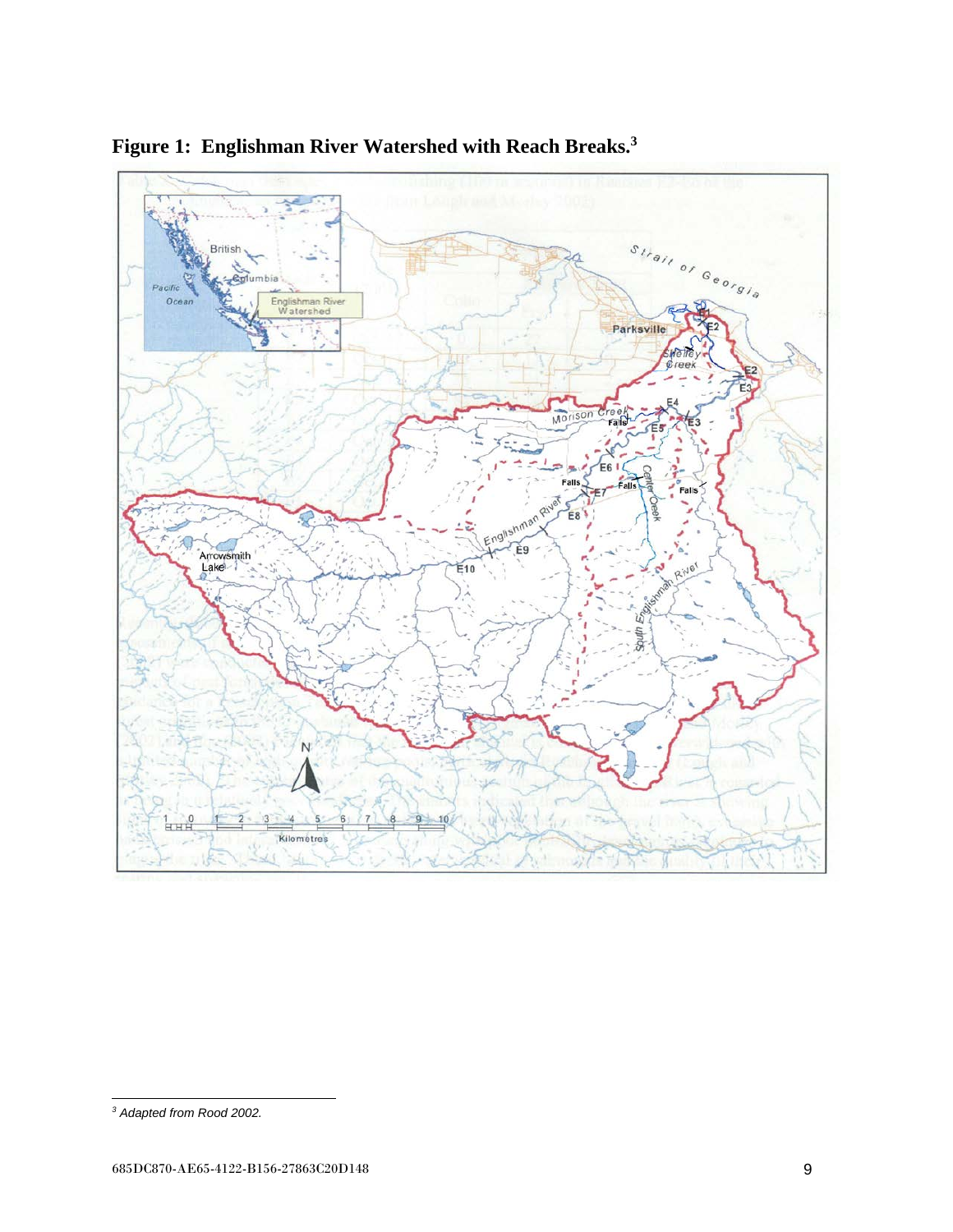**Figure 1: Englishman River Watershed with Reach Breaks.[3]**

[3] *Adapted from Rood 2002.*

685DC870-AE65-4122-B156-27863C20D148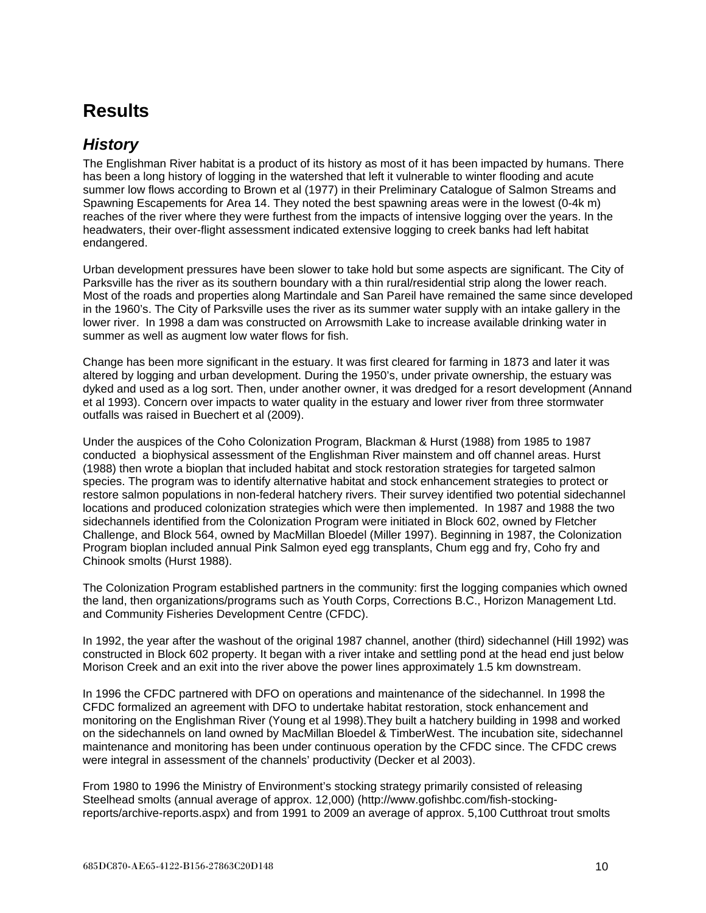# Results

## *History*

The Englishman River habitat is a product of its history as most of it has been impacted by humans. There has been a long history of logging in the watershed that left it vulnerable to winter flooding and acute summer low flows according to Brown et al (1977) in their Preliminary Catalogue of Salmon Streams and Spawning Escapements for Area 14. They noted the best spawning areas were in the lowest (0-4k m) reaches of the river where they were furthest from the impacts of intensive logging over the years. In the headwaters, their over-flight assessment indicated extensive logging to creek banks had left habitat endangered.

Urban development pressures have been slower to take hold but some aspects are significant. The City of Parksville has the river as its southern boundary with a thin rural/residential strip along the lower reach. Most of the roads and properties along Martindale and San Pareil have remained the same since developed in the 1960's. The City of Parksville uses the river as its summer water supply with an intake gallery in the lower river. In 1998 a dam was constructed on Arrowsmith Lake to increase available drinking water in summer as well as augment low water flows for fish.

Change has been more significant in the estuary. It was first cleared for farming in 1873 and later it was altered by logging and urban development. During the 1950's, under private ownership, the estuary was dyked and used as a log sort. Then, under another owner, it was dredged for a resort development (Annand et al 1993). Concern over impacts to water quality in the estuary and lower river from three stormwater outfalls was raised in Buechert et al (2009).

Under the auspices of the Coho Colonization Program, Blackman & Hurst (1988) from 1985 to 1987 conducted a biophysical assessment of the Englishman River mainstem and off channel areas. Hurst (1988) then wrote a bioplan that included habitat and stock restoration strategies for targeted salmon species. The program was to identify alternative habitat and stock enhancement strategies to protect or restore salmon populations in non-federal hatchery rivers. Their survey identified two potential sidechannel locations and produced colonization strategies which were then implemented. In 1987 and 1988 the two sidechannels identified from the Colonization Program were initiated in Block 602, owned by Fletcher Challenge, and Block 564, owned by MacMillan Bloedel (Miller 1997). Beginning in 1987, the Colonization Program bioplan included annual Pink Salmon eyed egg transplants, Chum egg and fry, Coho fry and Chinook smolts (Hurst 1988).

The Colonization Program established partners in the community: first the logging companies which owned the land, then organizations/programs such as Youth Corps, Corrections B.C., Horizon Management Ltd. and Community Fisheries Development Centre (CFDC).

In 1992, the year after the washout of the original 1987 channel, another (third) sidechannel (Hill 1992) was constructed in Block 602 property. It began with a river intake and settling pond at the head end just below Morison Creek and an exit into the river above the power lines approximately 1.5 km downstream.

In 1996 the CFDC partnered with DFO on operations and maintenance of the sidechannel. In 1998 the CFDC formalized an agreement with DFO to undertake habitat restoration, stock enhancement and monitoring on the Englishman River (Young et al 1998).They built a hatchery building in 1998 and worked on the sidechannels on land owned by MacMillan Bloedel & TimberWest. The incubation site, sidechannel maintenance and monitoring has been under continuous operation by the CFDC since. The CFDC crews were integral in assessment of the channels' productivity (Decker et al 2003).

From 1980 to 1996 the Ministry of Environment's stocking strategy primarily consisted of releasing Steelhead smolts (annual average of approx. 12,000) (http://www.gofishbc.com/fish-stocking-reports/archive-reports.aspx) and from 1991 to 2009 an average of approx. 5,100 Cutthroat trout smolts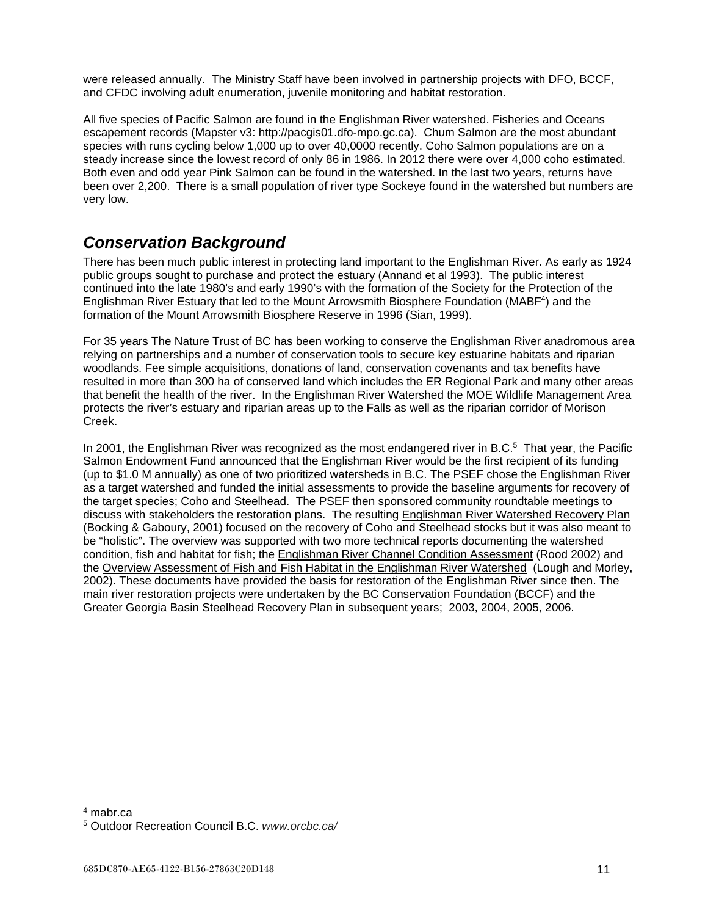were released annually. The Ministry Staff have been involved in partnership projects with DFO, BCCF, and CFDC involving adult enumeration, juvenile monitoring and habitat restoration.

All five species of Pacific Salmon are found in the Englishman River watershed. Fisheries and Oceans escapement records (Mapster v3: http://pacgis01.dfo-mpo.gc.ca). Chum Salmon are the most abundant species with runs cycling below 1,000 up to over 40,0000 recently. Coho Salmon populations are on a steady increase since the lowest record of only 86 in 1986. In 2012 there were over 4,000 coho estimated. Both even and odd year Pink Salmon can be found in the watershed. In the last two years, returns have been over 2,200. There is a small population of river type Sockeye found in the watershed but numbers are very low.

## *Conservation Background*

There has been much public interest in protecting land important to the Englishman River. As early as 1924 public groups sought to purchase and protect the estuary (Annand et al 1993). The public interest continued into the late 1980's and early 1990's with the formation of the Society for the Protection of the Englishman River Estuary that led to the Mount Arrowsmith Biosphere Foundation (MABF[4]) and the formation of the Mount Arrowsmith Biosphere Reserve in 1996 (Sian, 1999).

For 35 years The Nature Trust of BC has been working to conserve the Englishman River anadromous area relying on partnerships and a number of conservation tools to secure key estuarine habitats and riparian woodlands. Fee simple acquisitions, donations of land, conservation covenants and tax benefits have resulted in more than 300 ha of conserved land which includes the ER Regional Park and many other areas that benefit the health of the river. In the Englishman River Watershed the MOE Wildlife Management Area protects the river's estuary and riparian areas up to the Falls as well as the riparian corridor of Morison Creek.

In 2001, the Englishman River was recognized as the most endangered river in B.C.[5] That year, the Pacific Salmon Endowment Fund announced that the Englishman River would be the first recipient of its funding (up to $1.0 M annually) as one of two prioritized watersheds in B.C. The PSEF chose the Englishman River as a target watershed and funded the initial assessments to provide the baseline arguments for recovery of the target species; Coho and Steelhead. The PSEF then sponsored community roundtable meetings to discuss with stakeholders the restoration plans. The resulting <u>Englishman River Watershed Recovery Plan</u> (Bocking & Gaboury, 2001) focused on the recovery of Coho and Steelhead stocks but it was also meant to be "holistic". The overview was supported with two more technical reports documenting the watershed condition, fish and habitat for fish; the <u>Englishman River Channel Condition Assessment</u> (Rood 2002) and the <u>Overview Assessment of Fish and Fish Habitat in the Englishman River Watershed</u> (Lough and Morley, 2002). These documents have provided the basis for restoration of the Englishman River since then. The main river restoration projects were undertaken by the BC Conservation Foundation (BCCF) and the Greater Georgia Basin Steelhead Recovery Plan in subsequent years; 2003, 2004, 2005, 2006.

---

[4] mabr.ca

[5] Outdoor Recreation Council B.C. *www.orcbc.ca/*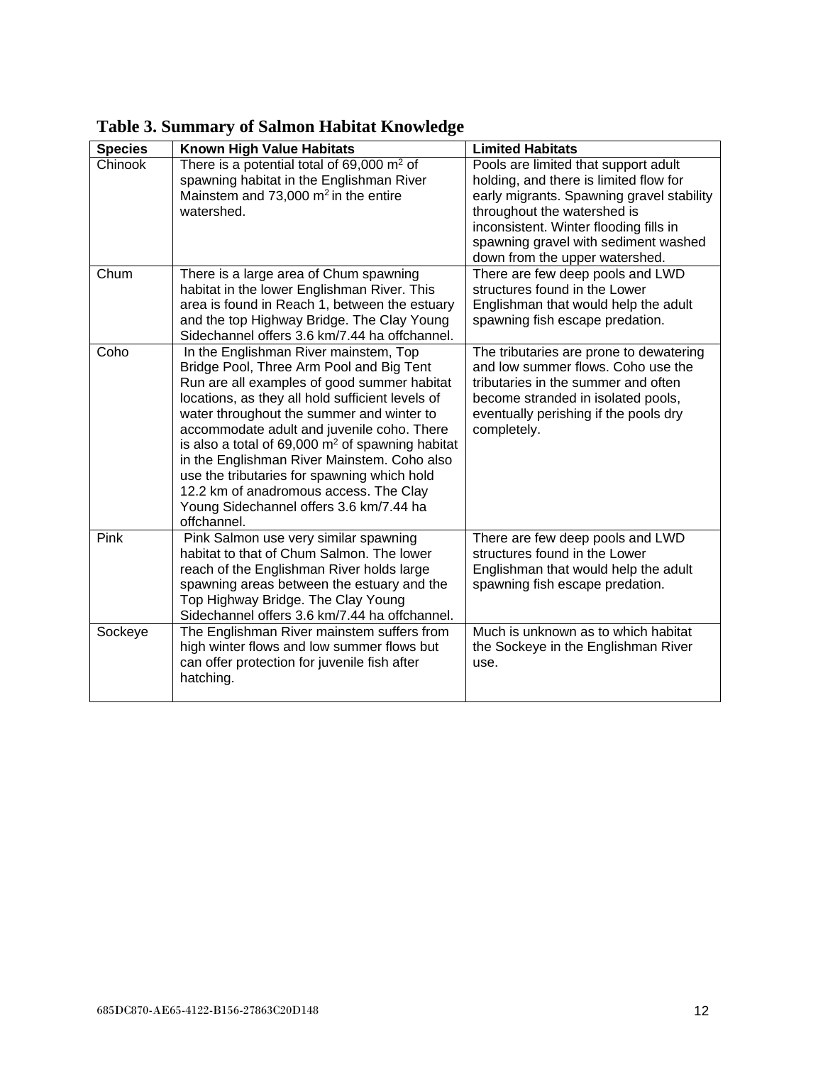**Table 3. Summary of Salmon Habitat Knowledge**

| Species | Known High Value Habitats | Limited Habitats |
|---|---|---|
| Chinook | There is a potential total of 69,000 $m^2$ of spawning habitat in the Englishman River Mainstem and 73,000 $m^2$ in the entire watershed. | Pools are limited that support adult holding, and there is limited flow for early migrants. Spawning gravel stability throughout the watershed is inconsistent. Winter flooding fills in spawning gravel with sediment washed down from the upper watershed. |
| Chum | There is a large area of Chum spawning habitat in the lower Englishman River. This area is found in Reach 1, between the estuary and the top Highway Bridge. The Clay Young Sidechannel offers 3.6 km/7.44 ha offchannel. | There are few deep pools and LWD structures found in the Lower Englishman that would help the adult spawning fish escape predation. |
| Coho | In the Englishman River mainstem, Top Bridge Pool, Three Arm Pool and Big Tent Run are all examples of good summer habitat locations, as they all hold sufficient levels of water throughout the summer and winter to accommodate adult and juvenile coho. There is also a total of 69,000 $m^2$ of spawning habitat in the Englishman River Mainstem. Coho also use the tributaries for spawning which hold 12.2 km of anadromous access. The Clay Young Sidechannel offers 3.6 km/7.44 ha offchannel. | The tributaries are prone to dewatering and low summer flows. Coho use the tributaries in the summer and often become stranded in isolated pools, eventually perishing if the pools dry completely. |
| Pink | Pink Salmon use very similar spawning habitat to that of Chum Salmon. The lower reach of the Englishman River holds large spawning areas between the estuary and the Top Highway Bridge. The Clay Young Sidechannel offers 3.6 km/7.44 ha offchannel. | There are few deep pools and LWD structures found in the Lower Englishman that would help the adult spawning fish escape predation. |
| Sockeye | The Englishman River mainstem suffers from high winter flows and low summer flows but can offer protection for juvenile fish after hatching. | Much is unknown as to which habitat the Sockeye in the Englishman River use. |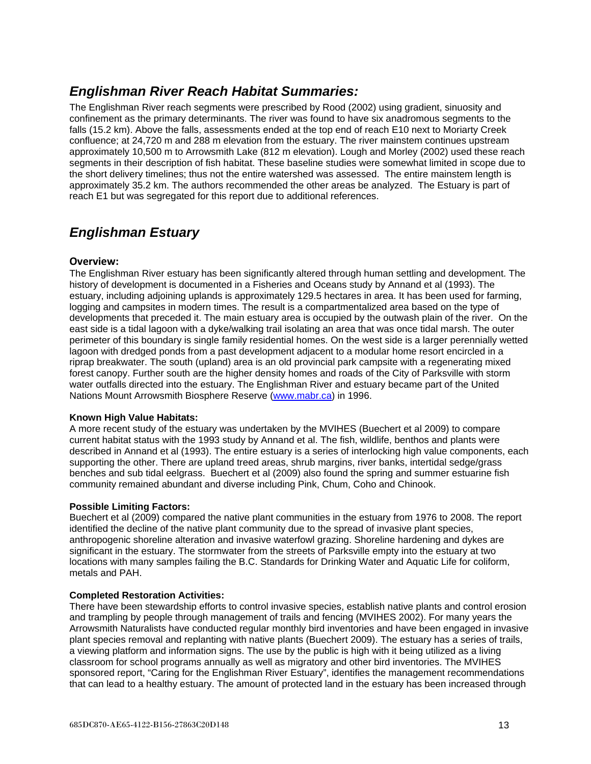## *Englishman River Reach Habitat Summaries:*

The Englishman River reach segments were prescribed by Rood (2002) using gradient, sinuosity and confinement as the primary determinants. The river was found to have six anadromous segments to the falls (15.2 km). Above the falls, assessments ended at the top end of reach E10 next to Moriarty Creek confluence; at 24,720 m and 288 m elevation from the estuary. The river mainstem continues upstream approximately 10,500 m to Arrowsmith Lake (812 m elevation). Lough and Morley (2002) used these reach segments in their description of fish habitat. These baseline studies were somewhat limited in scope due to the short delivery timelines; thus not the entire watershed was assessed. The entire mainstem length is approximately 35.2 km. The authors recommended the other areas be analyzed. The Estuary is part of reach E1 but was segregated for this report due to additional references.

## *Englishman Estuary*

### Overview:

The Englishman River estuary has been significantly altered through human settling and development. The history of development is documented in a Fisheries and Oceans study by Annand et al (1993). The estuary, including adjoining uplands is approximately 129.5 hectares in area. It has been used for farming, logging and campsites in modern times. The result is a compartmentalized area based on the type of developments that preceded it. The main estuary area is occupied by the outwash plain of the river. On the east side is a tidal lagoon with a dyke/walking trail isolating an area that was once tidal marsh. The outer perimeter of this boundary is single family residential homes. On the west side is a larger perennially wetted lagoon with dredged ponds from a past development adjacent to a modular home resort encircled in a riprap breakwater. The south (upland) area is an old provincial park campsite with a regenerating mixed forest canopy. Further south are the higher density homes and roads of the City of Parksville with storm water outfalls directed into the estuary. The Englishman River and estuary became part of the United Nations Mount Arrowsmith Biosphere Reserve ([www.mabr.ca](www.mabr.ca)) in 1996.

**Known High Value Habitats:**

A more recent study of the estuary was undertaken by the MVIHES (Buechert et al 2009) to compare current habitat status with the 1993 study by Annand et al. The fish, wildlife, benthos and plants were described in Annand et al (1993). The entire estuary is a series of interlocking high value components, each supporting the other. There are upland treed areas, shrub margins, river banks, intertidal sedge/grass benches and sub tidal eelgrass. Buechert et al (2009) also found the spring and summer estuarine fish community remained abundant and diverse including Pink, Chum, Coho and Chinook.

**Possible Limiting Factors:**

Buechert et al (2009) compared the native plant communities in the estuary from 1976 to 2008. The report identified the decline of the native plant community due to the spread of invasive plant species, anthropogenic shoreline alteration and invasive waterfowl grazing. Shoreline hardening and dykes are significant in the estuary. The stormwater from the streets of Parksville empty into the estuary at two locations with many samples failing the B.C. Standards for Drinking Water and Aquatic Life for coliform, metals and PAH.

**Completed Restoration Activities:**

There have been stewardship efforts to control invasive species, establish native plants and control erosion and trampling by people through management of trails and fencing (MVIHES 2002). For many years the Arrowsmith Naturalists have conducted regular monthly bird inventories and have been engaged in invasive plant species removal and replanting with native plants (Buechert 2009). The estuary has a series of trails, a viewing platform and information signs. The use by the public is high with it being utilized as a living classroom for school programs annually as well as migratory and other bird inventories. The MVIHES sponsored report, "Caring for the Englishman River Estuary", identifies the management recommendations that can lead to a healthy estuary. The amount of protected land in the estuary has been increased through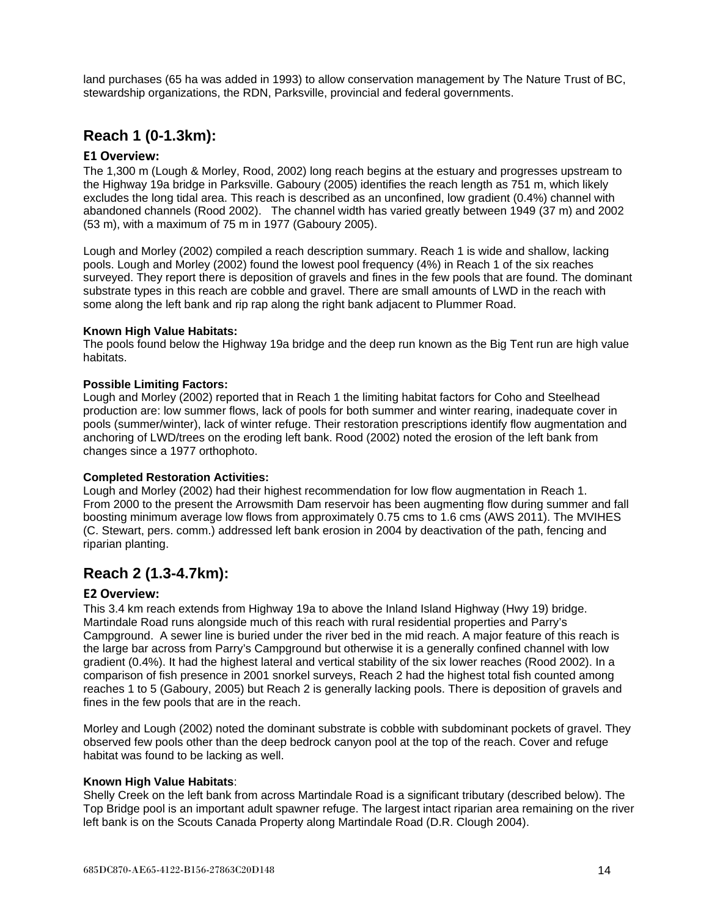land purchases (65 ha was added in 1993) to allow conservation management by The Nature Trust of BC, stewardship organizations, the RDN, Parksville, provincial and federal governments.

## Reach 1 (0-1.3km):

### E1 Overview:

The 1,300 m (Lough & Morley, Rood, 2002) long reach begins at the estuary and progresses upstream to the Highway 19a bridge in Parksville. Gaboury (2005) identifies the reach length as 751 m, which likely excludes the long tidal area. This reach is described as an unconfined, low gradient (0.4%) channel with abandoned channels (Rood 2002). The channel width has varied greatly between 1949 (37 m) and 2002 (53 m), with a maximum of 75 m in 1977 (Gaboury 2005).

Lough and Morley (2002) compiled a reach description summary. Reach 1 is wide and shallow, lacking pools. Lough and Morley (2002) found the lowest pool frequency (4%) in Reach 1 of the six reaches surveyed. They report there is deposition of gravels and fines in the few pools that are found. The dominant substrate types in this reach are cobble and gravel. There are small amounts of LWD in the reach with some along the left bank and rip rap along the right bank adjacent to Plummer Road.

**Known High Value Habitats:**

The pools found below the Highway 19a bridge and the deep run known as the Big Tent run are high value habitats.

**Possible Limiting Factors:**

Lough and Morley (2002) reported that in Reach 1 the limiting habitat factors for Coho and Steelhead production are: low summer flows, lack of pools for both summer and winter rearing, inadequate cover in pools (summer/winter), lack of winter refuge. Their restoration prescriptions identify flow augmentation and anchoring of LWD/trees on the eroding left bank. Rood (2002) noted the erosion of the left bank from changes since a 1977 orthophoto.

**Completed Restoration Activities:**

Lough and Morley (2002) had their highest recommendation for low flow augmentation in Reach 1. From 2000 to the present the Arrowsmith Dam reservoir has been augmenting flow during summer and fall boosting minimum average low flows from approximately 0.75 cms to 1.6 cms (AWS 2011). The MVIHES (C. Stewart, pers. comm.) addressed left bank erosion in 2004 by deactivation of the path, fencing and riparian planting.

## Reach 2 (1.3-4.7km):

### E2 Overview:

This 3.4 km reach extends from Highway 19a to above the Inland Island Highway (Hwy 19) bridge. Martindale Road runs alongside much of this reach with rural residential properties and Parry's Campground. A sewer line is buried under the river bed in the mid reach. A major feature of this reach is the large bar across from Parry's Campground but otherwise it is a generally confined channel with low gradient (0.4%). It had the highest lateral and vertical stability of the six lower reaches (Rood 2002). In a comparison of fish presence in 2001 snorkel surveys, Reach 2 had the highest total fish counted among reaches 1 to 5 (Gaboury, 2005) but Reach 2 is generally lacking pools. There is deposition of gravels and fines in the few pools that are in the reach.

Morley and Lough (2002) noted the dominant substrate is cobble with subdominant pockets of gravel. They observed few pools other than the deep bedrock canyon pool at the top of the reach. Cover and refuge habitat was found to be lacking as well.

**Known High Value Habitats**:

Shelly Creek on the left bank from across Martindale Road is a significant tributary (described below). The Top Bridge pool is an important adult spawner refuge. The largest intact riparian area remaining on the river left bank is on the Scouts Canada Property along Martindale Road (D.R. Clough 2004).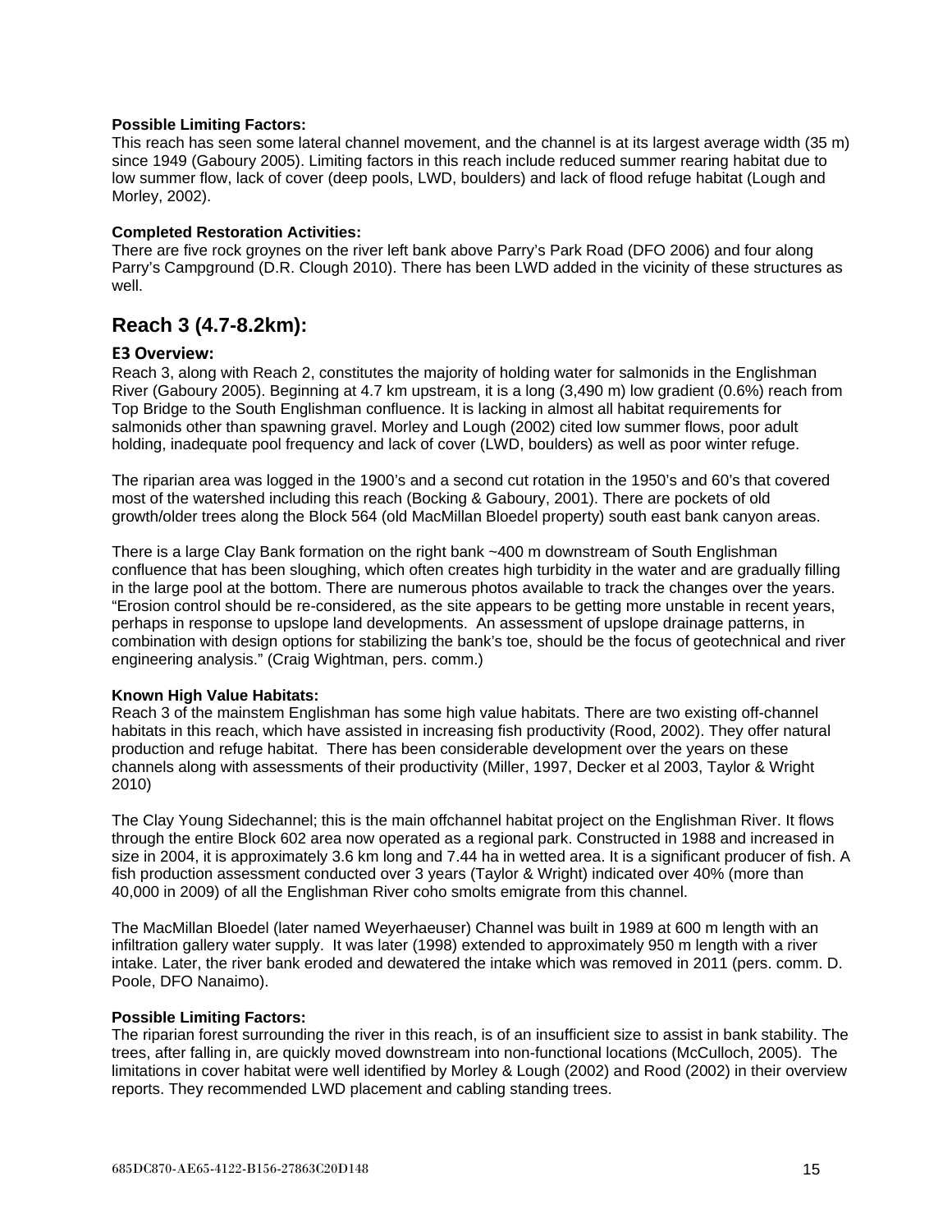**Possible Limiting Factors:**

This reach has seen some lateral channel movement, and the channel is at its largest average width (35 m) since 1949 (Gaboury 2005). Limiting factors in this reach include reduced summer rearing habitat due to low summer flow, lack of cover (deep pools, LWD, boulders) and lack of flood refuge habitat (Lough and Morley, 2002).

**Completed Restoration Activities:**

There are five rock groynes on the river left bank above Parry's Park Road (DFO 2006) and four along Parry's Campground (D.R. Clough 2010). There has been LWD added in the vicinity of these structures as well.

## Reach 3 (4.7-8.2km):

### E3 Overview:

Reach 3, along with Reach 2, constitutes the majority of holding water for salmonids in the Englishman River (Gaboury 2005). Beginning at 4.7 km upstream, it is a long (3,490 m) low gradient (0.6%) reach from Top Bridge to the South Englishman confluence. It is lacking in almost all habitat requirements for salmonids other than spawning gravel. Morley and Lough (2002) cited low summer flows, poor adult holding, inadequate pool frequency and lack of cover (LWD, boulders) as well as poor winter refuge.

The riparian area was logged in the 1900's and a second cut rotation in the 1950's and 60's that covered most of the watershed including this reach (Bocking & Gaboury, 2001). There are pockets of old growth/older trees along the Block 564 (old MacMillan Bloedel property) south east bank canyon areas.

There is a large Clay Bank formation on the right bank ~400 m downstream of South Englishman confluence that has been sloughing, which often creates high turbidity in the water and are gradually filling in the large pool at the bottom. There are numerous photos available to track the changes over the years. "Erosion control should be re-considered, as the site appears to be getting more unstable in recent years, perhaps in response to upslope land developments. An assessment of upslope drainage patterns, in combination with design options for stabilizing the bank's toe, should be the focus of geotechnical and river engineering analysis." (Craig Wightman, pers. comm.)

**Known High Value Habitats:**

Reach 3 of the mainstem Englishman has some high value habitats. There are two existing off-channel habitats in this reach, which have assisted in increasing fish productivity (Rood, 2002). They offer natural production and refuge habitat. There has been considerable development over the years on these channels along with assessments of their productivity (Miller, 1997, Decker et al 2003, Taylor & Wright 2010)

The Clay Young Sidechannel; this is the main offchannel habitat project on the Englishman River. It flows through the entire Block 602 area now operated as a regional park. Constructed in 1988 and increased in size in 2004, it is approximately 3.6 km long and 7.44 ha in wetted area. It is a significant producer of fish. A fish production assessment conducted over 3 years (Taylor & Wright) indicated over 40% (more than 40,000 in 2009) of all the Englishman River coho smolts emigrate from this channel.

The MacMillan Bloedel (later named Weyerhaeuser) Channel was built in 1989 at 600 m length with an infiltration gallery water supply. It was later (1998) extended to approximately 950 m length with a river intake. Later, the river bank eroded and dewatered the intake which was removed in 2011 (pers. comm. D. Poole, DFO Nanaimo).

**Possible Limiting Factors:**

The riparian forest surrounding the river in this reach, is of an insufficient size to assist in bank stability. The trees, after falling in, are quickly moved downstream into non-functional locations (McCulloch, 2005). The limitations in cover habitat were well identified by Morley & Lough (2002) and Rood (2002) in their overview reports. They recommended LWD placement and cabling standing trees.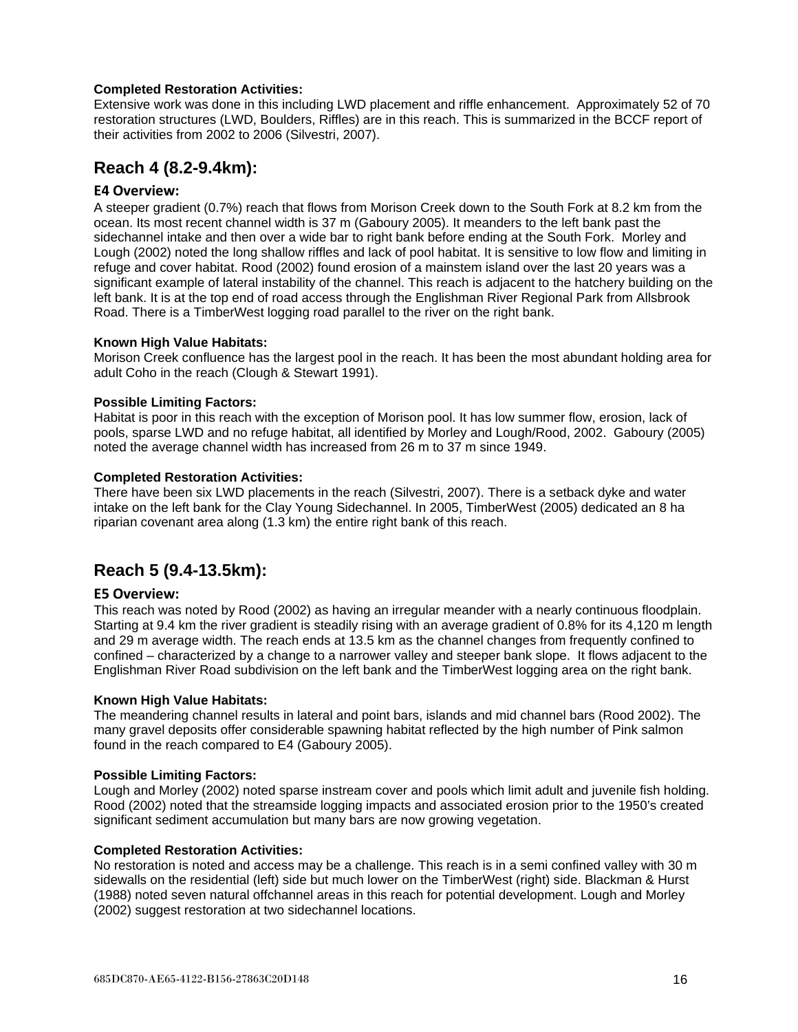**Completed Restoration Activities:**

Extensive work was done in this including LWD placement and riffle enhancement. Approximately 52 of 70 restoration structures (LWD, Boulders, Riffles) are in this reach. This is summarized in the BCCF report of their activities from 2002 to 2006 (Silvestri, 2007).

## Reach 4 (8.2-9.4km):

### E4 Overview:

A steeper gradient (0.7%) reach that flows from Morison Creek down to the South Fork at 8.2 km from the ocean. Its most recent channel width is 37 m (Gaboury 2005). It meanders to the left bank past the sidechannel intake and then over a wide bar to right bank before ending at the South Fork. Morley and Lough (2002) noted the long shallow riffles and lack of pool habitat. It is sensitive to low flow and limiting in refuge and cover habitat. Rood (2002) found erosion of a mainstem island over the last 20 years was a significant example of lateral instability of the channel. This reach is adjacent to the hatchery building on the left bank. It is at the top end of road access through the Englishman River Regional Park from Allsbrook Road. There is a TimberWest logging road parallel to the river on the right bank.

**Known High Value Habitats:**

Morison Creek confluence has the largest pool in the reach. It has been the most abundant holding area for adult Coho in the reach (Clough & Stewart 1991).

**Possible Limiting Factors:**

Habitat is poor in this reach with the exception of Morison pool. It has low summer flow, erosion, lack of pools, sparse LWD and no refuge habitat, all identified by Morley and Lough/Rood, 2002. Gaboury (2005) noted the average channel width has increased from 26 m to 37 m since 1949.

**Completed Restoration Activities:**

There have been six LWD placements in the reach (Silvestri, 2007). There is a setback dyke and water intake on the left bank for the Clay Young Sidechannel. In 2005, TimberWest (2005) dedicated an 8 ha riparian covenant area along (1.3 km) the entire right bank of this reach.

## Reach 5 (9.4-13.5km):

### E5 Overview:

This reach was noted by Rood (2002) as having an irregular meander with a nearly continuous floodplain. Starting at 9.4 km the river gradient is steadily rising with an average gradient of 0.8% for its 4,120 m length and 29 m average width. The reach ends at 13.5 km as the channel changes from frequently confined to confined – characterized by a change to a narrower valley and steeper bank slope. It flows adjacent to the Englishman River Road subdivision on the left bank and the TimberWest logging area on the right bank.

**Known High Value Habitats:**

The meandering channel results in lateral and point bars, islands and mid channel bars (Rood 2002). The many gravel deposits offer considerable spawning habitat reflected by the high number of Pink salmon found in the reach compared to E4 (Gaboury 2005).

**Possible Limiting Factors:**

Lough and Morley (2002) noted sparse instream cover and pools which limit adult and juvenile fish holding. Rood (2002) noted that the streamside logging impacts and associated erosion prior to the 1950's created significant sediment accumulation but many bars are now growing vegetation.

**Completed Restoration Activities:**

No restoration is noted and access may be a challenge. This reach is in a semi confined valley with 30 m sidewalls on the residential (left) side but much lower on the TimberWest (right) side. Blackman & Hurst (1988) noted seven natural offchannel areas in this reach for potential development. Lough and Morley (2002) suggest restoration at two sidechannel locations.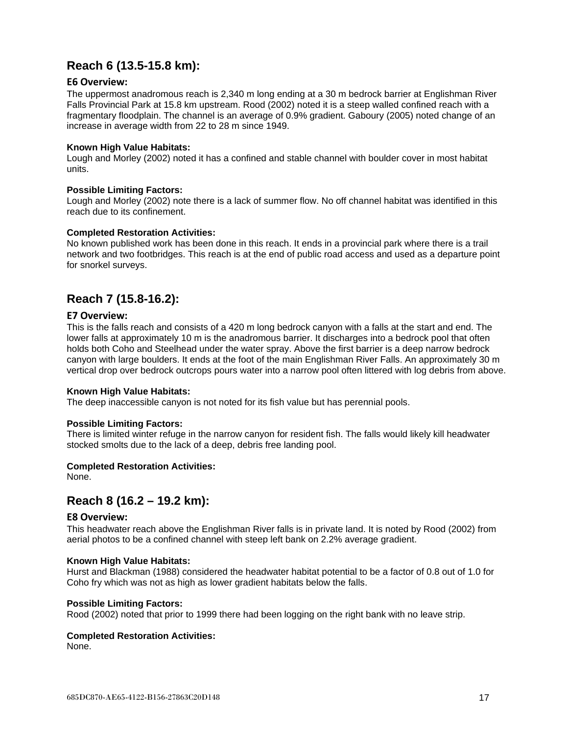## Reach 6 (13.5-15.8 km):

### E6 Overview:

The uppermost anadromous reach is 2,340 m long ending at a 30 m bedrock barrier at Englishman River Falls Provincial Park at 15.8 km upstream. Rood (2002) noted it is a steep walled confined reach with a fragmentary floodplain. The channel is an average of 0.9% gradient. Gaboury (2005) noted change of an increase in average width from 22 to 28 m since 1949.

**Known High Value Habitats:**

Lough and Morley (2002) noted it has a confined and stable channel with boulder cover in most habitat units.

**Possible Limiting Factors:**

Lough and Morley (2002) note there is a lack of summer flow. No off channel habitat was identified in this reach due to its confinement.

**Completed Restoration Activities:**

No known published work has been done in this reach. It ends in a provincial park where there is a trail network and two footbridges. This reach is at the end of public road access and used as a departure point for snorkel surveys.

## Reach 7 (15.8-16.2):

### E7 Overview:

This is the falls reach and consists of a 420 m long bedrock canyon with a falls at the start and end. The lower falls at approximately 10 m is the anadromous barrier. It discharges into a bedrock pool that often holds both Coho and Steelhead under the water spray. Above the first barrier is a deep narrow bedrock canyon with large boulders. It ends at the foot of the main Englishman River Falls. An approximately 30 m vertical drop over bedrock outcrops pours water into a narrow pool often littered with log debris from above.

**Known High Value Habitats:**

The deep inaccessible canyon is not noted for its fish value but has perennial pools.

**Possible Limiting Factors:**

There is limited winter refuge in the narrow canyon for resident fish. The falls would likely kill headwater stocked smolts due to the lack of a deep, debris free landing pool.

**Completed Restoration Activities:**

None.

## Reach 8 (16.2 – 19.2 km):

### E8 Overview:

This headwater reach above the Englishman River falls is in private land. It is noted by Rood (2002) from aerial photos to be a confined channel with steep left bank on 2.2% average gradient.

**Known High Value Habitats:**

Hurst and Blackman (1988) considered the headwater habitat potential to be a factor of 0.8 out of 1.0 for Coho fry which was not as high as lower gradient habitats below the falls.

**Possible Limiting Factors:**

Rood (2002) noted that prior to 1999 there had been logging on the right bank with no leave strip.

**Completed Restoration Activities:**

None.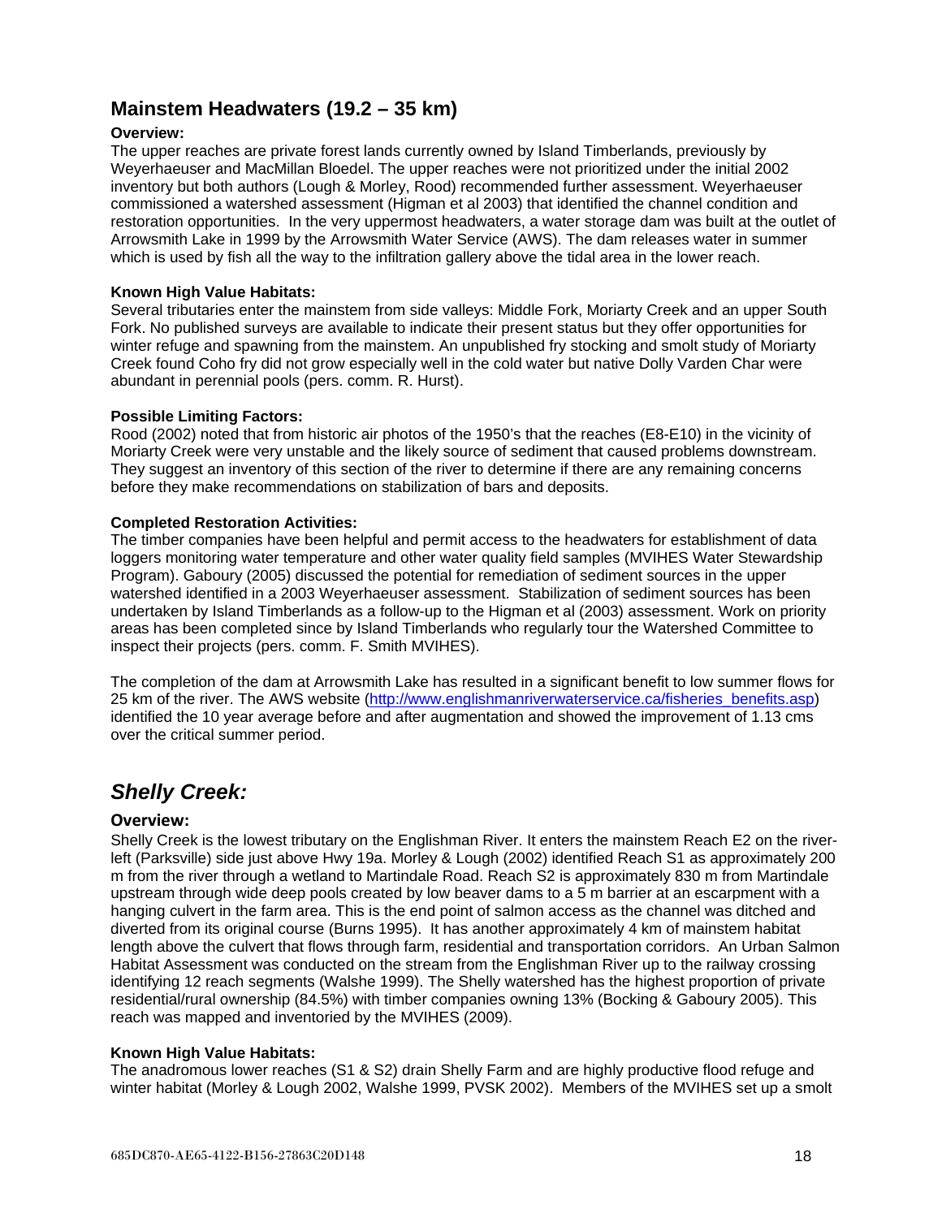## Mainstem Headwaters (19.2 – 35 km)

**Overview:**

The upper reaches are private forest lands currently owned by Island Timberlands, previously by Weyerhaeuser and MacMillan Bloedel. The upper reaches were not prioritized under the initial 2002 inventory but both authors (Lough & Morley, Rood) recommended further assessment. Weyerhaeuser commissioned a watershed assessment (Higman et al 2003) that identified the channel condition and restoration opportunities. In the very uppermost headwaters, a water storage dam was built at the outlet of Arrowsmith Lake in 1999 by the Arrowsmith Water Service (AWS). The dam releases water in summer which is used by fish all the way to the infiltration gallery above the tidal area in the lower reach.

**Known High Value Habitats:**

Several tributaries enter the mainstem from side valleys: Middle Fork, Moriarty Creek and an upper South Fork. No published surveys are available to indicate their present status but they offer opportunities for winter refuge and spawning from the mainstem. An unpublished fry stocking and smolt study of Moriarty Creek found Coho fry did not grow especially well in the cold water but native Dolly Varden Char were abundant in perennial pools (pers. comm. R. Hurst).

**Possible Limiting Factors:**

Rood (2002) noted that from historic air photos of the 1950's that the reaches (E8-E10) in the vicinity of Moriarty Creek were very unstable and the likely source of sediment that caused problems downstream. They suggest an inventory of this section of the river to determine if there are any remaining concerns before they make recommendations on stabilization of bars and deposits.

**Completed Restoration Activities:**

The timber companies have been helpful and permit access to the headwaters for establishment of data loggers monitoring water temperature and other water quality field samples (MVIHES Water Stewardship Program). Gaboury (2005) discussed the potential for remediation of sediment sources in the upper watershed identified in a 2003 Weyerhaeuser assessment. Stabilization of sediment sources has been undertaken by Island Timberlands as a follow-up to the Higman et al (2003) assessment. Work on priority areas has been completed since by Island Timberlands who regularly tour the Watershed Committee to inspect their projects (pers. comm. F. Smith MVIHES).

The completion of the dam at Arrowsmith Lake has resulted in a significant benefit to low summer flows for 25 km of the river. The AWS website (http://www.englishmanriverwaterservice.ca/fisheries_benefits.asp) identified the 10 year average before and after augmentation and showed the improvement of 1.13 cms over the critical summer period.

## *Shelly Creek:*

### Overview:

Shelly Creek is the lowest tributary on the Englishman River. It enters the mainstem Reach E2 on the river-left (Parksville) side just above Hwy 19a. Morley & Lough (2002) identified Reach S1 as approximately 200 m from the river through a wetland to Martindale Road. Reach S2 is approximately 830 m from Martindale upstream through wide deep pools created by low beaver dams to a 5 m barrier at an escarpment with a hanging culvert in the farm area. This is the end point of salmon access as the channel was ditched and diverted from its original course (Burns 1995). It has another approximately 4 km of mainstem habitat length above the culvert that flows through farm, residential and transportation corridors. An Urban Salmon Habitat Assessment was conducted on the stream from the Englishman River up to the railway crossing identifying 12 reach segments (Walshe 1999). The Shelly watershed has the highest proportion of private residential/rural ownership (84.5%) with timber companies owning 13% (Bocking & Gaboury 2005). This reach was mapped and inventoried by the MVIHES (2009).

**Known High Value Habitats:**

The anadromous lower reaches (S1 & S2) drain Shelly Farm and are highly productive flood refuge and winter habitat (Morley & Lough 2002, Walshe 1999, PVSK 2002). Members of the MVIHES set up a smolt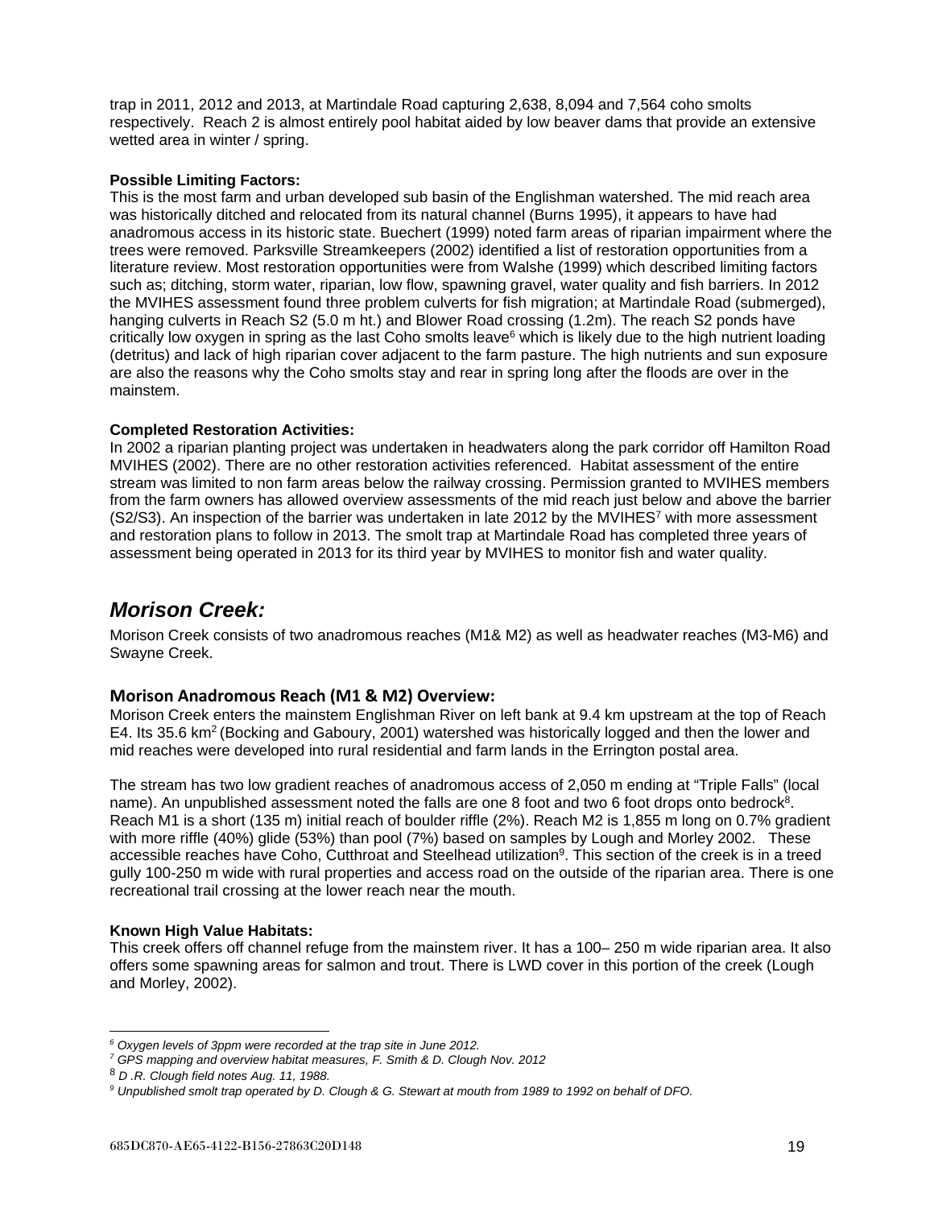trap in 2011, 2012 and 2013, at Martindale Road capturing 2,638, 8,094 and 7,564 coho smolts respectively. Reach 2 is almost entirely pool habitat aided by low beaver dams that provide an extensive wetted area in winter / spring.

**Possible Limiting Factors:**

This is the most farm and urban developed sub basin of the Englishman watershed. The mid reach area was historically ditched and relocated from its natural channel (Burns 1995), it appears to have had anadromous access in its historic state. Buechert (1999) noted farm areas of riparian impairment where the trees were removed. Parksville Streamkeepers (2002) identified a list of restoration opportunities from a literature review. Most restoration opportunities were from Walshe (1999) which described limiting factors such as; ditching, storm water, riparian, low flow, spawning gravel, water quality and fish barriers. In 2012 the MVIHES assessment found three problem culverts for fish migration; at Martindale Road (submerged), hanging culverts in Reach S2 (5.0 m ht.) and Blower Road crossing (1.2m). The reach S2 ponds have critically low oxygen in spring as the last Coho smolts leave[6] which is likely due to the high nutrient loading (detritus) and lack of high riparian cover adjacent to the farm pasture. The high nutrients and sun exposure are also the reasons why the Coho smolts stay and rear in spring long after the floods are over in the mainstem.

**Completed Restoration Activities:**

In 2002 a riparian planting project was undertaken in headwaters along the park corridor off Hamilton Road MVIHES (2002). There are no other restoration activities referenced. Habitat assessment of the entire stream was limited to non farm areas below the railway crossing. Permission granted to MVIHES members from the farm owners has allowed overview assessments of the mid reach just below and above the barrier (S2/S3). An inspection of the barrier was undertaken in late 2012 by the MVIHES[7] with more assessment and restoration plans to follow in 2013. The smolt trap at Martindale Road has completed three years of assessment being operated in 2013 for its third year by MVIHES to monitor fish and water quality.

## *Morison Creek:*

Morison Creek consists of two anadromous reaches (M1& M2) as well as headwater reaches (M3-M6) and Swayne Creek.

### Morison Anadromous Reach (M1 & M2) Overview:

Morison Creek enters the mainstem Englishman River on left bank at 9.4 km upstream at the top of Reach E4. Its 35.6 km$^2$ (Bocking and Gaboury, 2001) watershed was historically logged and then the lower and mid reaches were developed into rural residential and farm lands in the Errington postal area.

The stream has two low gradient reaches of anadromous access of 2,050 m ending at "Triple Falls" (local name). An unpublished assessment noted the falls are one 8 foot and two 6 foot drops onto bedrock[8]. Reach M1 is a short (135 m) initial reach of boulder riffle (2%). Reach M2 is 1,855 m long on 0.7% gradient with more riffle (40%) glide (53%) than pool (7%) based on samples by Lough and Morley 2002. These accessible reaches have Coho, Cutthroat and Steelhead utilization[9]. This section of the creek is in a treed gully 100-250 m wide with rural properties and access road on the outside of the riparian area. There is one recreational trail crossing at the lower reach near the mouth.

**Known High Value Habitats:**

This creek offers off channel refuge from the mainstem river. It has a 100– 250 m wide riparian area. It also offers some spawning areas for salmon and trout. There is LWD cover in this portion of the creek (Lough and Morley, 2002).

---

*[6] Oxygen levels of 3ppm were recorded at the trap site in June 2012.*

*[7] GPS mapping and overview habitat measures, F. Smith & D. Clough Nov. 2012*

*[8] D .R. Clough field notes Aug. 11, 1988.*

*[9] Unpublished smolt trap operated by D. Clough & G. Stewart at mouth from 1989 to 1992 on behalf of DFO.*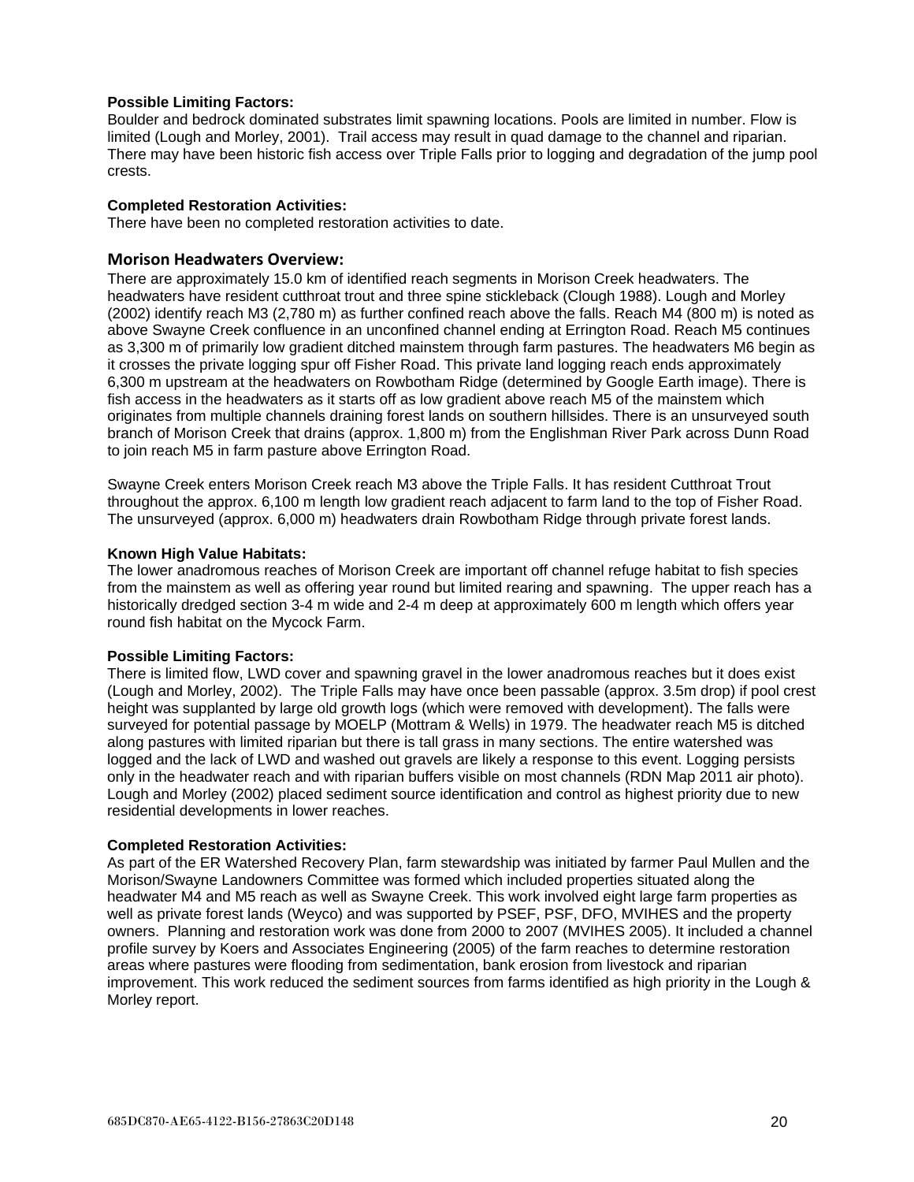**Possible Limiting Factors:**
Boulder and bedrock dominated substrates limit spawning locations. Pools are limited in number. Flow is limited (Lough and Morley, 2001). Trail access may result in quad damage to the channel and riparian. There may have been historic fish access over Triple Falls prior to logging and degradation of the jump pool crests.

**Completed Restoration Activities:**
There have been no completed restoration activities to date.

## Morison Headwaters Overview:

There are approximately 15.0 km of identified reach segments in Morison Creek headwaters. The headwaters have resident cutthroat trout and three spine stickleback (Clough 1988). Lough and Morley (2002) identify reach M3 (2,780 m) as further confined reach above the falls. Reach M4 (800 m) is noted as above Swayne Creek confluence in an unconfined channel ending at Errington Road. Reach M5 continues as 3,300 m of primarily low gradient ditched mainstem through farm pastures. The headwaters M6 begin as it crosses the private logging spur off Fisher Road. This private land logging reach ends approximately 6,300 m upstream at the headwaters on Rowbotham Ridge (determined by Google Earth image). There is fish access in the headwaters as it starts off as low gradient above reach M5 of the mainstem which originates from multiple channels draining forest lands on southern hillsides. There is an unsurveyed south branch of Morison Creek that drains (approx. 1,800 m) from the Englishman River Park across Dunn Road to join reach M5 in farm pasture above Errington Road.

Swayne Creek enters Morison Creek reach M3 above the Triple Falls. It has resident Cutthroat Trout throughout the approx. 6,100 m length low gradient reach adjacent to farm land to the top of Fisher Road. The unsurveyed (approx. 6,000 m) headwaters drain Rowbotham Ridge through private forest lands.

**Known High Value Habitats:**
The lower anadromous reaches of Morison Creek are important off channel refuge habitat to fish species from the mainstem as well as offering year round but limited rearing and spawning. The upper reach has a historically dredged section 3-4 m wide and 2-4 m deep at approximately 600 m length which offers year round fish habitat on the Mycock Farm.

**Possible Limiting Factors:**
There is limited flow, LWD cover and spawning gravel in the lower anadromous reaches but it does exist (Lough and Morley, 2002). The Triple Falls may have once been passable (approx. 3.5m drop) if pool crest height was supplanted by large old growth logs (which were removed with development). The falls were surveyed for potential passage by MOELP (Mottram & Wells) in 1979. The headwater reach M5 is ditched along pastures with limited riparian but there is tall grass in many sections. The entire watershed was logged and the lack of LWD and washed out gravels are likely a response to this event. Logging persists only in the headwater reach and with riparian buffers visible on most channels (RDN Map 2011 air photo). Lough and Morley (2002) placed sediment source identification and control as highest priority due to new residential developments in lower reaches.

**Completed Restoration Activities:**
As part of the ER Watershed Recovery Plan, farm stewardship was initiated by farmer Paul Mullen and the Morison/Swayne Landowners Committee was formed which included properties situated along the headwater M4 and M5 reach as well as Swayne Creek. This work involved eight large farm properties as well as private forest lands (Weyco) and was supported by PSEF, PSF, DFO, MVIHES and the property owners. Planning and restoration work was done from 2000 to 2007 (MVIHES 2005). It included a channel profile survey by Koers and Associates Engineering (2005) of the farm reaches to determine restoration areas where pastures were flooding from sedimentation, bank erosion from livestock and riparian improvement. This work reduced the sediment sources from farms identified as high priority in the Lough & Morley report.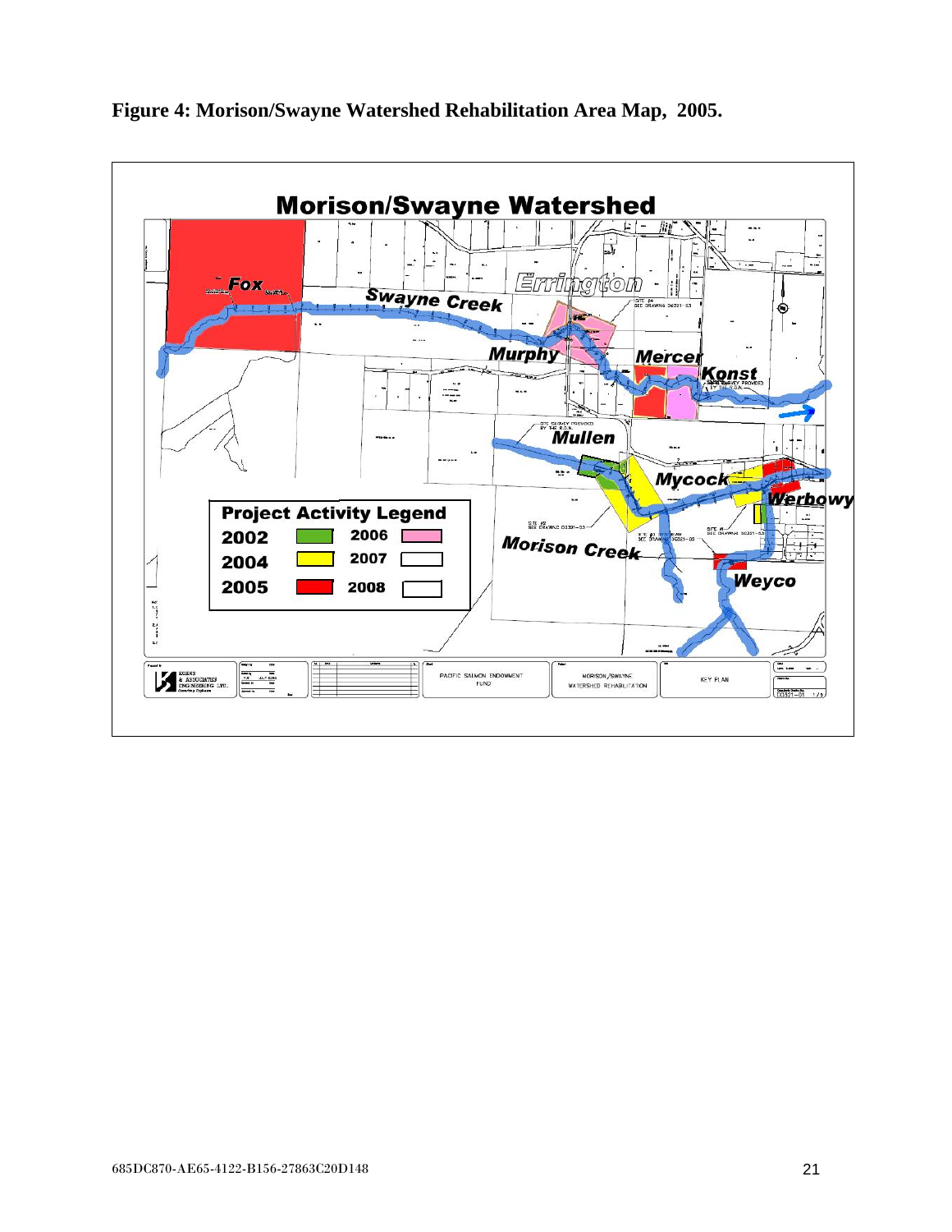**Figure 4: Morison/Swayne Watershed Rehabilitation Area Map, 2005.**

**Morison/Swayne Watershed**

Fox

Swayne Creek

Errington

Murphy

Mercer

Konst

Mullen

Mycock

Werbowy

Morison Creek

Weyco

**Project Activity Legend**

| Year | Colour | Year | Colour |
|---|---|---|---|
| 2002 | Green | 2006 | Pink |
| 2004 | Yellow | 2007 | (blank) |
| 2005 | Red | 2008 | (blank) |

KOSKS & ASSOCIATES ENGINEERING LTD. Consulting Engineers

PACIFIC SALMON ENDOWMENT FUND

MORISON/SWAYNE WATERSHED REHABILITATION

KEY PLAN

D0321-01 1/5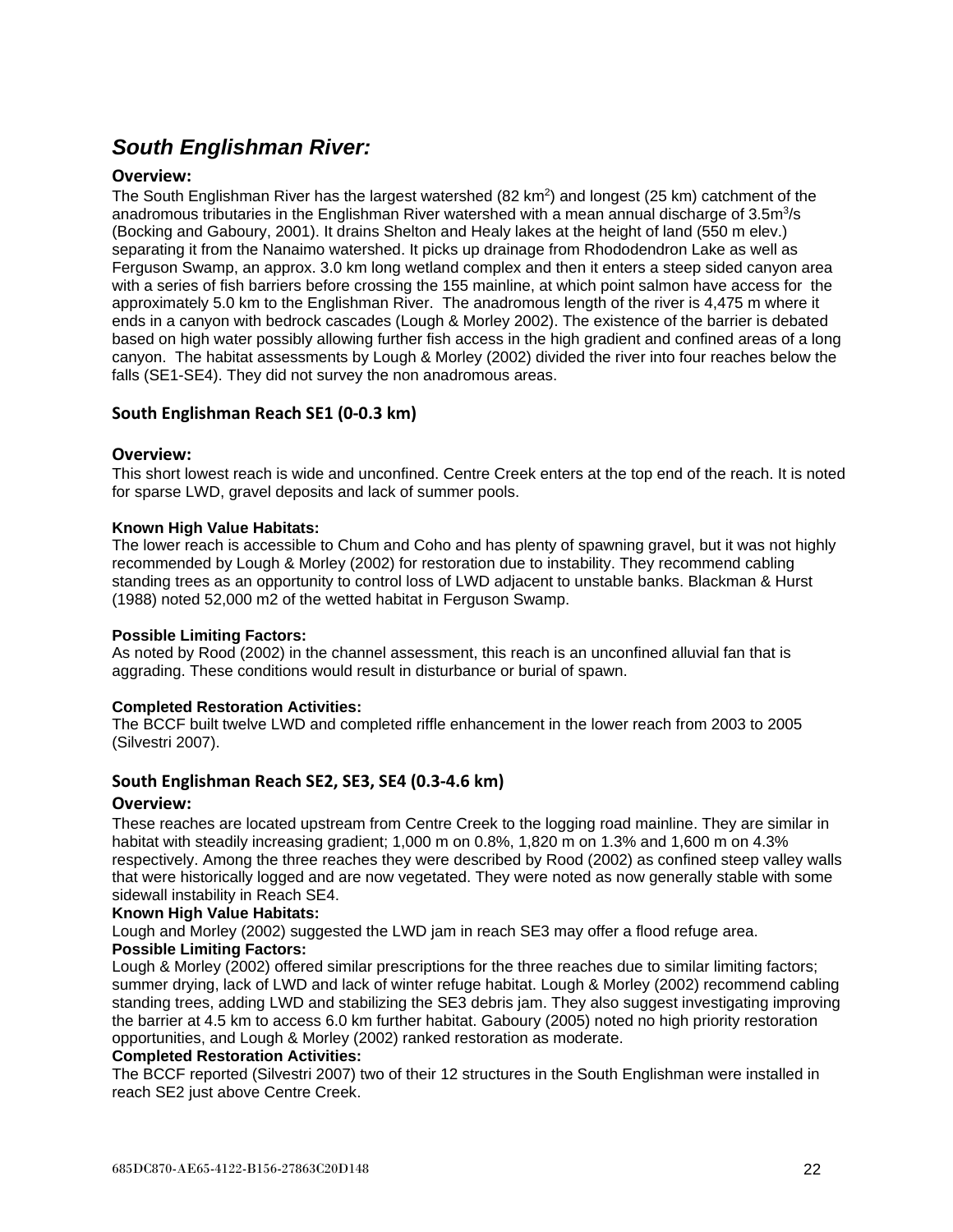## *South Englishman River:*

### Overview:

The South Englishman River has the largest watershed (82 $km^2$) and longest (25 km) catchment of the anadromous tributaries in the Englishman River watershed with a mean annual discharge of $3.5 m^3/s$ (Bocking and Gaboury, 2001). It drains Shelton and Healy lakes at the height of land (550 m elev.) separating it from the Nanaimo watershed. It picks up drainage from Rhododendron Lake as well as Ferguson Swamp, an approx. 3.0 km long wetland complex and then it enters a steep sided canyon area with a series of fish barriers before crossing the 155 mainline, at which point salmon have access for the approximately 5.0 km to the Englishman River. The anadromous length of the river is 4,475 m where it ends in a canyon with bedrock cascades (Lough & Morley 2002). The existence of the barrier is debated based on high water possibly allowing further fish access in the high gradient and confined areas of a long canyon. The habitat assessments by Lough & Morley (2002) divided the river into four reaches below the falls (SE1-SE4). They did not survey the non anadromous areas.

### South Englishman Reach SE1 (0-0.3 km)

### Overview:

This short lowest reach is wide and unconfined. Centre Creek enters at the top end of the reach. It is noted for sparse LWD, gravel deposits and lack of summer pools.

**Known High Value Habitats:**

The lower reach is accessible to Chum and Coho and has plenty of spawning gravel, but it was not highly recommended by Lough & Morley (2002) for restoration due to instability. They recommend cabling standing trees as an opportunity to control loss of LWD adjacent to unstable banks. Blackman & Hurst (1988) noted 52,000 m2 of the wetted habitat in Ferguson Swamp.

**Possible Limiting Factors:**

As noted by Rood (2002) in the channel assessment, this reach is an unconfined alluvial fan that is aggrading. These conditions would result in disturbance or burial of spawn.

**Completed Restoration Activities:**

The BCCF built twelve LWD and completed riffle enhancement in the lower reach from 2003 to 2005 (Silvestri 2007).

### South Englishman Reach SE2, SE3, SE4 (0.3-4.6 km)

### Overview:

These reaches are located upstream from Centre Creek to the logging road mainline. They are similar in habitat with steadily increasing gradient; 1,000 m on 0.8%, 1,820 m on 1.3% and 1,600 m on 4.3% respectively. Among the three reaches they were described by Rood (2002) as confined steep valley walls that were historically logged and are now vegetated. They were noted as now generally stable with some sidewall instability in Reach SE4.

**Known High Value Habitats:**

Lough and Morley (2002) suggested the LWD jam in reach SE3 may offer a flood refuge area.

**Possible Limiting Factors:**

Lough & Morley (2002) offered similar prescriptions for the three reaches due to similar limiting factors; summer drying, lack of LWD and lack of winter refuge habitat. Lough & Morley (2002) recommend cabling standing trees, adding LWD and stabilizing the SE3 debris jam. They also suggest investigating improving the barrier at 4.5 km to access 6.0 km further habitat. Gaboury (2005) noted no high priority restoration opportunities, and Lough & Morley (2002) ranked restoration as moderate.

**Completed Restoration Activities:**

The BCCF reported (Silvestri 2007) two of their 12 structures in the South Englishman were installed in reach SE2 just above Centre Creek.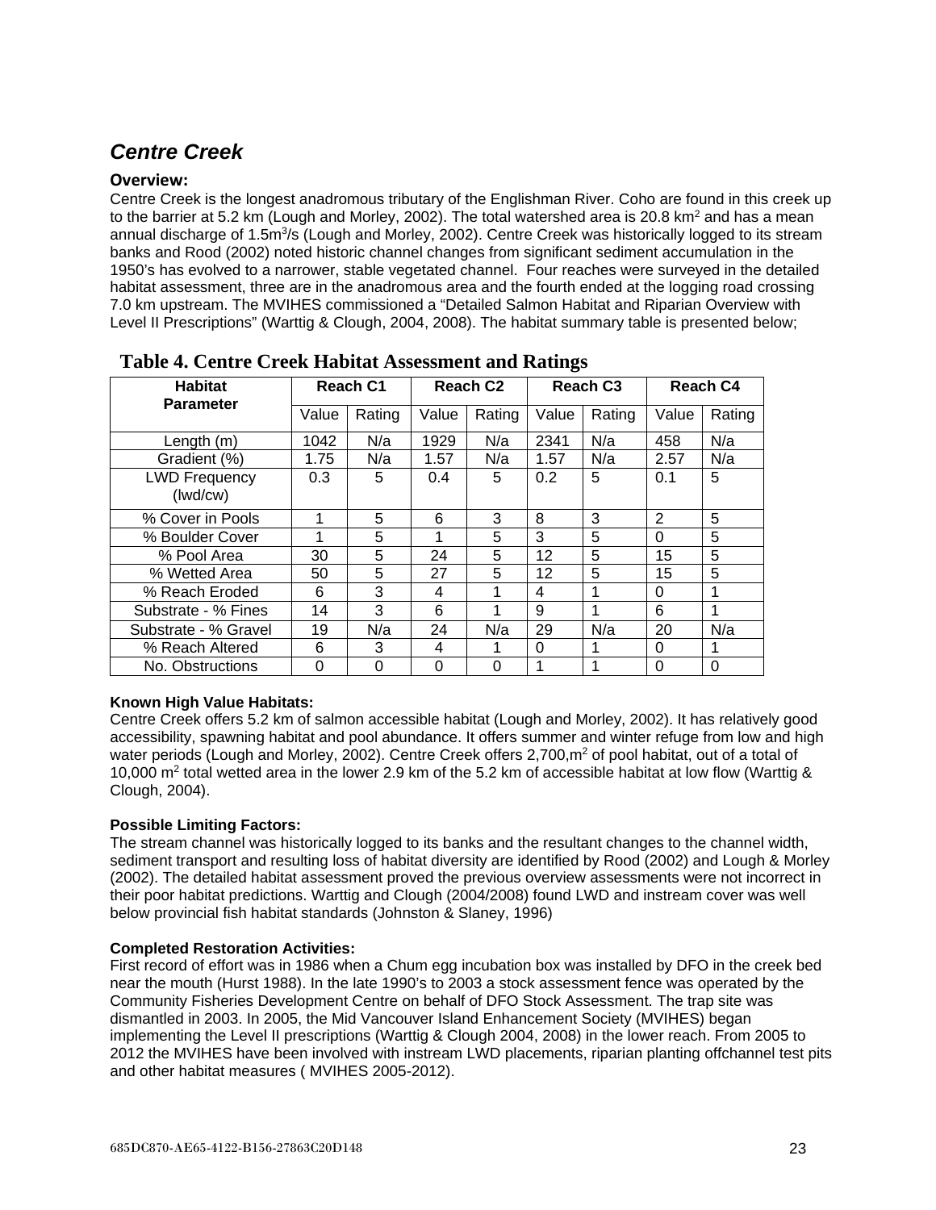## *Centre Creek*

### Overview:

Centre Creek is the longest anadromous tributary of the Englishman River. Coho are found in this creek up to the barrier at 5.2 km (Lough and Morley, 2002). The total watershed area is 20.8 $km^2$ and has a mean annual discharge of 1.5$m^3$/s (Lough and Morley, 2002). Centre Creek was historically logged to its stream banks and Rood (2002) noted historic channel changes from significant sediment accumulation in the 1950's has evolved to a narrower, stable vegetated channel. Four reaches were surveyed in the detailed habitat assessment, three are in the anadromous area and the fourth ended at the logging road crossing 7.0 km upstream. The MVIHES commissioned a "Detailed Salmon Habitat and Riparian Overview with Level II Prescriptions" (Warttig & Clough, 2004, 2008). The habitat summary table is presented below;

**Table 4. Centre Creek Habitat Assessment and Ratings**

| Habitat Parameter | Reach C1 | | Reach C2 | | Reach C3 | | Reach C4 | |
|---|---|---|---|---|---|---|---|---|
| | Value | Rating | Value | Rating | Value | Rating | Value | Rating |
| Length (m) | 1042 | N/a | 1929 | N/a | 2341 | N/a | 458 | N/a |
| Gradient (%) | 1.75 | N/a | 1.57 | N/a | 1.57 | N/a | 2.57 | N/a |
| LWD Frequency (lwd/cw) | 0.3 | 5 | 0.4 | 5 | 0.2 | 5 | 0.1 | 5 |
| % Cover in Pools | 1 | 5 | 6 | 3 | 8 | 3 | 2 | 5 |
| % Boulder Cover | 1 | 5 | 1 | 5 | 3 | 5 | 0 | 5 |
| % Pool Area | 30 | 5 | 24 | 5 | 12 | 5 | 15 | 5 |
| % Wetted Area | 50 | 5 | 27 | 5 | 12 | 5 | 15 | 5 |
| % Reach Eroded | 6 | 3 | 4 | 1 | 4 | 1 | 0 | 1 |
| Substrate - % Fines | 14 | 3 | 6 | 1 | 9 | 1 | 6 | 1 |
| Substrate - % Gravel | 19 | N/a | 24 | N/a | 29 | N/a | 20 | N/a |
| % Reach Altered | 6 | 3 | 4 | 1 | 0 | 1 | 0 | 1 |
| No. Obstructions | 0 | 0 | 0 | 0 | 1 | 1 | 0 | 0 |

**Known High Value Habitats:**

Centre Creek offers 5.2 km of salmon accessible habitat (Lough and Morley, 2002). It has relatively good accessibility, spawning habitat and pool abundance. It offers summer and winter refuge from low and high water periods (Lough and Morley, 2002). Centre Creek offers 2,700,$m^2$ of pool habitat, out of a total of 10,000 $m^2$ total wetted area in the lower 2.9 km of the 5.2 km of accessible habitat at low flow (Warttig & Clough, 2004).

**Possible Limiting Factors:**

The stream channel was historically logged to its banks and the resultant changes to the channel width, sediment transport and resulting loss of habitat diversity are identified by Rood (2002) and Lough & Morley (2002). The detailed habitat assessment proved the previous overview assessments were not incorrect in their poor habitat predictions. Warttig and Clough (2004/2008) found LWD and instream cover was well below provincial fish habitat standards (Johnston & Slaney, 1996)

**Completed Restoration Activities:**

First record of effort was in 1986 when a Chum egg incubation box was installed by DFO in the creek bed near the mouth (Hurst 1988). In the late 1990's to 2003 a stock assessment fence was operated by the Community Fisheries Development Centre on behalf of DFO Stock Assessment. The trap site was dismantled in 2003. In 2005, the Mid Vancouver Island Enhancement Society (MVIHES) began implementing the Level II prescriptions (Warttig & Clough 2004, 2008) in the lower reach. From 2005 to 2012 the MVIHES have been involved with instream LWD placements, riparian planting offchannel test pits and other habitat measures ( MVIHES 2005-2012).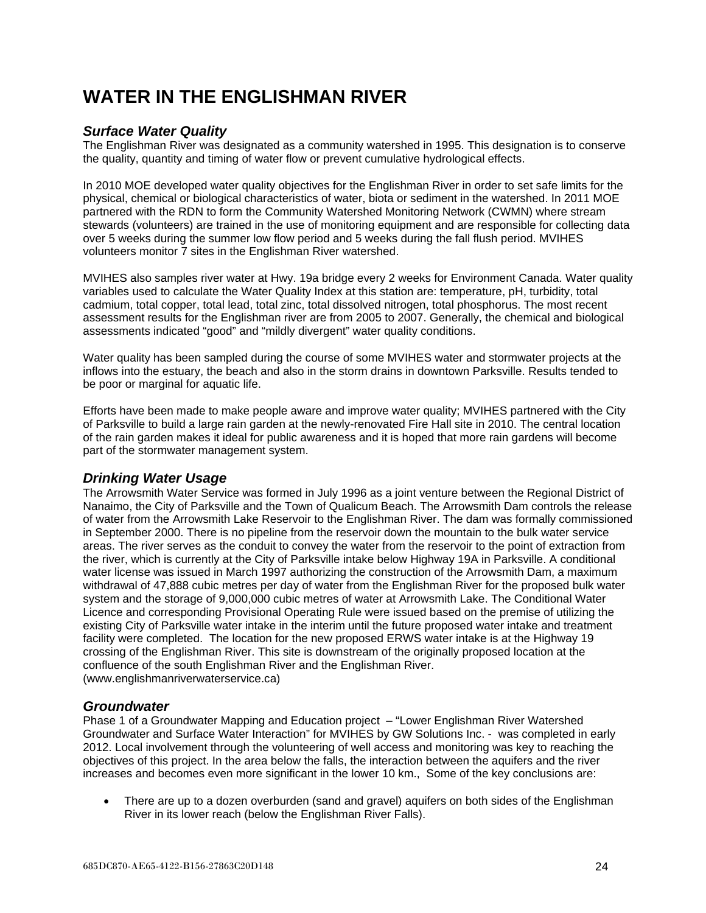# WATER IN THE ENGLISHMAN RIVER

## *Surface Water Quality*

The Englishman River was designated as a community watershed in 1995. This designation is to conserve the quality, quantity and timing of water flow or prevent cumulative hydrological effects.

In 2010 MOE developed water quality objectives for the Englishman River in order to set safe limits for the physical, chemical or biological characteristics of water, biota or sediment in the watershed. In 2011 MOE partnered with the RDN to form the Community Watershed Monitoring Network (CWMN) where stream stewards (volunteers) are trained in the use of monitoring equipment and are responsible for collecting data over 5 weeks during the summer low flow period and 5 weeks during the fall flush period. MVIHES volunteers monitor 7 sites in the Englishman River watershed.

MVIHES also samples river water at Hwy. 19a bridge every 2 weeks for Environment Canada. Water quality variables used to calculate the Water Quality Index at this station are: temperature, pH, turbidity, total cadmium, total copper, total lead, total zinc, total dissolved nitrogen, total phosphorus. The most recent assessment results for the Englishman river are from 2005 to 2007. Generally, the chemical and biological assessments indicated "good" and "mildly divergent" water quality conditions.

Water quality has been sampled during the course of some MVIHES water and stormwater projects at the inflows into the estuary, the beach and also in the storm drains in downtown Parksville. Results tended to be poor or marginal for aquatic life.

Efforts have been made to make people aware and improve water quality; MVIHES partnered with the City of Parksville to build a large rain garden at the newly-renovated Fire Hall site in 2010. The central location of the rain garden makes it ideal for public awareness and it is hoped that more rain gardens will become part of the stormwater management system.

## *Drinking Water Usage*

The Arrowsmith Water Service was formed in July 1996 as a joint venture between the Regional District of Nanaimo, the City of Parksville and the Town of Qualicum Beach. The Arrowsmith Dam controls the release of water from the Arrowsmith Lake Reservoir to the Englishman River. The dam was formally commissioned in September 2000. There is no pipeline from the reservoir down the mountain to the bulk water service areas. The river serves as the conduit to convey the water from the reservoir to the point of extraction from the river, which is currently at the City of Parksville intake below Highway 19A in Parksville. A conditional water license was issued in March 1997 authorizing the construction of the Arrowsmith Dam, a maximum withdrawal of 47,888 cubic metres per day of water from the Englishman River for the proposed bulk water system and the storage of 9,000,000 cubic metres of water at Arrowsmith Lake. The Conditional Water Licence and corresponding Provisional Operating Rule were issued based on the premise of utilizing the existing City of Parksville water intake in the interim until the future proposed water intake and treatment facility were completed. The location for the new proposed ERWS water intake is at the Highway 19 crossing of the Englishman River. This site is downstream of the originally proposed location at the confluence of the south Englishman River and the Englishman River.
(www.englishmanriverwaterservice.ca)

## *Groundwater*

Phase 1 of a Groundwater Mapping and Education project – "Lower Englishman River Watershed Groundwater and Surface Water Interaction" for MVIHES by GW Solutions Inc. - was completed in early 2012. Local involvement through the volunteering of well access and monitoring was key to reaching the objectives of this project. In the area below the falls, the interaction between the aquifers and the river increases and becomes even more significant in the lower 10 km., Some of the key conclusions are:

- There are up to a dozen overburden (sand and gravel) aquifers on both sides of the Englishman River in its lower reach (below the Englishman River Falls).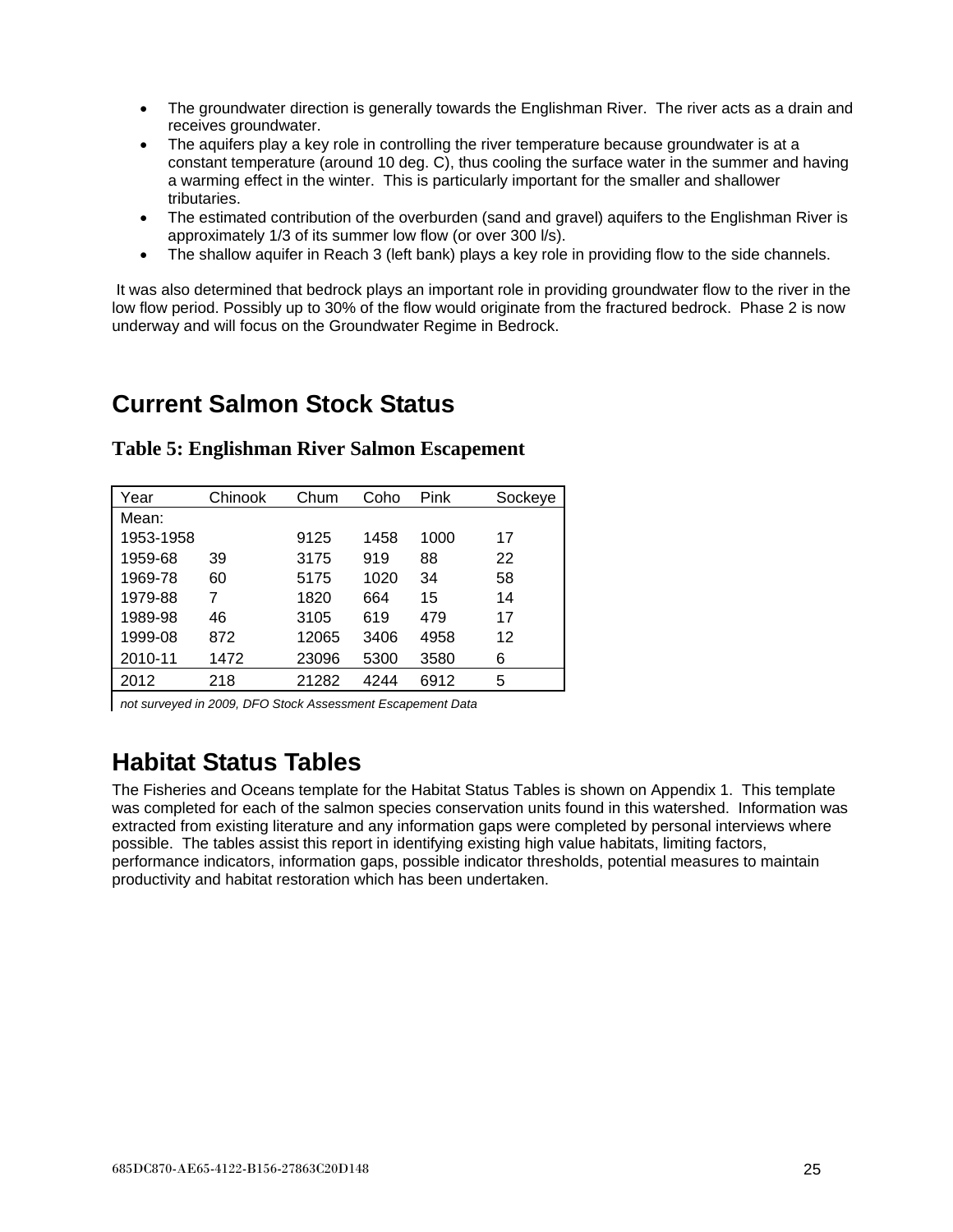- The groundwater direction is generally towards the Englishman River. The river acts as a drain and receives groundwater.
- The aquifers play a key role in controlling the river temperature because groundwater is at a constant temperature (around 10 deg. C), thus cooling the surface water in the summer and having a warming effect in the winter. This is particularly important for the smaller and shallower tributaries.
- The estimated contribution of the overburden (sand and gravel) aquifers to the Englishman River is approximately 1/3 of its summer low flow (or over 300 l/s).
- The shallow aquifer in Reach 3 (left bank) plays a key role in providing flow to the side channels.

It was also determined that bedrock plays an important role in providing groundwater flow to the river in the low flow period. Possibly up to 30% of the flow would originate from the fractured bedrock. Phase 2 is now underway and will focus on the Groundwater Regime in Bedrock.

# Current Salmon Stock Status

### Table 5: Englishman River Salmon Escapement

| Year | Chinook | Chum | Coho | Pink | Sockeye |
|---|---|---|---|---|---|
| Mean: | | | | | |
| 1953-1958 | | 9125 | 1458 | 1000 | 17 |
| 1959-68 | 39 | 3175 | 919 | 88 | 22 |
| 1969-78 | 60 | 5175 | 1020 | 34 | 58 |
| 1979-88 | 7 | 1820 | 664 | 15 | 14 |
| 1989-98 | 46 | 3105 | 619 | 479 | 17 |
| 1999-08 | 872 | 12065 | 3406 | 4958 | 12 |
| 2010-11 | 1472 | 23096 | 5300 | 3580 | 6 |
| 2012 | 218 | 21282 | 4244 | 6912 | 5 |

*not surveyed in 2009, DFO Stock Assessment Escapement Data*

# Habitat Status Tables

The Fisheries and Oceans template for the Habitat Status Tables is shown on Appendix 1. This template was completed for each of the salmon species conservation units found in this watershed. Information was extracted from existing literature and any information gaps were completed by personal interviews where possible. The tables assist this report in identifying existing high value habitats, limiting factors, performance indicators, information gaps, possible indicator thresholds, potential measures to maintain productivity and habitat restoration which has been undertaken.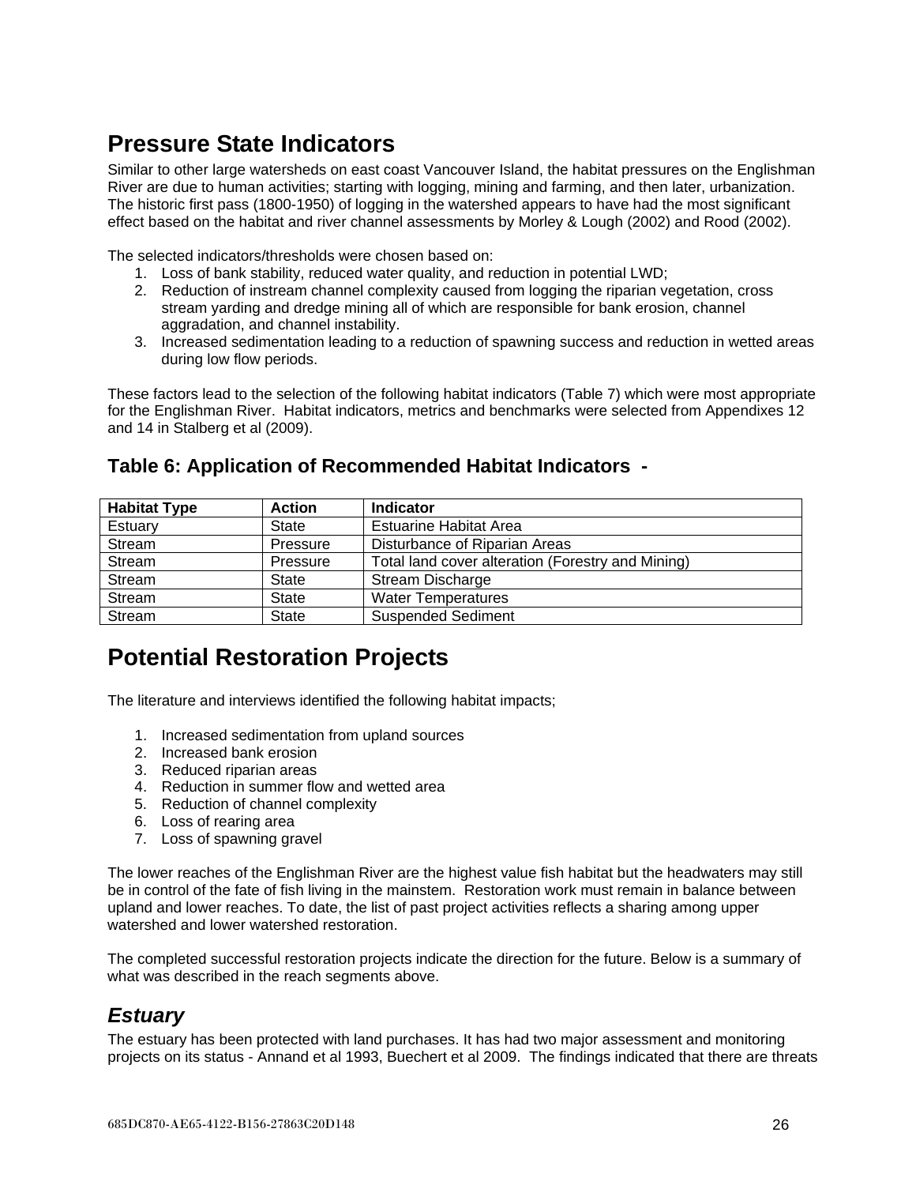## Pressure State Indicators

Similar to other large watersheds on east coast Vancouver Island, the habitat pressures on the Englishman River are due to human activities; starting with logging, mining and farming, and then later, urbanization. The historic first pass (1800-1950) of logging in the watershed appears to have had the most significant effect based on the habitat and river channel assessments by Morley & Lough (2002) and Rood (2002).

The selected indicators/thresholds were chosen based on:

1. Loss of bank stability, reduced water quality, and reduction in potential LWD;
2. Reduction of instream channel complexity caused from logging the riparian vegetation, cross stream yarding and dredge mining all of which are responsible for bank erosion, channel aggradation, and channel instability.
3. Increased sedimentation leading to a reduction of spawning success and reduction in wetted areas during low flow periods.

These factors lead to the selection of the following habitat indicators (Table 7) which were most appropriate for the Englishman River. Habitat indicators, metrics and benchmarks were selected from Appendixes 12 and 14 in Stalberg et al (2009).

### Table 6: Application of Recommended Habitat Indicators -

| Habitat Type | Action | Indicator |
|---|---|---|
| Estuary | State | Estuarine Habitat Area |
| Stream | Pressure | Disturbance of Riparian Areas |
| Stream | Pressure | Total land cover alteration (Forestry and Mining) |
| Stream | State | Stream Discharge |
| Stream | State | Water Temperatures |
| Stream | State | Suspended Sediment |

## Potential Restoration Projects

The literature and interviews identified the following habitat impacts;

1. Increased sedimentation from upland sources
2. Increased bank erosion
3. Reduced riparian areas
4. Reduction in summer flow and wetted area
5. Reduction of channel complexity
6. Loss of rearing area
7. Loss of spawning gravel

The lower reaches of the Englishman River are the highest value fish habitat but the headwaters may still be in control of the fate of fish living in the mainstem. Restoration work must remain in balance between upland and lower reaches. To date, the list of past project activities reflects a sharing among upper watershed and lower watershed restoration.

The completed successful restoration projects indicate the direction for the future. Below is a summary of what was described in the reach segments above.

### *Estuary*

The estuary has been protected with land purchases. It has had two major assessment and monitoring projects on its status - Annand et al 1993, Buechert et al 2009. The findings indicated that there are threats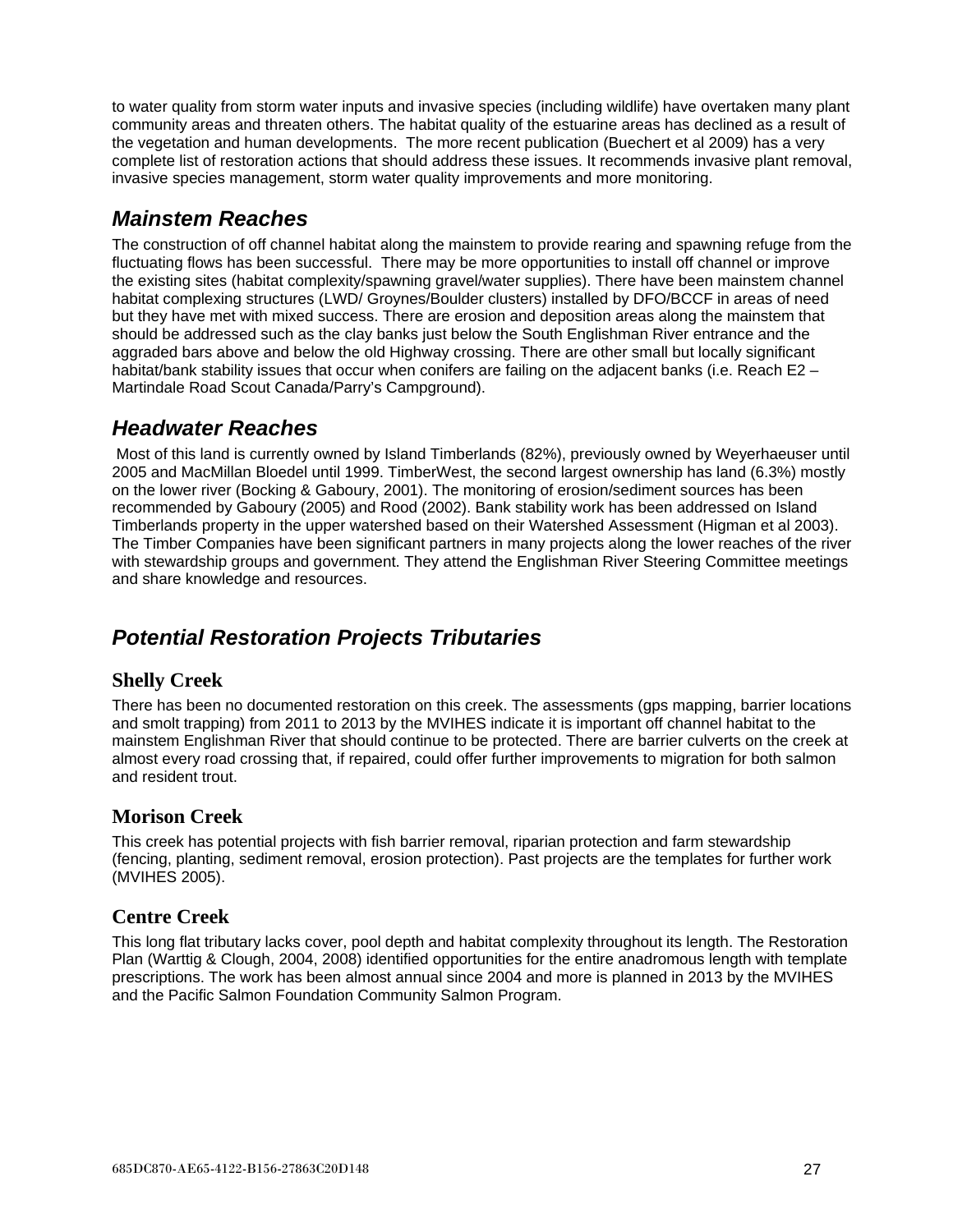to water quality from storm water inputs and invasive species (including wildlife) have overtaken many plant community areas and threaten others. The habitat quality of the estuarine areas has declined as a result of the vegetation and human developments. The more recent publication (Buechert et al 2009) has a very complete list of restoration actions that should address these issues. It recommends invasive plant removal, invasive species management, storm water quality improvements and more monitoring.

## *Mainstem Reaches*

The construction of off channel habitat along the mainstem to provide rearing and spawning refuge from the fluctuating flows has been successful. There may be more opportunities to install off channel or improve the existing sites (habitat complexity/spawning gravel/water supplies). There have been mainstem channel habitat complexing structures (LWD/ Groynes/Boulder clusters) installed by DFO/BCCF in areas of need but they have met with mixed success. There are erosion and deposition areas along the mainstem that should be addressed such as the clay banks just below the South Englishman River entrance and the aggraded bars above and below the old Highway crossing. There are other small but locally significant habitat/bank stability issues that occur when conifers are failing on the adjacent banks (i.e. Reach E2 – Martindale Road Scout Canada/Parry's Campground).

## *Headwater Reaches*

Most of this land is currently owned by Island Timberlands (82%), previously owned by Weyerhaeuser until 2005 and MacMillan Bloedel until 1999. TimberWest, the second largest ownership has land (6.3%) mostly on the lower river (Bocking & Gaboury, 2001). The monitoring of erosion/sediment sources has been recommended by Gaboury (2005) and Rood (2002). Bank stability work has been addressed on Island Timberlands property in the upper watershed based on their Watershed Assessment (Higman et al 2003). The Timber Companies have been significant partners in many projects along the lower reaches of the river with stewardship groups and government. They attend the Englishman River Steering Committee meetings and share knowledge and resources.

## *Potential Restoration Projects Tributaries*

### Shelly Creek

There has been no documented restoration on this creek. The assessments (gps mapping, barrier locations and smolt trapping) from 2011 to 2013 by the MVIHES indicate it is important off channel habitat to the mainstem Englishman River that should continue to be protected. There are barrier culverts on the creek at almost every road crossing that, if repaired, could offer further improvements to migration for both salmon and resident trout.

### Morison Creek

This creek has potential projects with fish barrier removal, riparian protection and farm stewardship (fencing, planting, sediment removal, erosion protection). Past projects are the templates for further work (MVIHES 2005).

### Centre Creek

This long flat tributary lacks cover, pool depth and habitat complexity throughout its length. The Restoration Plan (Warttig & Clough, 2004, 2008) identified opportunities for the entire anadromous length with template prescriptions. The work has been almost annual since 2004 and more is planned in 2013 by the MVIHES and the Pacific Salmon Foundation Community Salmon Program.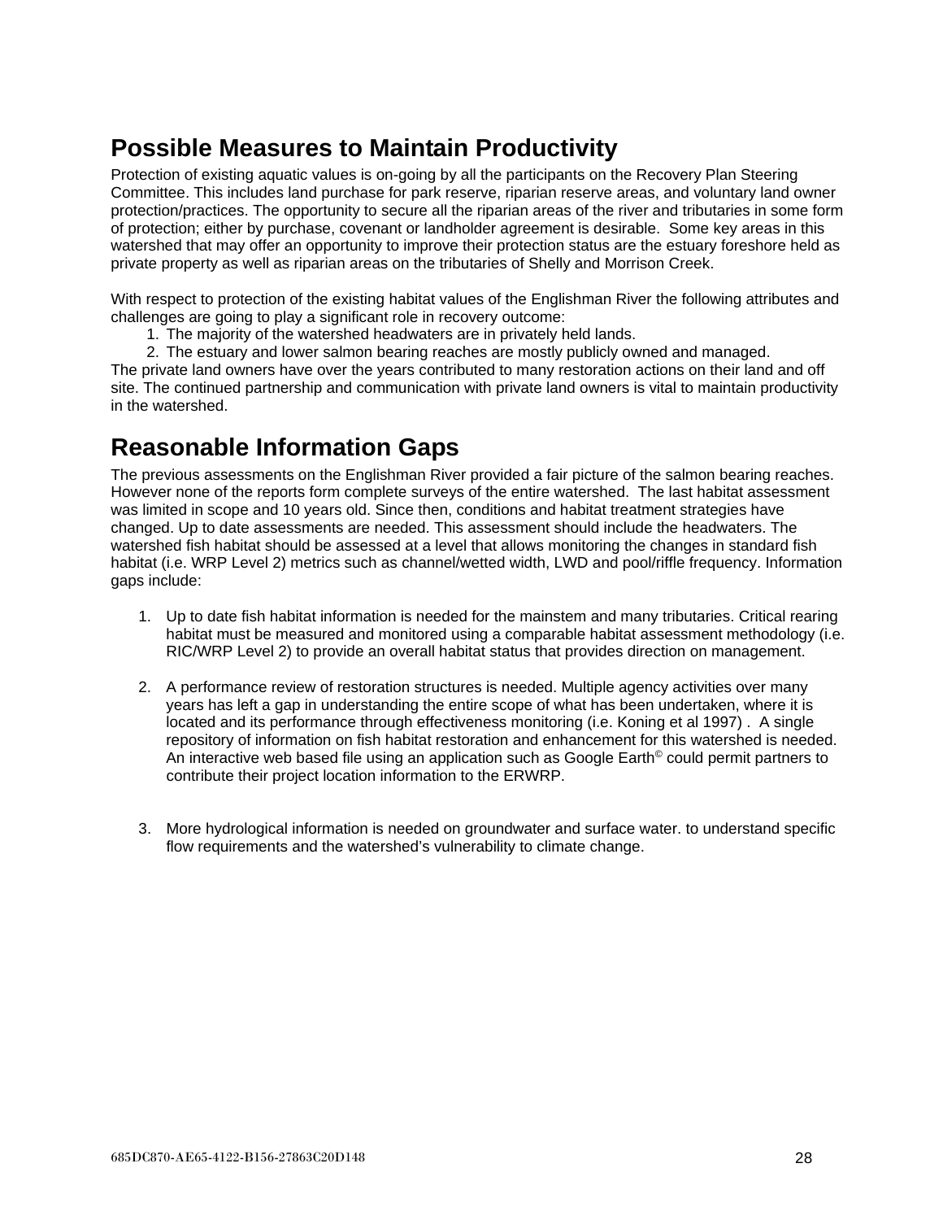## Possible Measures to Maintain Productivity

Protection of existing aquatic values is on-going by all the participants on the Recovery Plan Steering Committee. This includes land purchase for park reserve, riparian reserve areas, and voluntary land owner protection/practices. The opportunity to secure all the riparian areas of the river and tributaries in some form of protection; either by purchase, covenant or landholder agreement is desirable. Some key areas in this watershed that may offer an opportunity to improve their protection status are the estuary foreshore held as private property as well as riparian areas on the tributaries of Shelly and Morrison Creek.

With respect to protection of the existing habitat values of the Englishman River the following attributes and challenges are going to play a significant role in recovery outcome:

1. The majority of the watershed headwaters are in privately held lands.
2. The estuary and lower salmon bearing reaches are mostly publicly owned and managed.

The private land owners have over the years contributed to many restoration actions on their land and off site. The continued partnership and communication with private land owners is vital to maintain productivity in the watershed.

## Reasonable Information Gaps

The previous assessments on the Englishman River provided a fair picture of the salmon bearing reaches. However none of the reports form complete surveys of the entire watershed. The last habitat assessment was limited in scope and 10 years old. Since then, conditions and habitat treatment strategies have changed. Up to date assessments are needed. This assessment should include the headwaters. The watershed fish habitat should be assessed at a level that allows monitoring the changes in standard fish habitat (i.e. WRP Level 2) metrics such as channel/wetted width, LWD and pool/riffle frequency. Information gaps include:

1. Up to date fish habitat information is needed for the mainstem and many tributaries. Critical rearing habitat must be measured and monitored using a comparable habitat assessment methodology (i.e. RIC/WRP Level 2) to provide an overall habitat status that provides direction on management.

2. A performance review of restoration structures is needed. Multiple agency activities over many years has left a gap in understanding the entire scope of what has been undertaken, where it is located and its performance through effectiveness monitoring (i.e. Koning et al 1997) . A single repository of information on fish habitat restoration and enhancement for this watershed is needed. An interactive web based file using an application such as Google Earth© could permit partners to contribute their project location information to the ERWRP.

3. More hydrological information is needed on groundwater and surface water. to understand specific flow requirements and the watershed's vulnerability to climate change.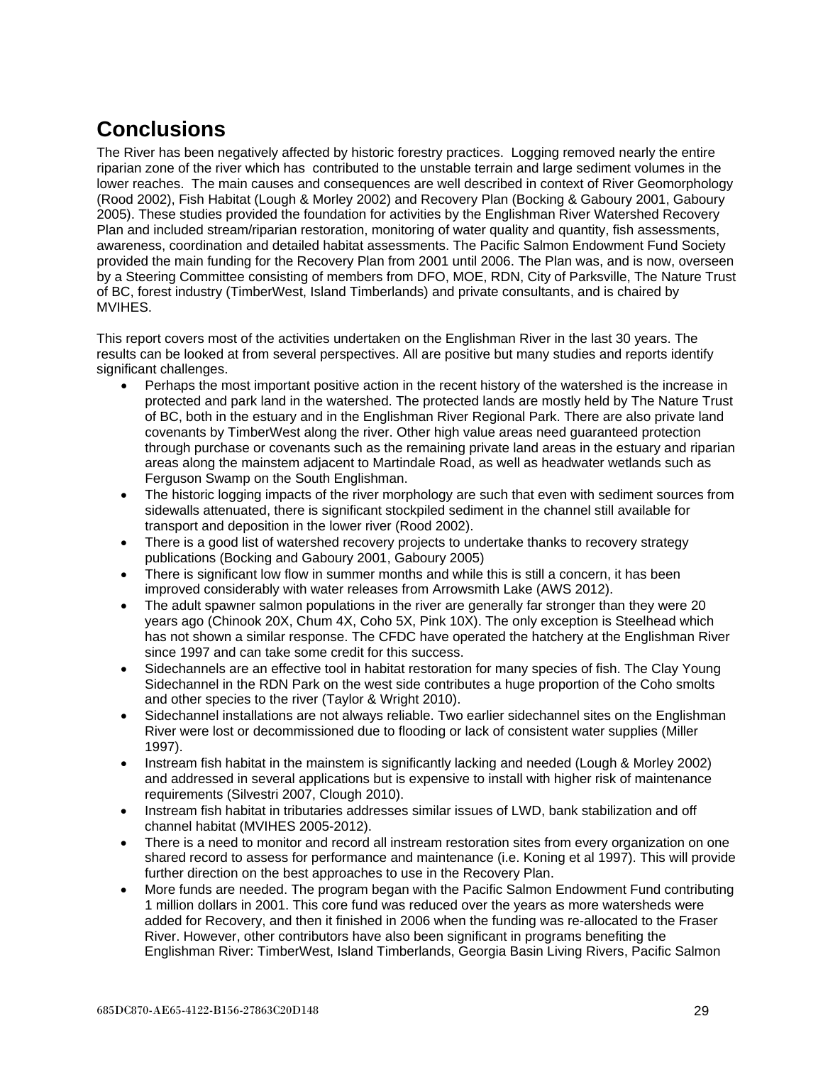# Conclusions

The River has been negatively affected by historic forestry practices. Logging removed nearly the entire riparian zone of the river which has contributed to the unstable terrain and large sediment volumes in the lower reaches. The main causes and consequences are well described in context of River Geomorphology (Rood 2002), Fish Habitat (Lough & Morley 2002) and Recovery Plan (Bocking & Gaboury 2001, Gaboury 2005). These studies provided the foundation for activities by the Englishman River Watershed Recovery Plan and included stream/riparian restoration, monitoring of water quality and quantity, fish assessments, awareness, coordination and detailed habitat assessments. The Pacific Salmon Endowment Fund Society provided the main funding for the Recovery Plan from 2001 until 2006. The Plan was, and is now, overseen by a Steering Committee consisting of members from DFO, MOE, RDN, City of Parksville, The Nature Trust of BC, forest industry (TimberWest, Island Timberlands) and private consultants, and is chaired by MVIHES.

This report covers most of the activities undertaken on the Englishman River in the last 30 years. The results can be looked at from several perspectives. All are positive but many studies and reports identify significant challenges.

- Perhaps the most important positive action in the recent history of the watershed is the increase in protected and park land in the watershed. The protected lands are mostly held by The Nature Trust of BC, both in the estuary and in the Englishman River Regional Park. There are also private land covenants by TimberWest along the river. Other high value areas need guaranteed protection through purchase or covenants such as the remaining private land areas in the estuary and riparian areas along the mainstem adjacent to Martindale Road, as well as headwater wetlands such as Ferguson Swamp on the South Englishman.
- The historic logging impacts of the river morphology are such that even with sediment sources from sidewalls attenuated, there is significant stockpiled sediment in the channel still available for transport and deposition in the lower river (Rood 2002).
- There is a good list of watershed recovery projects to undertake thanks to recovery strategy publications (Bocking and Gaboury 2001, Gaboury 2005)
- There is significant low flow in summer months and while this is still a concern, it has been improved considerably with water releases from Arrowsmith Lake (AWS 2012).
- The adult spawner salmon populations in the river are generally far stronger than they were 20 years ago (Chinook 20X, Chum 4X, Coho 5X, Pink 10X). The only exception is Steelhead which has not shown a similar response. The CFDC have operated the hatchery at the Englishman River since 1997 and can take some credit for this success.
- Sidechannels are an effective tool in habitat restoration for many species of fish. The Clay Young Sidechannel in the RDN Park on the west side contributes a huge proportion of the Coho smolts and other species to the river (Taylor & Wright 2010).
- Sidechannel installations are not always reliable. Two earlier sidechannel sites on the Englishman River were lost or decommissioned due to flooding or lack of consistent water supplies (Miller 1997).
- Instream fish habitat in the mainstem is significantly lacking and needed (Lough & Morley 2002) and addressed in several applications but is expensive to install with higher risk of maintenance requirements (Silvestri 2007, Clough 2010).
- Instream fish habitat in tributaries addresses similar issues of LWD, bank stabilization and off channel habitat (MVIHES 2005-2012).
- There is a need to monitor and record all instream restoration sites from every organization on one shared record to assess for performance and maintenance (i.e. Koning et al 1997). This will provide further direction on the best approaches to use in the Recovery Plan.
- More funds are needed. The program began with the Pacific Salmon Endowment Fund contributing 1 million dollars in 2001. This core fund was reduced over the years as more watersheds were added for Recovery, and then it finished in 2006 when the funding was re-allocated to the Fraser River. However, other contributors have also been significant in programs benefiting the Englishman River: TimberWest, Island Timberlands, Georgia Basin Living Rivers, Pacific Salmon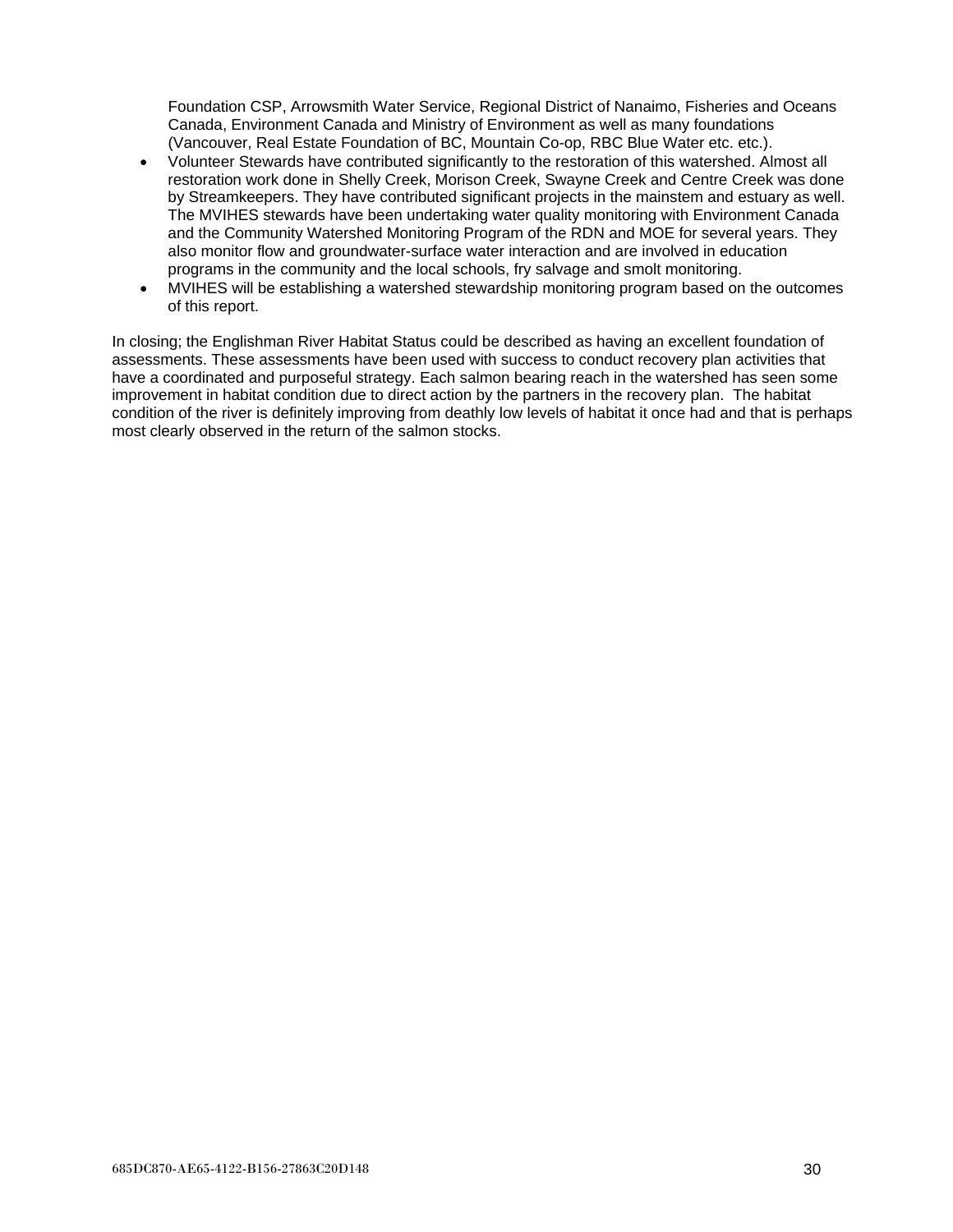Foundation CSP, Arrowsmith Water Service, Regional District of Nanaimo, Fisheries and Oceans Canada, Environment Canada and Ministry of Environment as well as many foundations (Vancouver, Real Estate Foundation of BC, Mountain Co-op, RBC Blue Water etc. etc.).

- Volunteer Stewards have contributed significantly to the restoration of this watershed. Almost all restoration work done in Shelly Creek, Morison Creek, Swayne Creek and Centre Creek was done by Streamkeepers. They have contributed significant projects in the mainstem and estuary as well. The MVIHES stewards have been undertaking water quality monitoring with Environment Canada and the Community Watershed Monitoring Program of the RDN and MOE for several years. They also monitor flow and groundwater-surface water interaction and are involved in education programs in the community and the local schools, fry salvage and smolt monitoring.
- MVIHES will be establishing a watershed stewardship monitoring program based on the outcomes of this report.

In closing; the Englishman River Habitat Status could be described as having an excellent foundation of assessments. These assessments have been used with success to conduct recovery plan activities that have a coordinated and purposeful strategy. Each salmon bearing reach in the watershed has seen some improvement in habitat condition due to direct action by the partners in the recovery plan. The habitat condition of the river is definitely improving from deathly low levels of habitat it once had and that is perhaps most clearly observed in the return of the salmon stocks.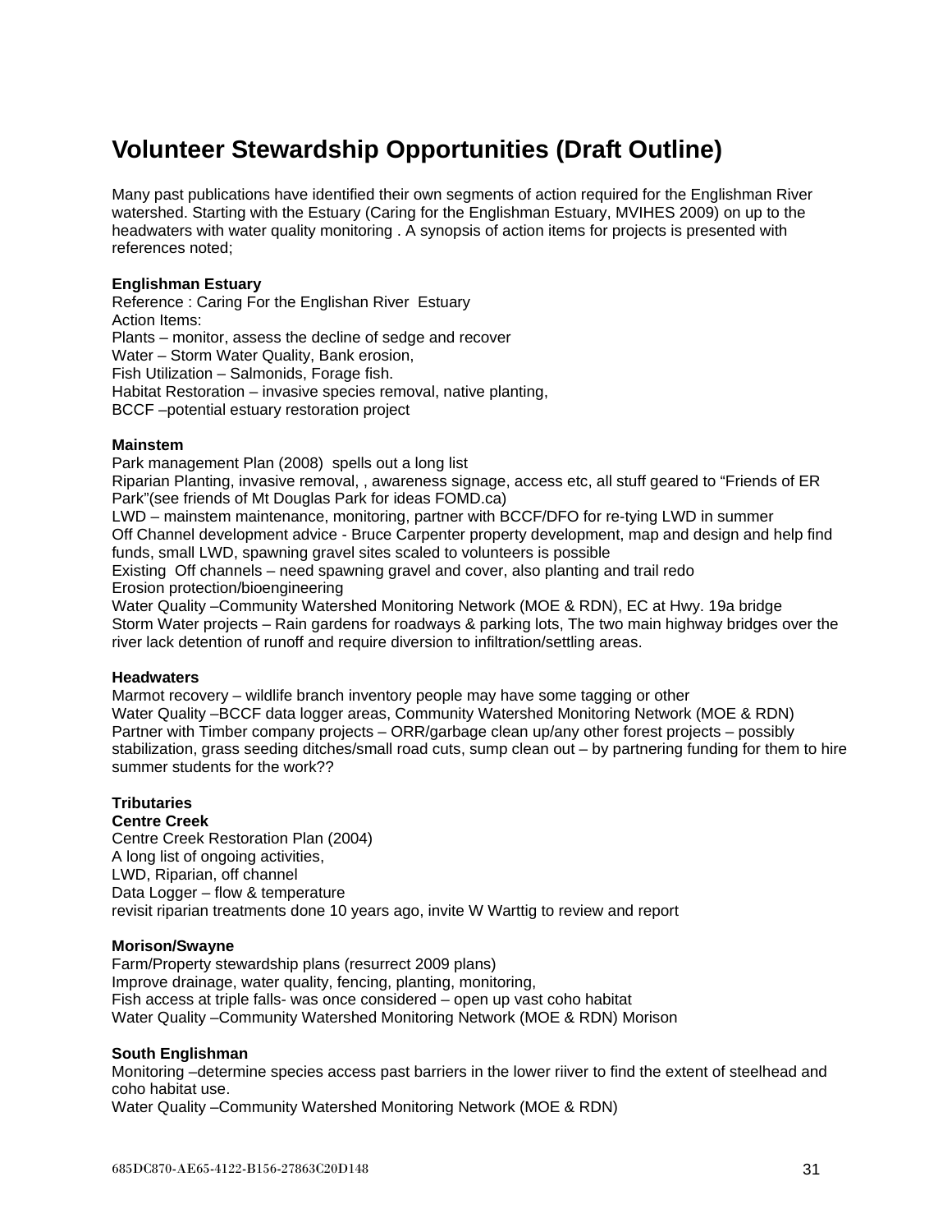# Volunteer Stewardship Opportunities (Draft Outline)

Many past publications have identified their own segments of action required for the Englishman River watershed. Starting with the Estuary (Caring for the Englishman Estuary, MVIHES 2009) on up to the headwaters with water quality monitoring . A synopsis of action items for projects is presented with references noted;

**Englishman Estuary**
Reference : Caring For the Englishan River  Estuary
Action Items:
Plants – monitor, assess the decline of sedge and recover
Water – Storm Water Quality, Bank erosion,
Fish Utilization – Salmonids, Forage fish.
Habitat Restoration – invasive species removal, native planting,
BCCF –potential estuary restoration project

**Mainstem**
Park management Plan (2008)  spells out a long list
Riparian Planting, invasive removal, , awareness signage, access etc, all stuff geared to "Friends of ER Park"(see friends of Mt Douglas Park for ideas FOMD.ca)
LWD – mainstem maintenance, monitoring, partner with BCCF/DFO for re-tying LWD in summer
Off Channel development advice - Bruce Carpenter property development, map and design and help find funds, small LWD, spawning gravel sites scaled to volunteers is possible
Existing  Off channels – need spawning gravel and cover, also planting and trail redo
Erosion protection/bioengineering
Water Quality –Community Watershed Monitoring Network (MOE & RDN), EC at Hwy. 19a bridge
Storm Water projects – Rain gardens for roadways & parking lots, The two main highway bridges over the river lack detention of runoff and require diversion to infiltration/settling areas.

**Headwaters**
Marmot recovery – wildlife branch inventory people may have some tagging or other
Water Quality –BCCF data logger areas, Community Watershed Monitoring Network (MOE & RDN)
Partner with Timber company projects – ORR/garbage clean up/any other forest projects – possibly stabilization, grass seeding ditches/small road cuts, sump clean out – by partnering funding for them to hire summer students for the work??

**Tributaries**
**Centre Creek**
Centre Creek Restoration Plan (2004)
A long list of ongoing activities,
LWD, Riparian, off channel
Data Logger – flow & temperature
revisit riparian treatments done 10 years ago, invite W Warttig to review and report

**Morison/Swayne**
Farm/Property stewardship plans (resurrect 2009 plans)
Improve drainage, water quality, fencing, planting, monitoring,
Fish access at triple falls- was once considered – open up vast coho habitat
Water Quality –Community Watershed Monitoring Network (MOE & RDN) Morison

**South Englishman**
Monitoring –determine species access past barriers in the lower riiver to find the extent of steelhead and coho habitat use.
Water Quality –Community Watershed Monitoring Network (MOE & RDN)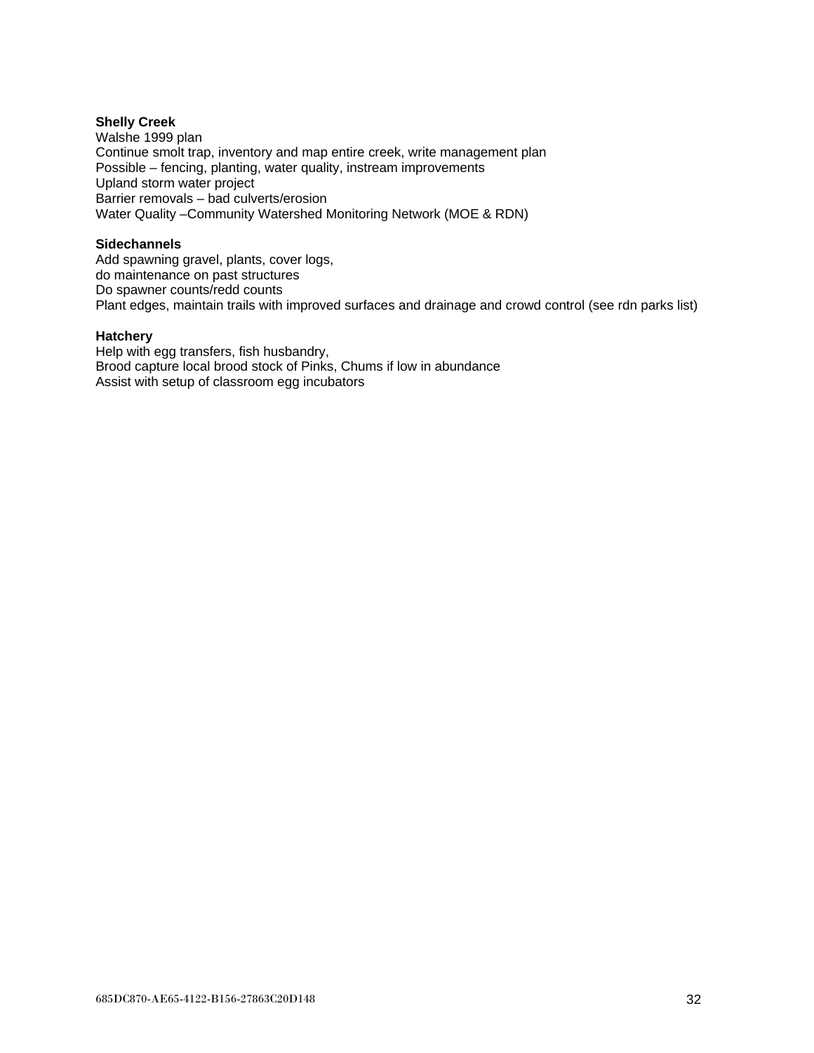**Shelly Creek**

Walshe 1999 plan
Continue smolt trap, inventory and map entire creek, write management plan
Possible – fencing, planting, water quality, instream improvements
Upland storm water project
Barrier removals – bad culverts/erosion
Water Quality –Community Watershed Monitoring Network (MOE & RDN)

**Sidechannels**

Add spawning gravel, plants, cover logs,
do maintenance on past structures
Do spawner counts/redd counts
Plant edges, maintain trails with improved surfaces and drainage and crowd control (see rdn parks list)

**Hatchery**

Help with egg transfers, fish husbandry,
Brood capture local brood stock of Pinks, Chums if low in abundance
Assist with setup of classroom egg incubators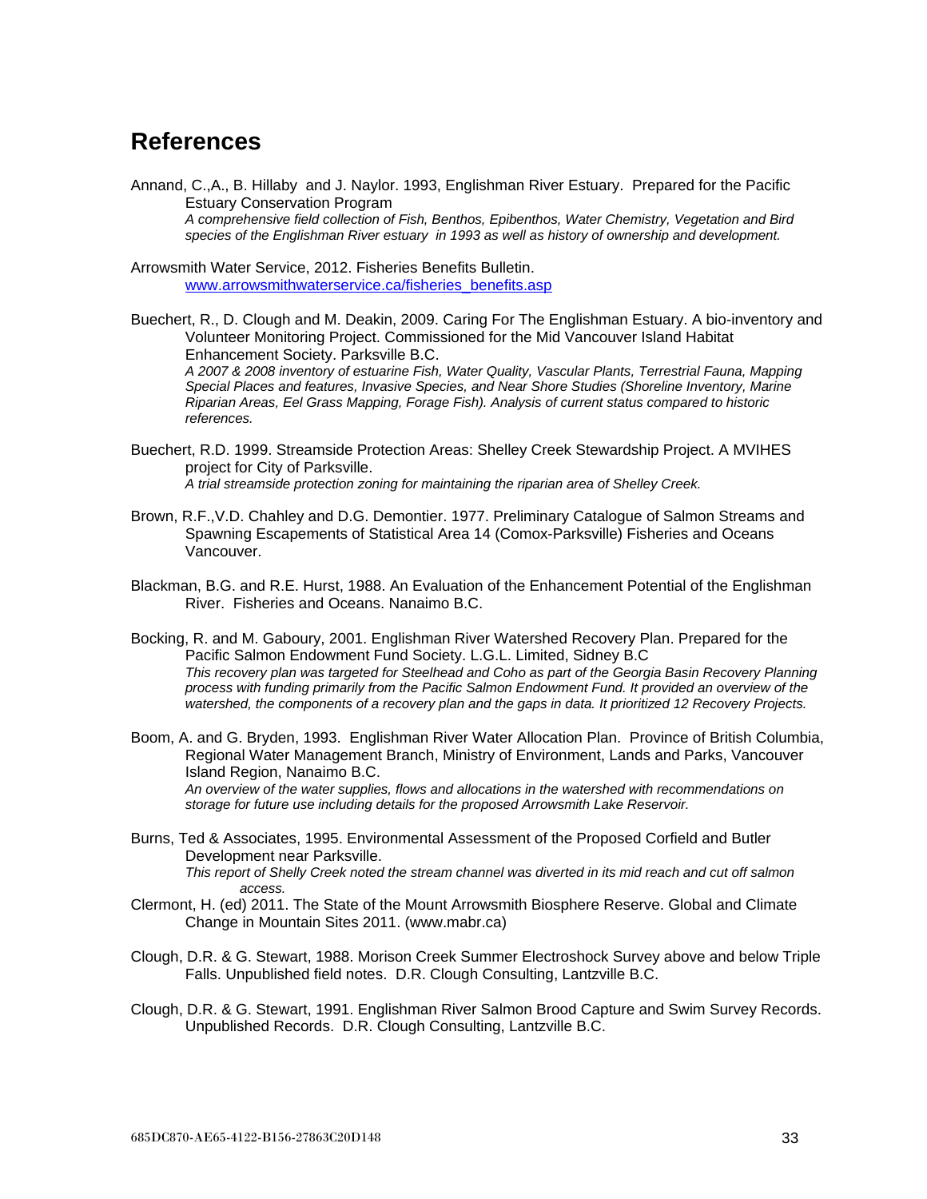# References

Annand, C.,A., B. Hillaby and J. Naylor. 1993, Englishman River Estuary. Prepared for the Pacific Estuary Conservation Program
*A comprehensive field collection of Fish, Benthos, Epibenthos, Water Chemistry, Vegetation and Bird species of the Englishman River estuary in 1993 as well as history of ownership and development.*

Arrowsmith Water Service, 2012. Fisheries Benefits Bulletin. [www.arrowsmithwaterservice.ca/fisheries_benefits.asp](www.arrowsmithwaterservice.ca/fisheries_benefits.asp)

Buechert, R., D. Clough and M. Deakin, 2009. Caring For The Englishman Estuary. A bio-inventory and Volunteer Monitoring Project. Commissioned for the Mid Vancouver Island Habitat Enhancement Society. Parksville B.C.
*A 2007 & 2008 inventory of estuarine Fish, Water Quality, Vascular Plants, Terrestrial Fauna, Mapping Special Places and features, Invasive Species, and Near Shore Studies (Shoreline Inventory, Marine Riparian Areas, Eel Grass Mapping, Forage Fish). Analysis of current status compared to historic references.*

Buechert, R.D. 1999. Streamside Protection Areas: Shelley Creek Stewardship Project. A MVIHES project for City of Parksville.
*A trial streamside protection zoning for maintaining the riparian area of Shelley Creek.*

Brown, R.F.,V.D. Chahley and D.G. Demontier. 1977. Preliminary Catalogue of Salmon Streams and Spawning Escapements of Statistical Area 14 (Comox-Parksville) Fisheries and Oceans Vancouver.

Blackman, B.G. and R.E. Hurst, 1988. An Evaluation of the Enhancement Potential of the Englishman River. Fisheries and Oceans. Nanaimo B.C.

Bocking, R. and M. Gaboury, 2001. Englishman River Watershed Recovery Plan. Prepared for the Pacific Salmon Endowment Fund Society. L.G.L. Limited, Sidney B.C
*This recovery plan was targeted for Steelhead and Coho as part of the Georgia Basin Recovery Planning process with funding primarily from the Pacific Salmon Endowment Fund. It provided an overview of the watershed, the components of a recovery plan and the gaps in data. It prioritized 12 Recovery Projects.*

Boom, A. and G. Bryden, 1993. Englishman River Water Allocation Plan. Province of British Columbia, Regional Water Management Branch, Ministry of Environment, Lands and Parks, Vancouver Island Region, Nanaimo B.C.
*An overview of the water supplies, flows and allocations in the watershed with recommendations on storage for future use including details for the proposed Arrowsmith Lake Reservoir.*

Burns, Ted & Associates, 1995. Environmental Assessment of the Proposed Corfield and Butler Development near Parksville.
*This report of Shelly Creek noted the stream channel was diverted in its mid reach and cut off salmon access.*

Clermont, H. (ed) 2011. The State of the Mount Arrowsmith Biosphere Reserve. Global and Climate Change in Mountain Sites 2011. (www.mabr.ca)

Clough, D.R. & G. Stewart, 1988. Morison Creek Summer Electroshock Survey above and below Triple Falls. Unpublished field notes. D.R. Clough Consulting, Lantzville B.C.

Clough, D.R. & G. Stewart, 1991. Englishman River Salmon Brood Capture and Swim Survey Records. Unpublished Records. D.R. Clough Consulting, Lantzville B.C.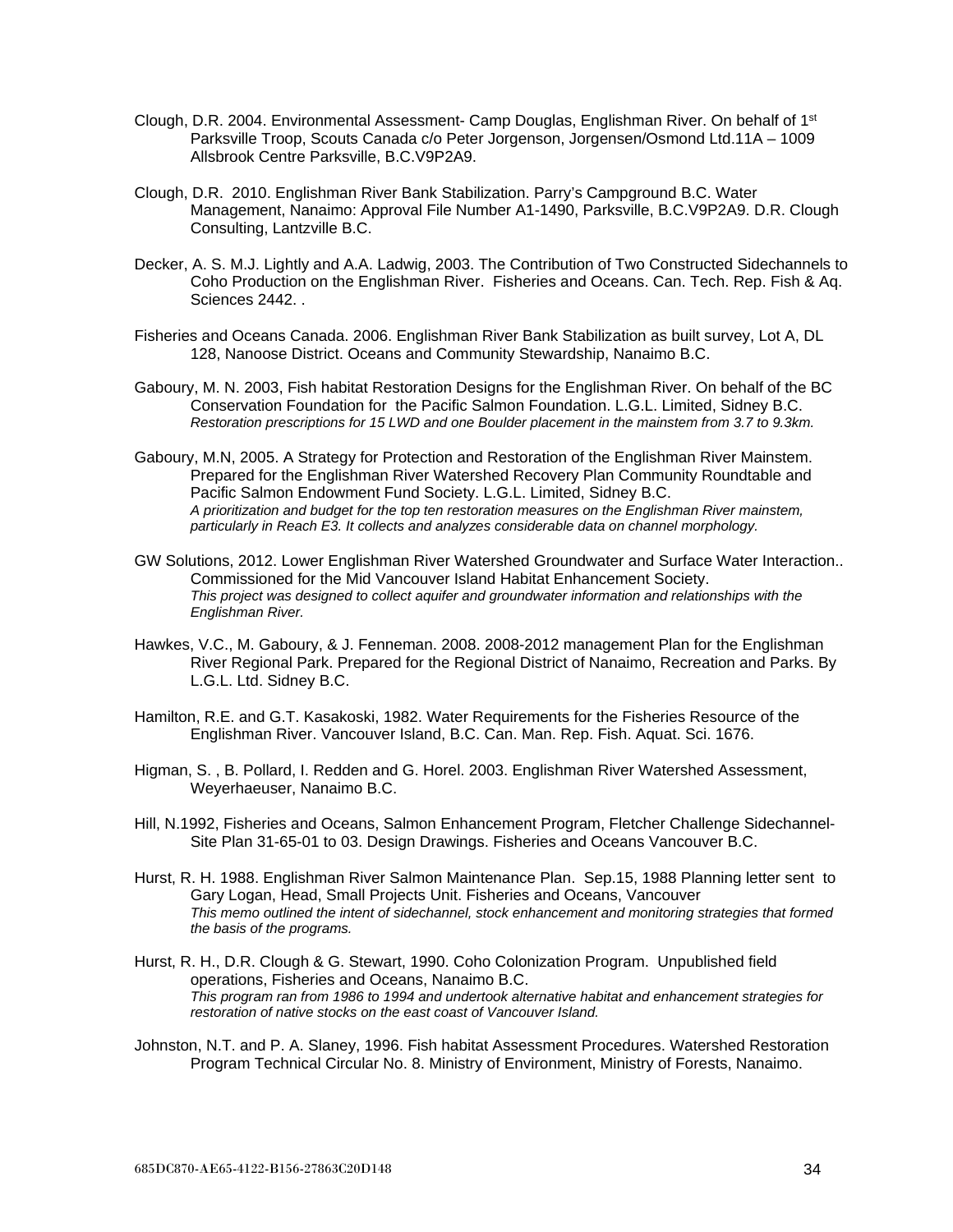Clough, D.R. 2004. Environmental Assessment- Camp Douglas, Englishman River. On behalf of 1st Parksville Troop, Scouts Canada c/o Peter Jorgenson, Jorgensen/Osmond Ltd.11A – 1009 Allsbrook Centre Parksville, B.C.V9P2A9.

Clough, D.R. 2010. Englishman River Bank Stabilization. Parry's Campground B.C. Water Management, Nanaimo: Approval File Number A1-1490, Parksville, B.C.V9P2A9. D.R. Clough Consulting, Lantzville B.C.

Decker, A. S. M.J. Lightly and A.A. Ladwig, 2003. The Contribution of Two Constructed Sidechannels to Coho Production on the Englishman River. Fisheries and Oceans. Can. Tech. Rep. Fish & Aq. Sciences 2442. .

Fisheries and Oceans Canada. 2006. Englishman River Bank Stabilization as built survey, Lot A, DL 128, Nanoose District. Oceans and Community Stewardship, Nanaimo B.C.

Gaboury, M. N. 2003, Fish habitat Restoration Designs for the Englishman River. On behalf of the BC Conservation Foundation for the Pacific Salmon Foundation. L.G.L. Limited, Sidney B.C.
*Restoration prescriptions for 15 LWD and one Boulder placement in the mainstem from 3.7 to 9.3km.*

Gaboury, M.N, 2005. A Strategy for Protection and Restoration of the Englishman River Mainstem. Prepared for the Englishman River Watershed Recovery Plan Community Roundtable and Pacific Salmon Endowment Fund Society. L.G.L. Limited, Sidney B.C.
*A prioritization and budget for the top ten restoration measures on the Englishman River mainstem, particularly in Reach E3. It collects and analyzes considerable data on channel morphology.*

GW Solutions, 2012. Lower Englishman River Watershed Groundwater and Surface Water Interaction.. Commissioned for the Mid Vancouver Island Habitat Enhancement Society.
*This project was designed to collect aquifer and groundwater information and relationships with the Englishman River.*

Hawkes, V.C., M. Gaboury, & J. Fenneman. 2008. 2008-2012 management Plan for the Englishman River Regional Park. Prepared for the Regional District of Nanaimo, Recreation and Parks. By L.G.L. Ltd. Sidney B.C.

Hamilton, R.E. and G.T. Kasakoski, 1982. Water Requirements for the Fisheries Resource of the Englishman River. Vancouver Island, B.C. Can. Man. Rep. Fish. Aquat. Sci. 1676.

Higman, S. , B. Pollard, I. Redden and G. Horel. 2003. Englishman River Watershed Assessment, Weyerhaeuser, Nanaimo B.C.

Hill, N.1992, Fisheries and Oceans, Salmon Enhancement Program, Fletcher Challenge Sidechannel-Site Plan 31-65-01 to 03. Design Drawings. Fisheries and Oceans Vancouver B.C.

Hurst, R. H. 1988. Englishman River Salmon Maintenance Plan. Sep.15, 1988 Planning letter sent to Gary Logan, Head, Small Projects Unit. Fisheries and Oceans, Vancouver
*This memo outlined the intent of sidechannel, stock enhancement and monitoring strategies that formed the basis of the programs.*

Hurst, R. H., D.R. Clough & G. Stewart, 1990. Coho Colonization Program. Unpublished field operations, Fisheries and Oceans, Nanaimo B.C.
*This program ran from 1986 to 1994 and undertook alternative habitat and enhancement strategies for restoration of native stocks on the east coast of Vancouver Island.*

Johnston, N.T. and P. A. Slaney, 1996. Fish habitat Assessment Procedures. Watershed Restoration Program Technical Circular No. 8. Ministry of Environment, Ministry of Forests, Nanaimo.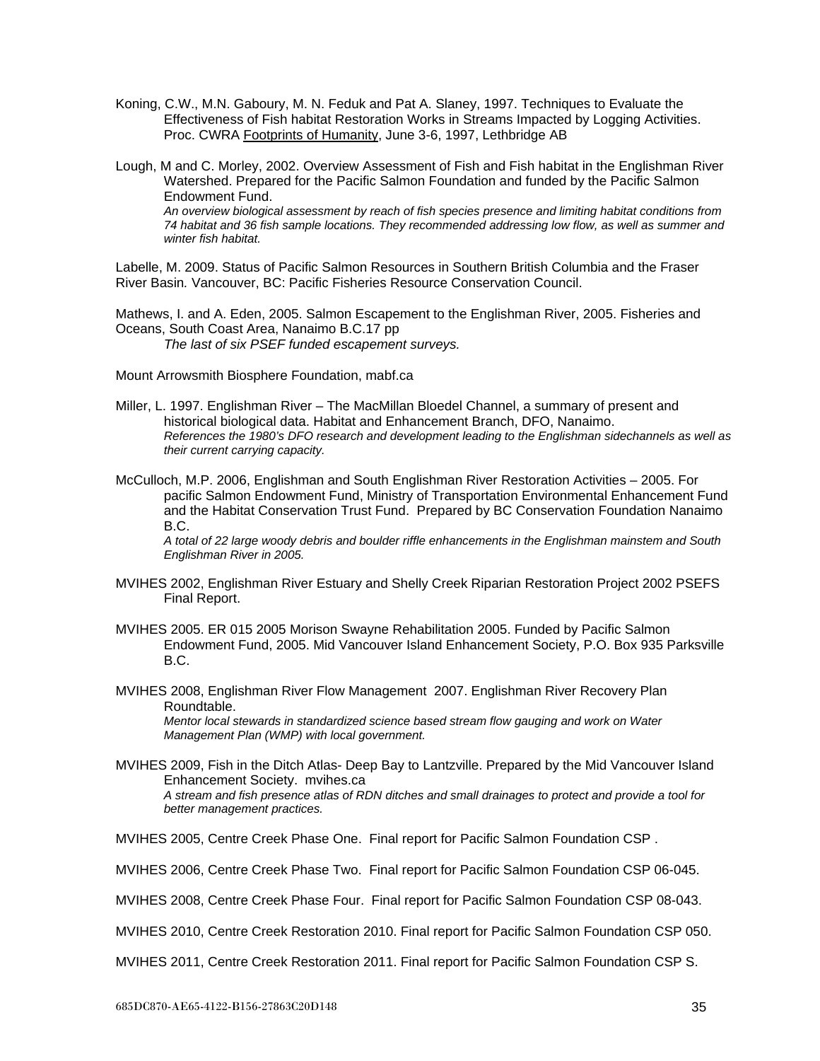Koning, C.W., M.N. Gaboury, M. N. Feduk and Pat A. Slaney, 1997. Techniques to Evaluate the Effectiveness of Fish habitat Restoration Works in Streams Impacted by Logging Activities. Proc. CWRA Footprints of Humanity, June 3-6, 1997, Lethbridge AB

Lough, M and C. Morley, 2002. Overview Assessment of Fish and Fish habitat in the Englishman River Watershed. Prepared for the Pacific Salmon Foundation and funded by the Pacific Salmon Endowment Fund.

*An overview biological assessment by reach of fish species presence and limiting habitat conditions from 74 habitat and 36 fish sample locations. They recommended addressing low flow, as well as summer and winter fish habitat.*

Labelle, M. 2009. Status of Pacific Salmon Resources in Southern British Columbia and the Fraser River Basin*.* Vancouver, BC: Pacific Fisheries Resource Conservation Council.

Mathews, I. and A. Eden, 2005. Salmon Escapement to the Englishman River, 2005. Fisheries and Oceans, South Coast Area, Nanaimo B.C.17 pp

*The last of six PSEF funded escapement surveys.*

Mount Arrowsmith Biosphere Foundation, mabf.ca

Miller, L. 1997. Englishman River – The MacMillan Bloedel Channel, a summary of present and historical biological data. Habitat and Enhancement Branch, DFO, Nanaimo.

*References the 1980's DFO research and development leading to the Englishman sidechannels as well as their current carrying capacity.*

McCulloch, M.P. 2006, Englishman and South Englishman River Restoration Activities – 2005. For pacific Salmon Endowment Fund, Ministry of Transportation Environmental Enhancement Fund and the Habitat Conservation Trust Fund. Prepared by BC Conservation Foundation Nanaimo B.C.

*A total of 22 large woody debris and boulder riffle enhancements in the Englishman mainstem and South Englishman River in 2005.*

MVIHES 2002, Englishman River Estuary and Shelly Creek Riparian Restoration Project 2002 PSEFS Final Report.

MVIHES 2005. ER 015 2005 Morison Swayne Rehabilitation 2005. Funded by Pacific Salmon Endowment Fund, 2005. Mid Vancouver Island Enhancement Society, P.O. Box 935 Parksville B.C.

MVIHES 2008, Englishman River Flow Management 2007. Englishman River Recovery Plan Roundtable.

*Mentor local stewards in standardized science based stream flow gauging and work on Water Management Plan (WMP) with local government.*

MVIHES 2009, Fish in the Ditch Atlas- Deep Bay to Lantzville. Prepared by the Mid Vancouver Island Enhancement Society. mvihes.ca

*A stream and fish presence atlas of RDN ditches and small drainages to protect and provide a tool for better management practices.*

MVIHES 2005, Centre Creek Phase One. Final report for Pacific Salmon Foundation CSP .

MVIHES 2006, Centre Creek Phase Two. Final report for Pacific Salmon Foundation CSP 06-045.

MVIHES 2008, Centre Creek Phase Four. Final report for Pacific Salmon Foundation CSP 08-043.

MVIHES 2010, Centre Creek Restoration 2010. Final report for Pacific Salmon Foundation CSP 050.

MVIHES 2011, Centre Creek Restoration 2011. Final report for Pacific Salmon Foundation CSP S.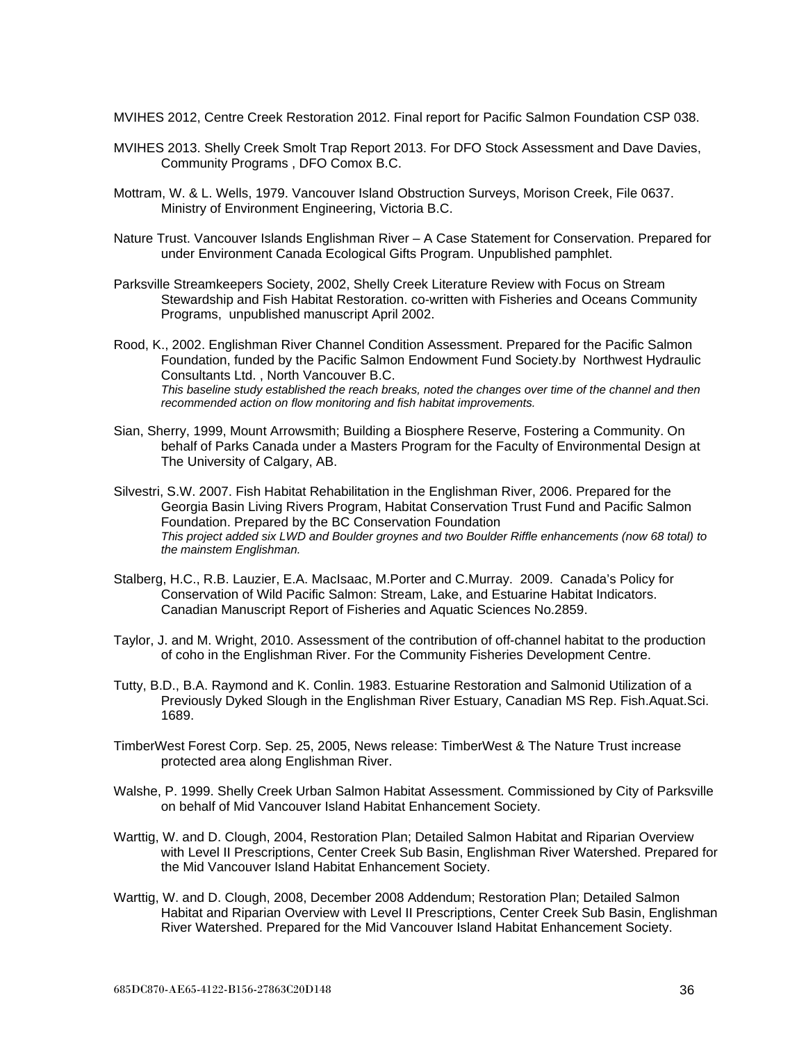MVIHES 2012, Centre Creek Restoration 2012. Final report for Pacific Salmon Foundation CSP 038.

MVIHES 2013. Shelly Creek Smolt Trap Report 2013. For DFO Stock Assessment and Dave Davies, Community Programs , DFO Comox B.C.

Mottram, W. & L. Wells, 1979. Vancouver Island Obstruction Surveys, Morison Creek, File 0637. Ministry of Environment Engineering, Victoria B.C.

Nature Trust. Vancouver Islands Englishman River – A Case Statement for Conservation. Prepared for under Environment Canada Ecological Gifts Program. Unpublished pamphlet.

Parksville Streamkeepers Society, 2002, Shelly Creek Literature Review with Focus on Stream Stewardship and Fish Habitat Restoration. co-written with Fisheries and Oceans Community Programs, unpublished manuscript April 2002.

Rood, K., 2002. Englishman River Channel Condition Assessment. Prepared for the Pacific Salmon Foundation, funded by the Pacific Salmon Endowment Fund Society.by Northwest Hydraulic Consultants Ltd. , North Vancouver B.C.
*This baseline study established the reach breaks, noted the changes over time of the channel and then recommended action on flow monitoring and fish habitat improvements.*

Sian, Sherry, 1999, Mount Arrowsmith; Building a Biosphere Reserve, Fostering a Community. On behalf of Parks Canada under a Masters Program for the Faculty of Environmental Design at The University of Calgary, AB.

Silvestri, S.W. 2007. Fish Habitat Rehabilitation in the Englishman River, 2006. Prepared for the Georgia Basin Living Rivers Program, Habitat Conservation Trust Fund and Pacific Salmon Foundation. Prepared by the BC Conservation Foundation
*This project added six LWD and Boulder groynes and two Boulder Riffle enhancements (now 68 total) to the mainstem Englishman.*

Stalberg, H.C., R.B. Lauzier, E.A. MacIsaac, M.Porter and C.Murray. 2009. Canada's Policy for Conservation of Wild Pacific Salmon: Stream, Lake, and Estuarine Habitat Indicators. Canadian Manuscript Report of Fisheries and Aquatic Sciences No.2859.

Taylor, J. and M. Wright, 2010. Assessment of the contribution of off-channel habitat to the production of coho in the Englishman River. For the Community Fisheries Development Centre.

Tutty, B.D., B.A. Raymond and K. Conlin. 1983. Estuarine Restoration and Salmonid Utilization of a Previously Dyked Slough in the Englishman River Estuary, Canadian MS Rep. Fish.Aquat.Sci. 1689.

TimberWest Forest Corp. Sep. 25, 2005, News release: TimberWest & The Nature Trust increase protected area along Englishman River.

Walshe, P. 1999. Shelly Creek Urban Salmon Habitat Assessment. Commissioned by City of Parksville on behalf of Mid Vancouver Island Habitat Enhancement Society.

Warttig, W. and D. Clough, 2004, Restoration Plan; Detailed Salmon Habitat and Riparian Overview with Level II Prescriptions, Center Creek Sub Basin, Englishman River Watershed. Prepared for the Mid Vancouver Island Habitat Enhancement Society.

Warttig, W. and D. Clough, 2008, December 2008 Addendum; Restoration Plan; Detailed Salmon Habitat and Riparian Overview with Level II Prescriptions, Center Creek Sub Basin, Englishman River Watershed. Prepared for the Mid Vancouver Island Habitat Enhancement Society.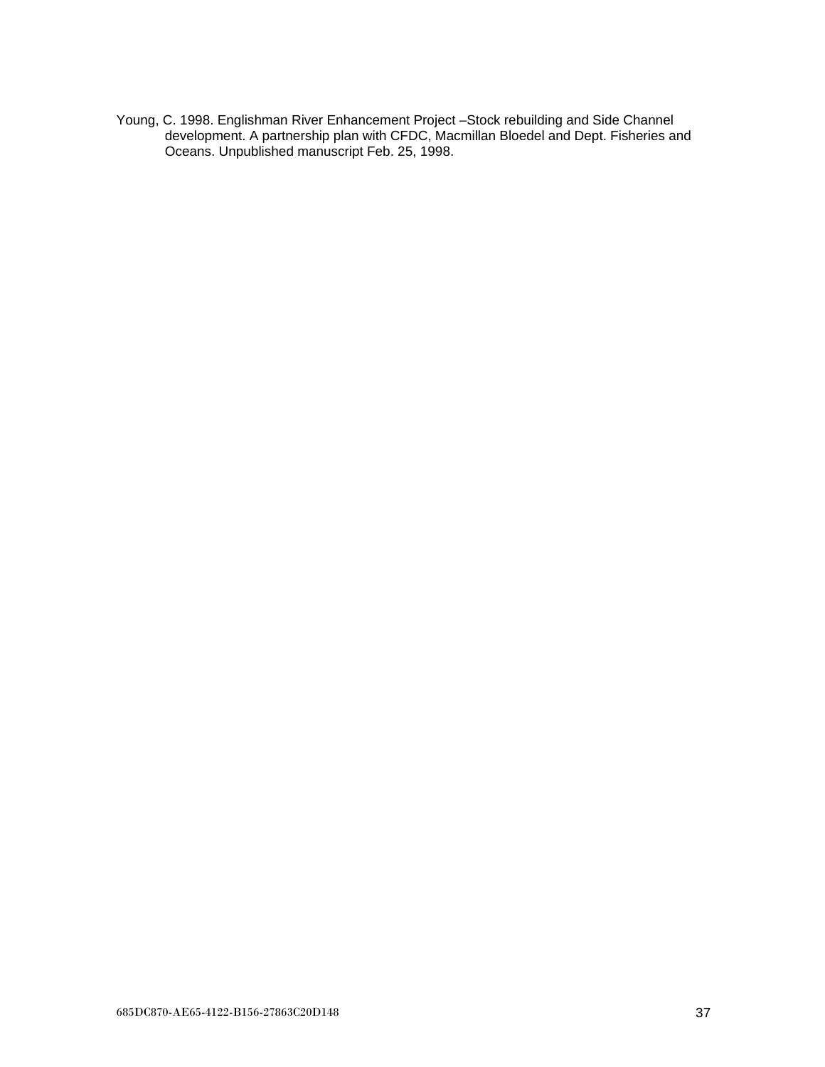Young, C. 1998. Englishman River Enhancement Project –Stock rebuilding and Side Channel development. A partnership plan with CFDC, Macmillan Bloedel and Dept. Fisheries and Oceans. Unpublished manuscript Feb. 25, 1998.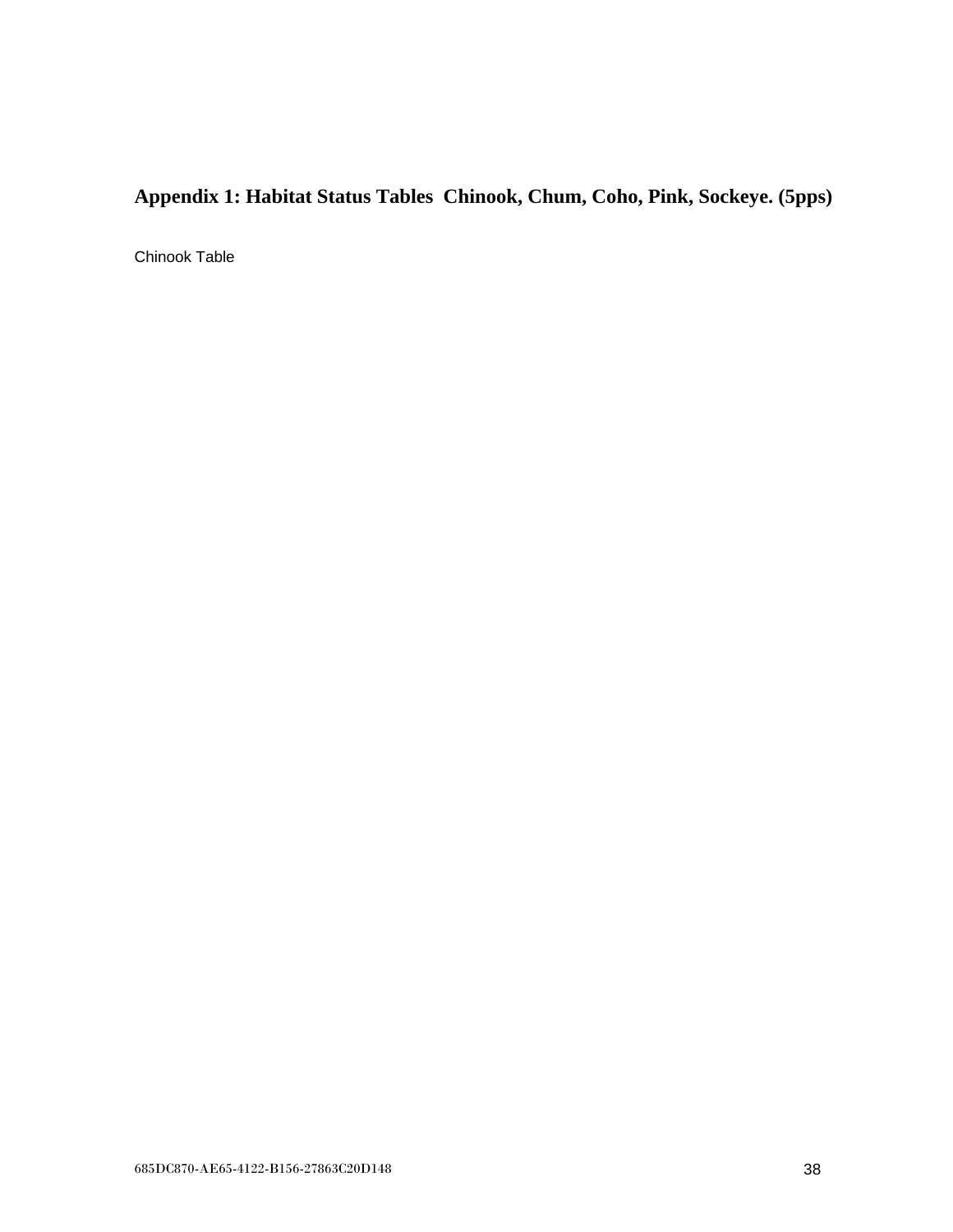## Appendix 1: Habitat Status Tables  Chinook, Chum, Coho, Pink, Sockeye. (5pps)

Chinook Table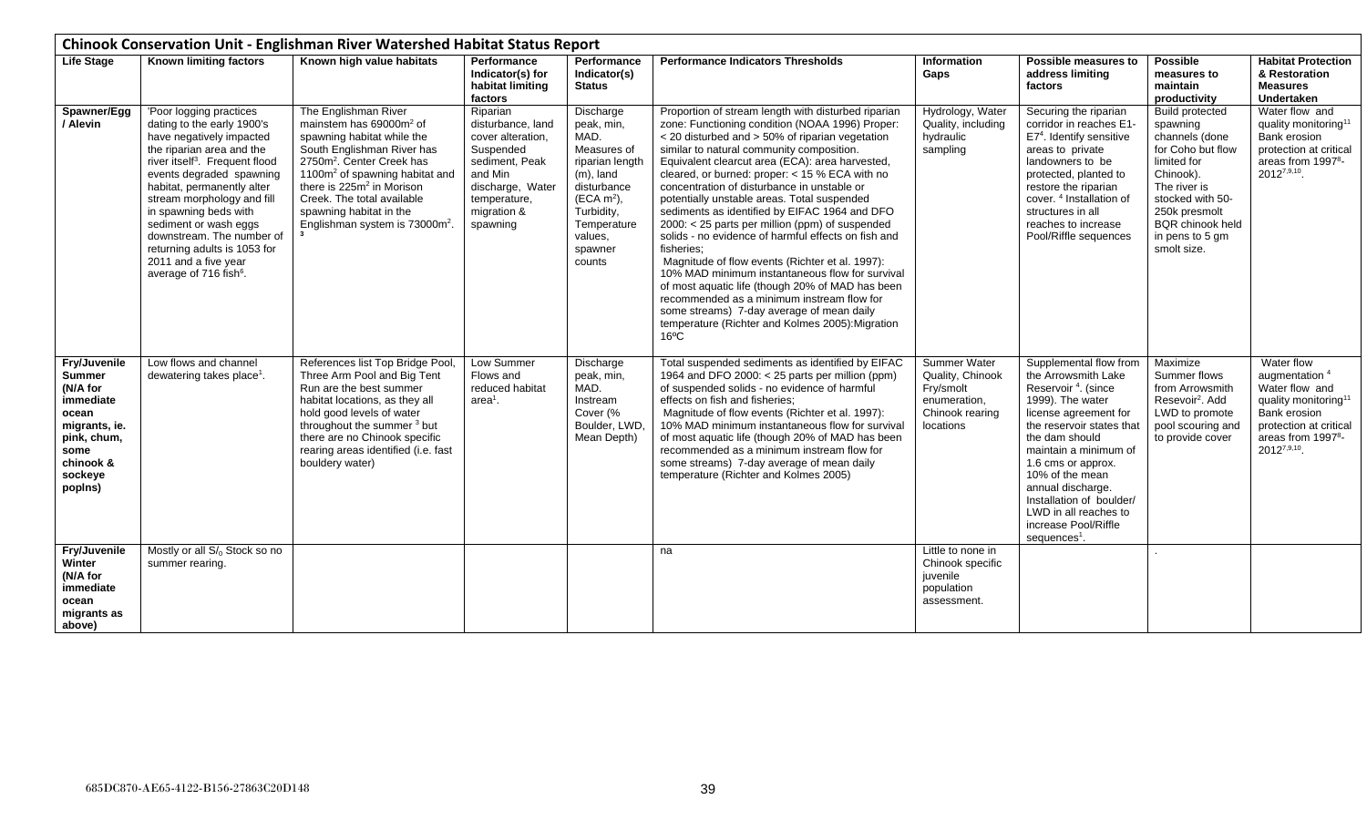## Chinook Conservation Unit - Englishman River Watershed Habitat Status Report

| Life Stage | Known limiting factors | Known high value habitats | Performance Indicator(s) for habitat limiting factors | Performance Indicator(s) Status | Performance Indicators Thresholds | Information Gaps | Possible measures to address limiting factors | Possible measures to maintain productivity | Habitat Protection & Restoration Measures Undertaken |
|---|---|---|---|---|---|---|---|---|---|
| Spawner/Egg / Alevin | 'Poor logging practices dating to the early 1900's have negatively impacted the riparian area and the river itself[3]. Frequent flood events degraded spawning habitat, permanently alter stream morphology and fill in spawning beds with sediment or wash eggs downstream. The number of returning adults is 1053 for 2011 and a five year average of 716 fish[6]. | The Englishman River mainstem has 69000m² of spawning habitat while the South Englishman River has 2750m². Center Creek has 1100m² of spawning habitat and there is 225m² in Morison Creek. The total available spawning habitat in the Englishman system is 73000m². [3] | Riparian disturbance, land cover alteration, Suspended sediment, Peak and Min discharge, Water temperature, migration & spawning | Discharge peak, min, MAD. Measures of riparian length (m), land disturbance (ECA m²), Turbidity, Temperature values, spawner counts | Proportion of stream length with disturbed riparian zone: Functioning condition (NOAA 1996) Proper: < 20 disturbed and > 50% of riparian vegetation similar to natural community composition. Equivalent clearcut area (ECA): area harvested, cleared, or burned: proper: < 15 % ECA with no concentration of disturbance in unstable or potentially unstable areas. Total suspended sediments as identified by EIFAC 1964 and DFO 2000: < 25 parts per million (ppm) of suspended solids - no evidence of harmful effects on fish and fisheries; Magnitude of flow events (Richter et al. 1997): 10% MAD minimum instantaneous flow for survival of most aquatic life (though 20% of MAD has been recommended as a minimum instream flow for some streams) 7-day average of mean daily temperature (Richter and Kolmes 2005):Migration 16ºC | Hydrology, Water Quality, including hydraulic sampling | Securing the riparian corridor in reaches E1-E7[4]. Identify sensitive areas to private landowners to be protected, planted to restore the riparian cover. [4] Installation of structures in all reaches to increase Pool/Riffle sequences | Build protected spawning channels (done for Coho but flow limited for Chinook). The river is stocked with 50-250k presmolt BQR chinook held in pens to 5 gm smolt size. | Water flow and quality monitoring[11] Bank erosion protection at critical areas from 1997[8]-2012[7,9,10]. |
| Fry/Juvenile Summer (N/A for immediate ocean migrants, ie. pink, chum, some chinook & sockeye poplns) | Low flows and channel dewatering takes place[1]. | References list Top Bridge Pool, Three Arm Pool and Big Tent Run are the best summer habitat locations, as they all hold good levels of water throughout the summer [3] but there are no Chinook specific rearing areas identified (i.e. fast bouldery water) | Low Summer Flows and reduced habitat area[1]. | Discharge peak, min, MAD. Instream Cover (% Boulder, LWD, Mean Depth) | Total suspended sediments as identified by EIFAC 1964 and DFO 2000: < 25 parts per million (ppm) of suspended solids - no evidence of harmful effects on fish and fisheries; Magnitude of flow events (Richter et al. 1997): 10% MAD minimum instantaneous flow for survival of most aquatic life (though 20% of MAD has been recommended as a minimum instream flow for some streams) 7-day average of mean daily temperature (Richter and Kolmes 2005) | Summer Water Quality, Chinook Fry/smolt enumeration, Chinook rearing locations | Supplemental flow from the Arrowsmith Lake Reservoir [4]. (since 1999). The water license agreement for the reservoir states that the dam should maintain a minimum of 1.6 cms or approx. 10% of the mean annual discharge. Installation of boulder/ LWD in all reaches to increase Pool/Riffle sequences[1]. | Maximize Summer flows from Arrowsmith Resevoir[2]. Add LWD to promote pool scouring and to provide cover | Water flow augmentation [4] Water flow and quality monitoring[11] Bank erosion protection at critical areas from 1997[8]-2012[7,9,10]. |
| Fry/Juvenile Winter (N/A for immediate ocean migrants as above) | Mostly or all $S/_0$ Stock so no summer rearing. | | | | na | Little to none in Chinook specific juvenile population assessment. | | . | |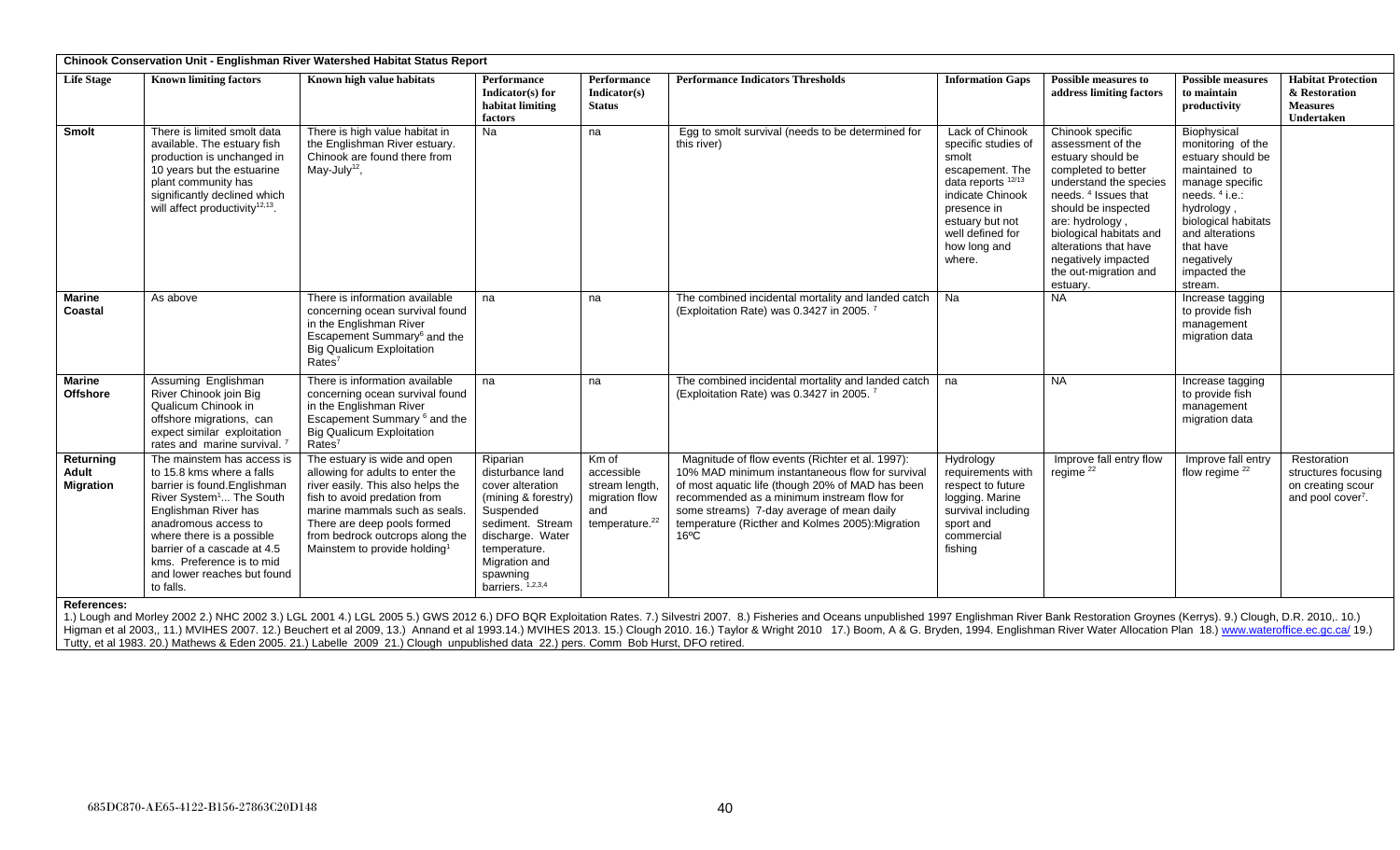| Chinook Conservation Unit - Englishman River Watershed Habitat Status Report | | | | | | | | | |
|---|---|---|---|---|---|---|---|---|---|
| **Life Stage** | **Known limiting factors** | **Known high value habitats** | **Performance Indicator(s) for habitat limiting factors** | **Performance Indicator(s) Status** | **Performance Indicators Thresholds** | **Information Gaps** | **Possible measures to address limiting factors** | **Possible measures to maintain productivity** | **Habitat Protection & Restoration Measures Undertaken** |
| **Smolt** | There is limited smolt data available. The estuary fish production is unchanged in 10 years but the estuarine plant community has significantly declined which will affect productivity[12,13]. | There is high value habitat in the Englishman River estuary. Chinook are found there from May-July[12], | Na | na | Egg to smolt survival (needs to be determined for this river) | Lack of Chinook specific studies of smolt escapement. The data reports [12/13] indicate Chinook presence in estuary but not well defined for how long and where. | Chinook specific assessment of the estuary should be completed to better understand the species needs. [4] Issues that should be inspected are: hydrology , biological habitats and alterations that have negatively impacted the out-migration and estuary. | Biophysical monitoring of the estuary should be maintained to manage specific needs. [4] i.e.: hydrology , biological habitats and alterations that have negatively impacted the stream. | |
| **Marine Coastal** | As above | There is information available concerning ocean survival found in the Englishman River Escapement Summary[6] and the Big Qualicum Exploitation Rates[7] | na | na | The combined incidental mortality and landed catch (Exploitation Rate) was 0.3427 in 2005. [7] | Na | NA | Increase tagging to provide fish management migration data | |
| **Marine Offshore** | Assuming Englishman River Chinook join Big Qualicum Chinook in offshore migrations, can expect similar exploitation rates and marine survival. [7] | There is information available concerning ocean survival found in the Englishman River Escapement Summary [6] and the Big Qualicum Exploitation Rates[7] | na | na | The combined incidental mortality and landed catch (Exploitation Rate) was 0.3427 in 2005. [7] | na | NA | Increase tagging to provide fish management migration data | |
| **Returning Adult Migration** | The mainstem has access is to 15.8 kms where a falls barrier is found.Englishman River System[1]... The South Englishman River has anadromous access to where there is a possible barrier of a cascade at 4.5 kms. Preference is to mid and lower reaches but found to falls. | The estuary is wide and open allowing for adults to enter the river easily. This also helps the fish to avoid predation from marine mammals such as seals. There are deep pools formed from bedrock outcrops along the Mainstem to provide holding[1] | Riparian disturbance land cover alteration (mining & forestry) Suspended sediment. Stream discharge. Water temperature. Migration and spawning barriers. [1,2,3,4] | Km of accessible stream length, migration flow and temperature.[22] | Magnitude of flow events (Richter et al. 1997): 10% MAD minimum instantaneous flow for survival of most aquatic life (though 20% of MAD has been recommended as a minimum instream flow for some streams) 7-day average of mean daily temperature (Ricther and Kolmes 2005):Migration 16ºC | Hydrology requirements with respect to future logging. Marine survival including sport and commercial fishing | Improve fall entry flow regime [22] | Improve fall entry flow regime [22] | Restoration structures focusing on creating scour and pool cover[7]. |

**References:**

1.) Lough and Morley 2002 2.) NHC 2002 3.) LGL 2001 4.) LGL 2005 5.) GWS 2012 6.) DFO BQR Exploitation Rates. 7.) Silvestri 2007. 8.) Fisheries and Oceans unpublished 1997 Englishman River Bank Restoration Groynes (Kerrys). 9.) Clough, D.R. 2010,. 10.) Higman et al 2003,, 11.) MVIHES 2007. 12.) Beuchert et al 2009, 13.) Annand et al 1993.14.) MVIHES 2013. 15.) Clough 2010. 16.) Taylor & Wright 2010 17.) Boom, A & G. Bryden, 1994. Englishman River Water Allocation Plan 18.) www.wateroffice.ec.gc.ca/ 19.) Tutty, et al 1983. 20.) Mathews & Eden 2005. 21.) Labelle 2009 21.) Clough unpublished data 22.) pers. Comm Bob Hurst, DFO retired.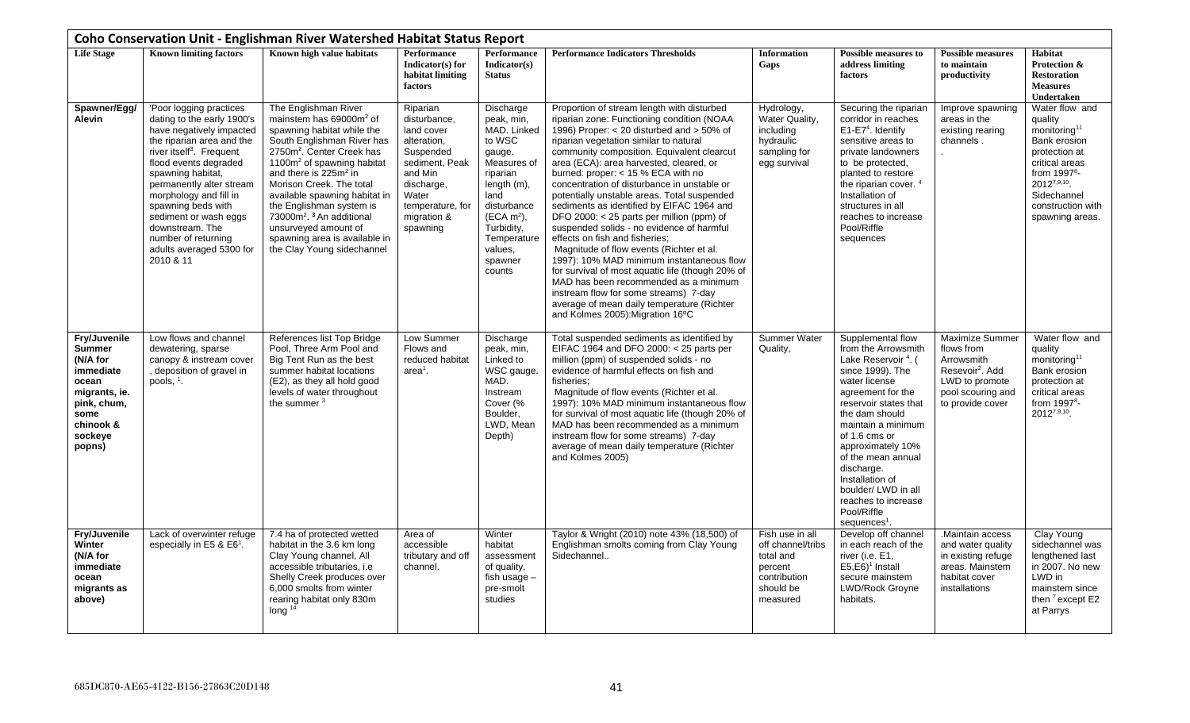## Coho Conservation Unit - Englishman River Watershed Habitat Status Report

| Life Stage | Known limiting factors | Known high value habitats | Performance Indicator(s) for habitat limiting factors | Performance Indicator(s) Status | Performance Indicators Thresholds | Information Gaps | Possible measures to address limiting factors | Possible measures to maintain productivity | Habitat Protection & Restoration Measures Undertaken |
|---|---|---|---|---|---|---|---|---|---|
| **Spawner/Egg/ Alevin** | 'Poor logging practices dating to the early 1900's have negatively impacted the riparian area and the river itself[3]. Frequent flood events degraded spawning habitat, permanently alter stream morphology and fill in spawning beds with sediment or wash eggs downstream. The number of returning adults averaged 5300 for 2010 & 11 | The Englishman River mainstem has 69000m$^2$ of spawning habitat while the South Englishman River has 2750m$^2$. Center Creek has 1100m$^2$ of spawning habitat and there is 225m$^2$ in Morison Creek. The total available spawning habitat in the Englishman system is 73000m$^2$. [3] An additional unsurveyed amount of spawning area is available in the Clay Young sidechannel | Riparian disturbance, land cover alteration, Suspended sediment, Peak and Min discharge, Water temperature, for migration & spawning | Discharge peak, min, MAD. Linked to WSC gauge. Measures of riparian length (m), land disturbance (ECA m$^2$), Turbidity, Temperature values, spawner counts | Proportion of stream length with disturbed riparian zone: Functioning condition (NOAA 1996) Proper: < 20 disturbed and > 50% of riparian vegetation similar to natural community composition. Equivalent clearcut area (ECA): area harvested, cleared, or burned: proper: < 15 % ECA with no concentration of disturbance in unstable or potentially unstable areas. Total suspended sediments as identified by EIFAC 1964 and DFO 2000: < 25 parts per million (ppm) of suspended solids - no evidence of harmful effects on fish and fisheries; Magnitude of flow events (Richter et al. 1997): 10% MAD minimum instantaneous flow for survival of most aquatic life (though 20% of MAD has been recommended as a minimum instream flow for some streams) 7-day average of mean daily temperature (Richter and Kolmes 2005):Migration 16ºC | Hydrology, Water Quality, including hydraulic sampling for egg survival | Securing the riparian corridor in reaches E1-E7[4]. Identify sensitive areas to private landowners to be protected, planted to restore the riparian cover. [4] Installation of structures in all reaches to increase Pool/Riffle sequences | Improve spawning areas in the existing rearing channels . | Water flow and quality monitoring[11] Bank erosion protection at critical areas from 1997[8]-2012[7,9,10]. Sidechannel construction with spawning areas. |
| **Fry/Juvenile Summer (N/A for immediate ocean migrants, ie. pink, chum, some chinook & sockeye popns)** | Low flows and channel dewatering, sparse canopy & instream cover , deposition of gravel in pools, [1]. | References list Top Bridge Pool, Three Arm Pool and Big Tent Run as the best summer habitat locations (E2), as they all hold good levels of water throughout the summer [3] | Low Summer Flows and reduced habitat area[1]. | Discharge peak, min, Linked to WSC gauge. MAD. Instream Cover (% Boulder, LWD, Mean Depth) | Total suspended sediments as identified by EIFAC 1964 and DFO 2000: < 25 parts per million (ppm) of suspended solids - no evidence of harmful effects on fish and fisheries; Magnitude of flow events (Richter et al. 1997): 10% MAD minimum instantaneous flow for survival of most aquatic life (though 20% of MAD has been recommended as a minimum instream flow for some streams) 7-day average of mean daily temperature (Richter and Kolmes 2005) | Summer Water Quality, | Supplemental flow from the Arrowsmith Lake Reservoir [4]. ( since 1999). The water license agreement for the reservoir states that the dam should maintain a minimum of 1.6 cms or approximately 10% of the mean annual discharge. Installation of boulder/ LWD in all reaches to increase Pool/Riffle sequences[1]. | Maximize Summer flows from Arrowsmith Resevoir[2]. Add LWD to promote pool scouring and to provide cover | Water flow and quality monitoring[11] Bank erosion protection at critical areas from 1997[8]-2012[7,9,10]. |
| **Fry/Juvenile Winter (N/A for immediate ocean migrants as above)** | Lack of overwinter refuge especially in E5 & E6[1]. | 7.4 ha of protected wetted habitat in the 3.6 km long Clay Young channel, All accessible tributaries, i.e Shelly Creek produces over 6,000 smolts from winter rearing habitat only 830m long [14] | Area of accessible tributary and off channel. | Winter habitat assessment of quality, fish usage – pre-smolt studies | Taylor & Wright (2010) note 43% (18,500) of Englishman smolts coming from Clay Young Sidechannel.. | Fish use in all off channel/tribs total and percent contribution should be measured | Develop off channel in each reach of the river (i.e. E1, E5,E6)[1] Install secure mainstem LWD/Rock Groyne habitats. | .Maintain access and water quality in existing refuge areas. Mainstem habitat cover installations | Clay Young sidechannel was lengthened last in 2007. No new LWD in mainstem since then [7] except E2 at Parrys |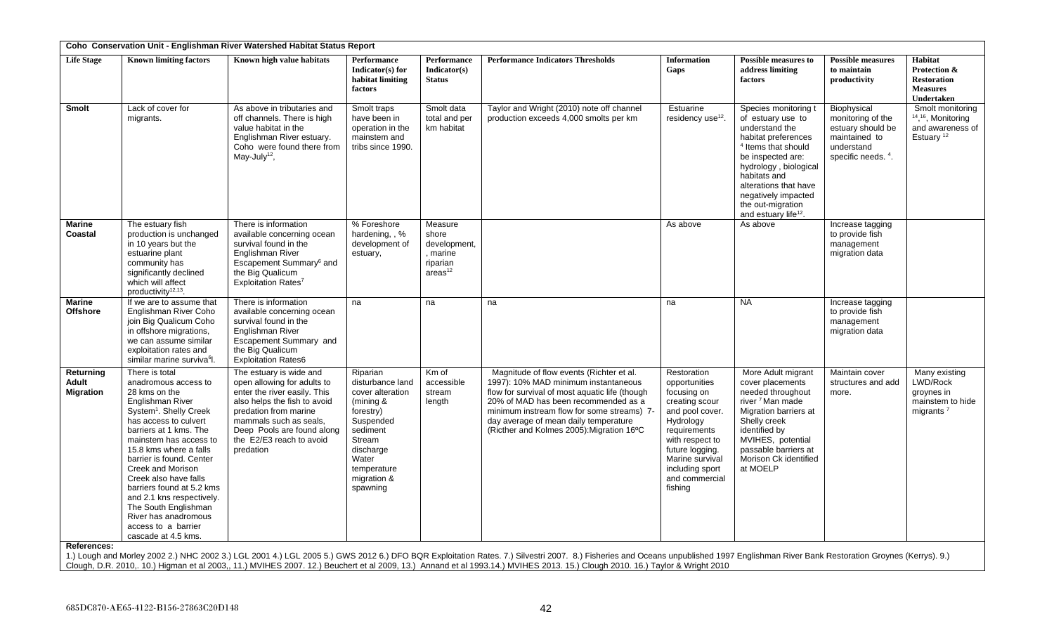**Coho Conservation Unit - Englishman River Watershed Habitat Status Report**

| Life Stage | Known limiting factors | Known high value habitats | Performance Indicator(s) for habitat limiting factors | Performance Indicator(s) Status | Performance Indicators Thresholds | Information Gaps | Possible measures to address limiting factors | Possible measures to maintain productivity | Habitat Protection & Restoration Measures Undertaken |
|---|---|---|---|---|---|---|---|---|---|
| **Smolt** | Lack of cover for migrants. | As above in tributaries and off channels. There is high value habitat in the Englishman River estuary. Coho were found there from May-July[12], | Smolt traps have been in operation in the mainstem and tribs since 1990. | Smolt data total and per km habitat | Taylor and Wright (2010) note off channel production exceeds 4,000 smolts per km | Estuarine residency use[12]. | Species monitoring t of estuary use to understand the habitat preferences [4] Items that should be inspected are: hydrology , biological habitats and alterations that have negatively impacted the out-migration and estuary life[12]. | Biophysical monitoring of the estuary should be maintained to understand specific needs. [4]. | Smolt monitoring [14,16], Monitoring and awareness of Estuary [12] |
| **Marine Coastal** | The estuary fish production is unchanged in 10 years but the estuarine plant community has significantly declined which will affect productivity[12,13]. | There is information available concerning ocean survival found in the Englishman River Escapement Summary[6] and the Big Qualicum Exploitation Rates[7] | % Foreshore hardening, , % development of estuary, | Measure shore development, , marine riparian areas[12] | | As above | As above | Increase tagging to provide fish management migration data | |
| **Marine Offshore** | If we are to assume that Englishman River Coho join Big Qualicum Coho in offshore migrations, we can assume similar exploitation rates and similar marine surviva[6]l. | There is information available concerning ocean survival found in the Englishman River Escapement Summary and the Big Qualicum Exploitation Rates6 | na | na | na | na | NA | Increase tagging to provide fish management migration data | |
| **Returning Adult Migration** | There is total anadromous access to 28 kms on the Englishman River System[1]. Shelly Creek has access to culvert barriers at 1 kms. The mainstem has access to 15.8 kms where a falls barrier is found. Center Creek and Morison Creek also have falls barriers found at 5.2 kms and 2.1 kns respectively. The South Englishman River has anadromous access to a barrier cascade at 4.5 kms. | The estuary is wide and open allowing for adults to enter the river easily. This also helps the fish to avoid predation from marine mammals such as seals, Deep Pools are found along the E2/E3 reach to avoid predation | Riparian disturbance land cover alteration (mining & forestry) Suspended sediment Stream discharge Water temperature migration & spawning | Km of accessible stream length | Magnitude of flow events (Richter et al. 1997): 10% MAD minimum instantaneous flow for survival of most aquatic life (though 20% of MAD has been recommended as a minimum instream flow for some streams) 7-day average of mean daily temperature (Ricther and Kolmes 2005):Migration 16ºC | Restoration opportunities focusing on creating scour and pool cover. Hydrology requirements with respect to future logging. Marine survival including sport and commercial fishing | More Adult migrant cover placements needed throughout river [7] Man made Migration barriers at Shelly creek identified by MVIHES, potential passable barriers at Morison Ck identified at MOELP | Maintain cover structures and add more. | Many existing LWD/Rock groynes in mainstem to hide migrants [7] |

**References:**

1.) Lough and Morley 2002 2.) NHC 2002 3.) LGL 2001 4.) LGL 2005 5.) GWS 2012 6.) DFO BQR Exploitation Rates. 7.) Silvestri 2007. 8.) Fisheries and Oceans unpublished 1997 Englishman River Bank Restoration Groynes (Kerrys). 9.) Clough, D.R. 2010,. 10.) Higman et al 2003,, 11.) MVIHES 2007. 12.) Beuchert et al 2009, 13.) Annand et al 1993.14.) MVIHES 2013. 15.) Clough 2010. 16.) Taylor & Wright 2010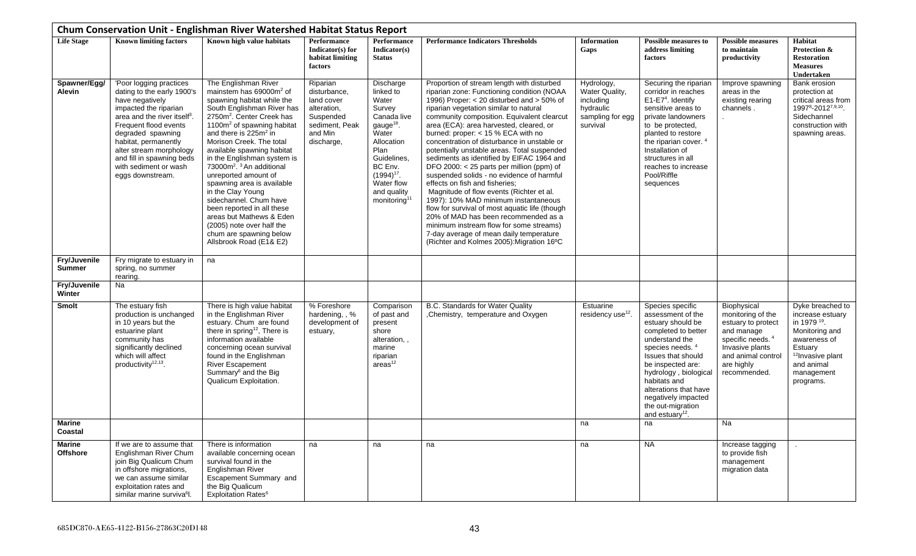## Chum Conservation Unit - Englishman River Watershed Habitat Status Report

| Life Stage | Known limiting factors | Known high value habitats | Performance Indicator(s) for habitat limiting factors | Performance Indicator(s) Status | Performance Indicators Thresholds | Information Gaps | Possible measures to address limiting factors | Possible measures to maintain productivity | Habitat Protection & Restoration Measures Undertaken |
|---|---|---|---|---|---|---|---|---|---|
| Spawner/Egg/ Alevin | 'Poor logging practices dating to the early 1900's have negatively impacted the riparian area and the river itself[3]. Frequent flood events degraded spawning habitat, permanently alter stream morphology and fill in spawning beds with sediment or wash eggs downstream. | The Englishman River mainstem has 69000m² of spawning habitat while the South Englishman River has 2750m². Center Creek has 1100m² of spawning habitat and there is 225m² in Morison Creek. The total available spawning habitat in the Englishman system is 73000m². [3] An additional unreported amount of spawning area is available in the Clay Young sidechannel. Chum have been reported in all these areas but Mathews & Eden (2005) note over half the chum are spawning below Allsbrook Road (E1& E2) | Riparian disturbance, land cover alteration, Suspended sediment, Peak and Min discharge, | Discharge linked to Water Survey Canada live gauge[18]. Water Allocation Plan Guidelines, BC Env. (1994)[17]. Water flow and quality monitoring[11] | Proportion of stream length with disturbed riparian zone: Functioning condition (NOAA 1996) Proper: < 20 disturbed and > 50% of riparian vegetation similar to natural community composition. Equivalent clearcut area (ECA): area harvested, cleared, or burned: proper: < 15 % ECA with no concentration of disturbance in unstable or potentially unstable areas. Total suspended sediments as identified by EIFAC 1964 and DFO 2000: < 25 parts per million (ppm) of suspended solids - no evidence of harmful effects on fish and fisheries; Magnitude of flow events (Richter et al. 1997): 10% MAD minimum instantaneous flow for survival of most aquatic life (though 20% of MAD has been recommended as a minimum instream flow for some streams) 7-day average of mean daily temperature (Richter and Kolmes 2005):Migration 16ºC | Hydrology, Water Quality, including hydraulic sampling for egg survival | Securing the riparian corridor in reaches E1-E7[4]. Identify sensitive areas to private landowners to be protected, planted to restore the riparian cover. [4] Installation of structures in all reaches to increase Pool/Riffle sequences | Improve spawning areas in the existing rearing channels . . | Bank erosion protection at critical areas from 1997[8]-2012[7,9,10]. Sidechannel construction with spawning areas. |
| Fry/Juvenile Summer | Fry migrate to estuary in spring, no summer rearing. | na | | | | | | | |
| Fry/Juvenile Winter | Na | | | | | | | | |
| Smolt | The estuary fish production is unchanged in 10 years but the estuarine plant community has significantly declined which will affect productivity[12,13]. | There is high value habitat in the Englishman River estuary. Chum are found there in spring[12], There is information available concerning ocean survival found in the Englishman River Escapement Summary[6] and the Big Qualicum Exploitation. | % Foreshore hardening, , % development of estuary, | Comparison of past and present shore alteration, , marine riparian areas[12] | B.C. Standards for Water Quality ,Chemistry, temperature and Oxygen | Estuarine residency use[12]. | Species specific assessment of the estuary should be completed to better understand the species needs. [4] Issues that should be inspected are: hydrology , biological habitats and alterations that have negatively impacted the out-migration and estuary[12]. | Biophysical monitoring of the estuary to protect and manage specific needs. [4] Invasive plants and animal control are highly recommended. | Dyke breached to increase estuary in 1979 [19]. Monitoring and awareness of Estuary [12]Invasive plant and animal management programs. |
| Marine Coastal | | | | | | na | na | Na | |
| Marine Offshore | If we are to assume that Englishman River Chum join Big Qualicum Chum in offshore migrations, we can assume similar exploitation rates and similar marine surviva[6]l. | There is information available concerning ocean survival found in the Englishman River Escapement Summary and the Big Qualicum Exploitation Rates[6] | na | na | na | na | NA | Increase tagging to provide fish management migration data | . |

685DC870-AE65-4122-B156-27863C20D148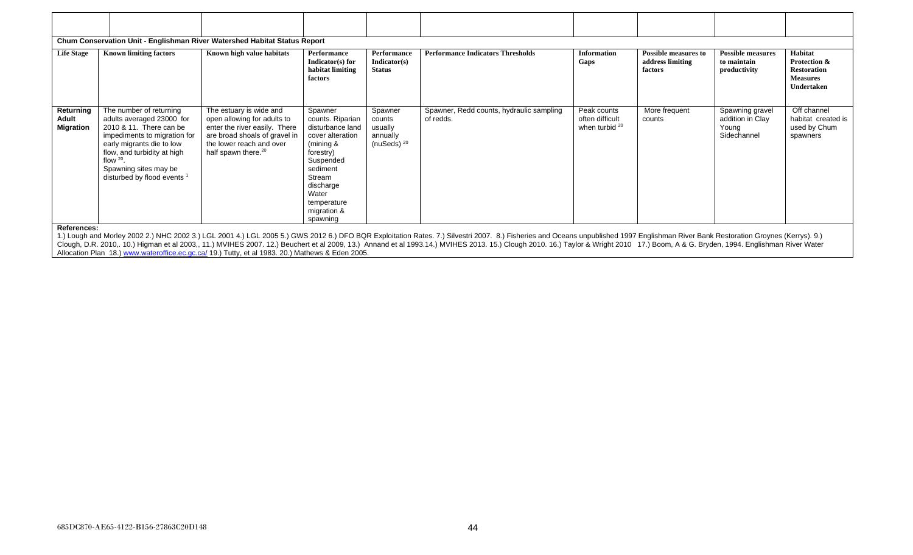**Chum Conservation Unit - Englishman River Watershed Habitat Status Report**

| Life Stage | Known limiting factors | Known high value habitats | Performance Indicator(s) for habitat limiting factors | Performance Indicator(s) Status | Performance Indicators Thresholds | Information Gaps | Possible measures to address limiting factors | Possible measures to maintain productivity | Habitat Protection & Restoration Measures Undertaken |
|---|---|---|---|---|---|---|---|---|---|
| **Returning Adult Migration** | The number of returning adults averaged 23000 for 2010 & 11. There can be impediments to migration for early migrants die to low flow, and turbidity at high flow [20]. Spawning sites may be disturbed by flood events [1] | The estuary is wide and open allowing for adults to enter the river easily. There are broad shoals of gravel in the lower reach and over half spawn there.[20] | Spawner counts. Riparian disturbance land cover alteration (mining & forestry) Suspended sediment Stream discharge Water temperature migration & spawning | Spawner counts usually annually (nuSeds) [20] | Spawner, Redd counts, hydraulic sampling of redds. | Peak counts often difficult when turbid [20] | More frequent counts | Spawning gravel addition in Clay Young Sidechannel | Off channel habitat created is used by Chum spawners |

**References:**

1.) Lough and Morley 2002 2.) NHC 2002 3.) LGL 2001 4.) LGL 2005 5.) GWS 2012 6.) DFO BQR Exploitation Rates. 7.) Silvestri 2007. 8.) Fisheries and Oceans unpublished 1997 Englishman River Bank Restoration Groynes (Kerrys). 9.) Clough, D.R. 2010,. 10.) Higman et al 2003,, 11.) MVIHES 2007. 12.) Beuchert et al 2009, 13.) Annand et al 1993.14.) MVIHES 2013. 15.) Clough 2010. 16.) Taylor & Wright 2010 17.) Boom, A & G. Bryden, 1994. Englishman River Water Allocation Plan 18.) www.wateroffice.ec.gc.ca/ 19.) Tutty, et al 1983. 20.) Mathews & Eden 2005.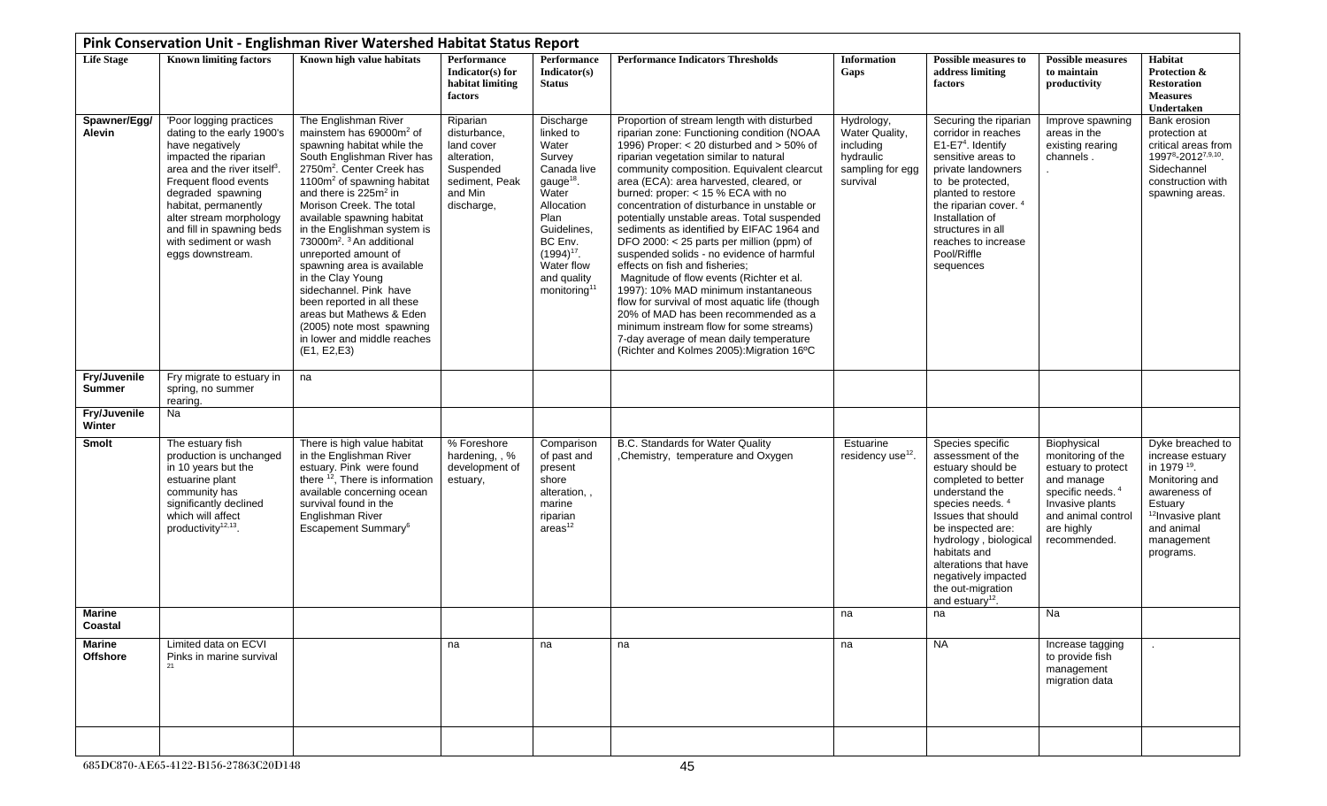## Pink Conservation Unit - Englishman River Watershed Habitat Status Report

| Life Stage | Known limiting factors | Known high value habitats | Performance Indicator(s) for habitat limiting factors | Performance Indicator(s) Status | Performance Indicators Thresholds | Information Gaps | Possible measures to address limiting factors | Possible measures to maintain productivity | Habitat Protection & Restoration Measures Undertaken |
|---|---|---|---|---|---|---|---|---|---|
| Spawner/Egg/ Alevin | 'Poor logging practices dating to the early 1900's have negatively impacted the riparian area and the river itself[3]. Frequent flood events degraded spawning habitat, permanently alter stream morphology and fill in spawning beds with sediment or wash eggs downstream. | The Englishman River mainstem has 69000m$^2$ of spawning habitat while the South Englishman River has 2750m$^2$. Center Creek has 1100m$^2$ of spawning habitat and there is 225m$^2$ in Morison Creek. The total available spawning habitat in the Englishman system is 73000m$^2$. [3] An additional unreported amount of spawning area is available in the Clay Young sidechannel. Pink have been reported in all these areas but Mathews & Eden (2005) note most spawning in lower and middle reaches (E1, E2,E3) | Riparian disturbance, land cover alteration, Suspended sediment, Peak and Min discharge, | Discharge linked to Water Survey Canada live gauge[18]. Water Allocation Plan Guidelines, BC Env. (1994)[17]. Water flow and quality monitoring[11] | Proportion of stream length with disturbed riparian zone: Functioning condition (NOAA 1996) Proper: < 20 disturbed and > 50% of riparian vegetation similar to natural community composition. Equivalent clearcut area (ECA): area harvested, cleared, or burned: proper: < 15 % ECA with no concentration of disturbance in unstable or potentially unstable areas. Total suspended sediments as identified by EIFAC 1964 and DFO 2000: < 25 parts per million (ppm) of suspended solids - no evidence of harmful effects on fish and fisheries; Magnitude of flow events (Richter et al. 1997): 10% MAD minimum instantaneous flow for survival of most aquatic life (though 20% of MAD has been recommended as a minimum instream flow for some streams) 7-day average of mean daily temperature (Richter and Kolmes 2005):Migration 16ºC | Hydrology, Water Quality, including hydraulic sampling for egg survival | Securing the riparian corridor in reaches E1-E7[4]. Identify sensitive areas to private landowners to be protected, planted to restore the riparian cover. [4] Installation of structures in all reaches to increase Pool/Riffle sequences | Improve spawning areas in the existing rearing channels . . | Bank erosion protection at critical areas from 1997[8]-2012[7,9,10]. Sidechannel construction with spawning areas. |
| Fry/Juvenile Summer | Fry migrate to estuary in spring, no summer rearing. | na | | | | | | | |
| Fry/Juvenile Winter | Na | | | | | | | | |
| Smolt | The estuary fish production is unchanged in 10 years but the estuarine plant community has significantly declined which will affect productivity[12,13]. | There is high value habitat in the Englishman River estuary. Pink were found there [12], There is information available concerning ocean survival found in the Englishman River Escapement Summary[6] | % Foreshore hardening, , % development of estuary, | Comparison of past and present shore alteration, , marine riparian areas[12] | B.C. Standards for Water Quality ,Chemistry, temperature and Oxygen | Estuarine residency use[12]. | Species specific assessment of the estuary should be completed to better understand the species needs. [4] Issues that should be inspected are: hydrology , biological habitats and alterations that have negatively impacted the out-migration and estuary[12]. | Biophysical monitoring of the estuary to protect and manage specific needs. [4] Invasive plants and animal control are highly recommended. | Dyke breached to increase estuary in 1979 [19]. Monitoring and awareness of Estuary [12]Invasive plant and animal management programs. |
| Marine Coastal | | | | | | na | na | Na | |
| Marine Offshore | Limited data on ECVI Pinks in marine survival [21] | | na | na | na | na | NA | Increase tagging to provide fish management migration data | . |
| | | | | | | | | | |

685DC870-AE65-4122-B156-27863C20D148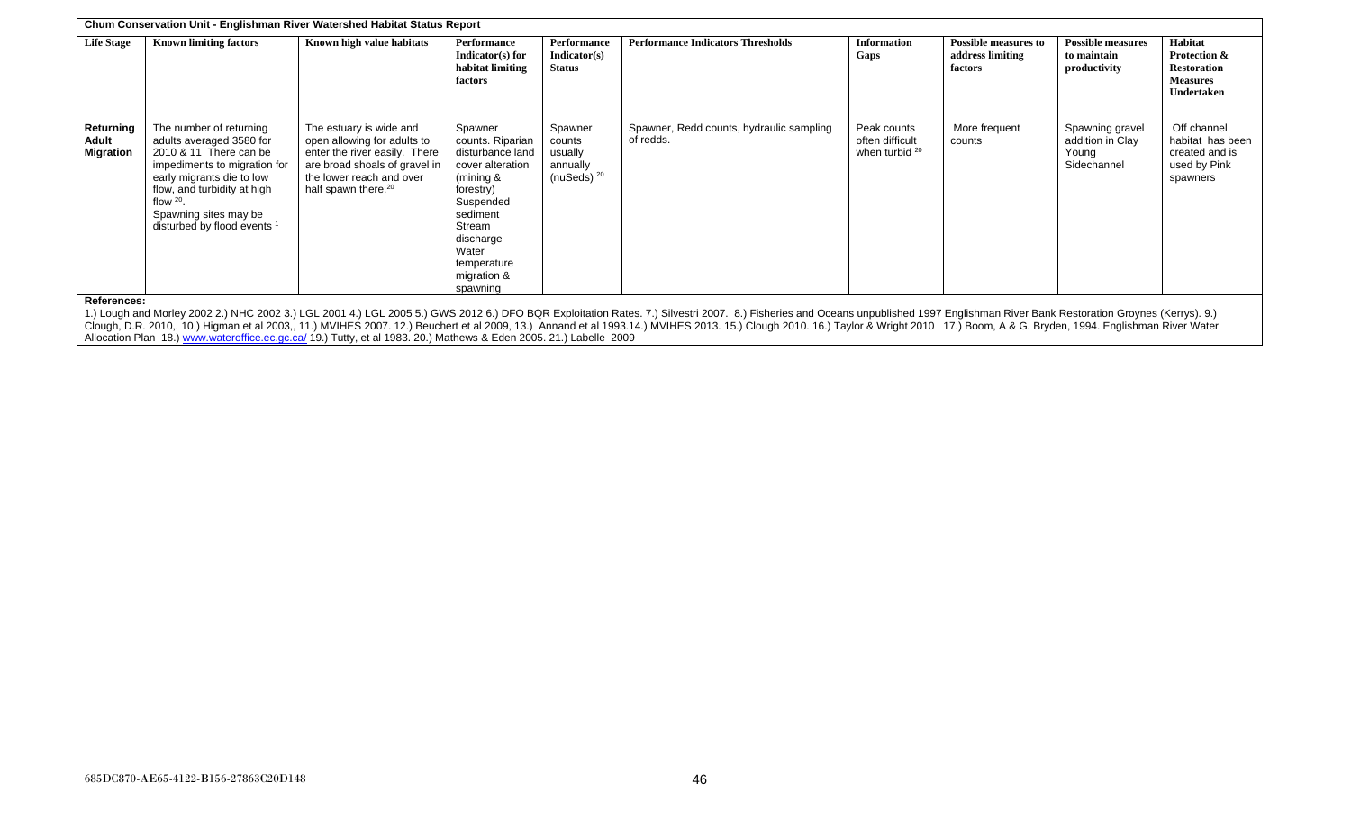**Chum Conservation Unit - Englishman River Watershed Habitat Status Report**

| Life Stage | Known limiting factors | Known high value habitats | Performance Indicator(s) for habitat limiting factors | Performance Indicator(s) Status | Performance Indicators Thresholds | Information Gaps | Possible measures to address limiting factors | Possible measures to maintain productivity | Habitat Protection & Restoration Measures Undertaken |
|---|---|---|---|---|---|---|---|---|---|
| **Returning Adult Migration** | The number of returning adults averaged 3580 for 2010 & 11 There can be impediments to migration for early migrants die to low flow, and turbidity at high flow [20]. Spawning sites may be disturbed by flood events [1] | The estuary is wide and open allowing for adults to enter the river easily. There are broad shoals of gravel in the lower reach and over half spawn there.[20] | Spawner counts. Riparian disturbance land cover alteration (mining & forestry) Suspended sediment Stream discharge Water temperature migration & spawning | Spawner counts usually annually (nuSeds) [20] | Spawner, Redd counts, hydraulic sampling of redds. | Peak counts often difficult when turbid [20] | More frequent counts | Spawning gravel addition in Clay Young Sidechannel | Off channel habitat has been created and is used by Pink spawners |

**References:**

1.) Lough and Morley 2002 2.) NHC 2002 3.) LGL 2001 4.) LGL 2005 5.) GWS 2012 6.) DFO BQR Exploitation Rates. 7.) Silvestri 2007. 8.) Fisheries and Oceans unpublished 1997 Englishman River Bank Restoration Groynes (Kerrys). 9.) Clough, D.R. 2010,. 10.) Higman et al 2003,. 11.) MVIHES 2007. 12.) Beuchert et al 2009, 13.) Annand et al 1993.14.) MVIHES 2013. 15.) Clough 2010. 16.) Taylor & Wright 2010 17.) Boom, A & G. Bryden, 1994. Englishman River Water Allocation Plan 18.) www.wateroffice.ec.gc.ca/ 19.) Tutty, et al 1983. 20.) Mathews & Eden 2005. 21.) Labelle 2009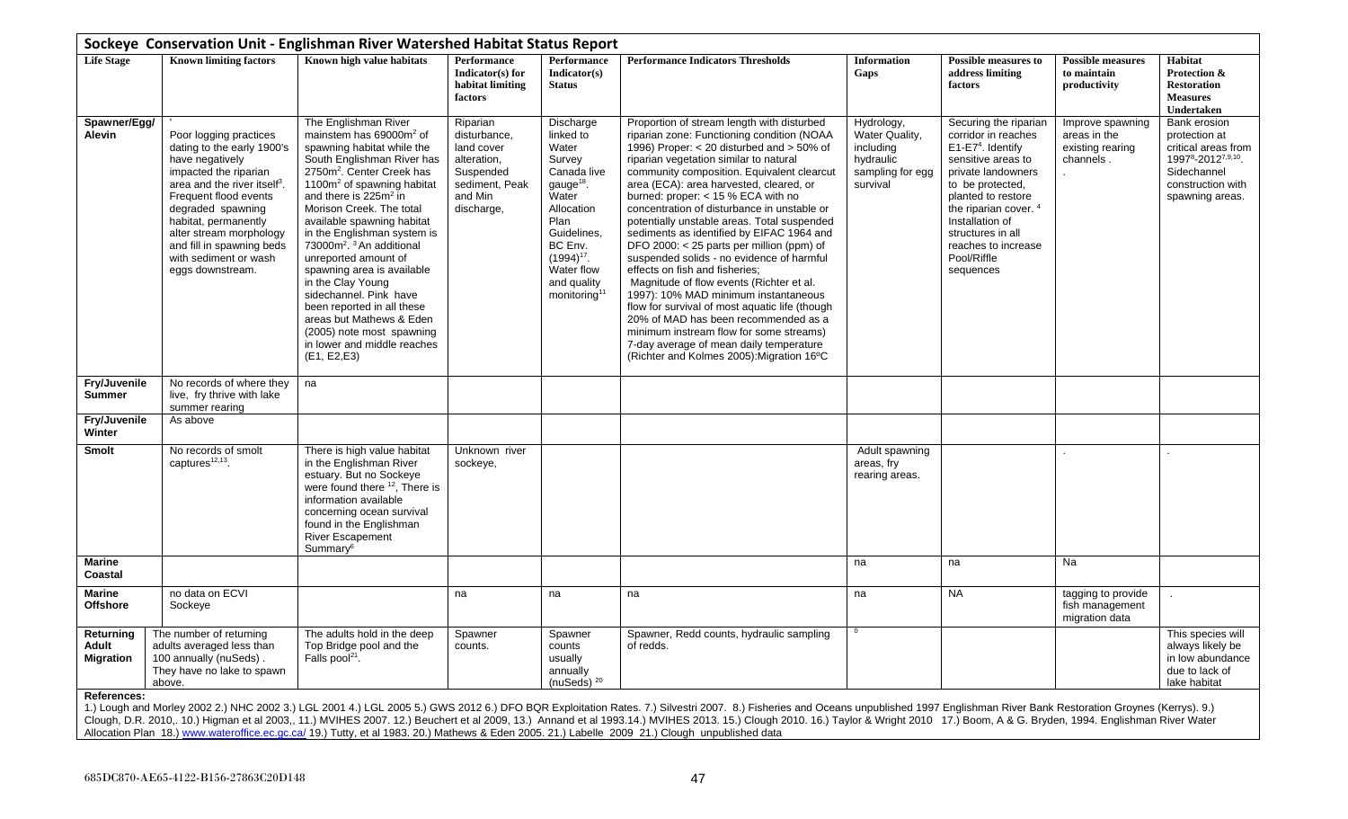## Sockeye Conservation Unit - Englishman River Watershed Habitat Status Report

| Life Stage | Known limiting factors | Known high value habitats | Performance Indicator(s) for habitat limiting factors | Performance Indicator(s) Status | Performance Indicators Thresholds | Information Gaps | Possible measures to address limiting factors | Possible measures to maintain productivity | Habitat Protection & Restoration Measures Undertaken |
|---|---|---|---|---|---|---|---|---|---|
| Spawner/Egg/ Alevin | ' Poor logging practices dating to the early 1900's have negatively impacted the riparian area and the river itself[3]. Frequent flood events degraded spawning habitat, permanently alter stream morphology and fill in spawning beds with sediment or wash eggs downstream. | The Englishman River mainstem has 69000m$^2$ of spawning habitat while the South Englishman River has 2750m$^2$. Center Creek has 1100m$^2$ of spawning habitat and there is 225m$^2$ in Morison Creek. The total available spawning habitat in the Englishman system is 73000m$^2$. [3] An additional unreported amount of spawning area is available in the Clay Young sidechannel. Pink have been reported in all these areas but Mathews & Eden (2005) note most spawning in lower and middle reaches (E1, E2,E3) | Riparian disturbance, land cover alteration, Suspended sediment, Peak and Min discharge, | Discharge linked to Water Survey Canada live gauge[18]. Water Allocation Plan Guidelines, BC Env. (1994)[17]. Water flow and quality monitoring[11] | Proportion of stream length with disturbed riparian zone: Functioning condition (NOAA 1996) Proper: < 20 disturbed and > 50% of riparian vegetation similar to natural community composition. Equivalent clearcut area (ECA): area harvested, cleared, or burned: proper: < 15 % ECA with no concentration of disturbance in unstable or potentially unstable areas. Total suspended sediments as identified by EIFAC 1964 and DFO 2000: < 25 parts per million (ppm) of suspended solids - no evidence of harmful effects on fish and fisheries; Magnitude of flow events (Richter et al. 1997): 10% MAD minimum instantaneous flow for survival of most aquatic life (though 20% of MAD has been recommended as a minimum instream flow for some streams) 7-day average of mean daily temperature (Richter and Kolmes 2005):Migration 16ºC | Hydrology, Water Quality, including hydraulic sampling for egg survival | Securing the riparian corridor in reaches E1-E7[4]. Identify sensitive areas to private landowners to be protected, planted to restore the riparian cover. [4] Installation of structures in all reaches to increase Pool/Riffle sequences | Improve spawning areas in the existing rearing channels . . | Bank erosion protection at critical areas from 1997[8]-2012[7,9,10]. Sidechannel construction with spawning areas. |
| Fry/Juvenile Summer | No records of where they live, fry thrive with lake summer rearing | na | | | | | | | |
| Fry/Juvenile Winter | As above | | | | | | | | |
| Smolt | No records of smolt captures[12,13]. | There is high value habitat in the Englishman River estuary. But no Sockeye were found there [12], There is information available concerning ocean survival found in the Englishman River Escapement Summary[6] | Unknown river sockeye, | | | Adult spawning areas, fry rearing areas. | | . | . |
| Marine Coastal | | | | | | na | na | Na | |
| Marine Offshore | no data on ECVI Sockeye | | na | na | na | na | NA | tagging to provide fish management migration data | . |
| Returning Adult Migration | The number of returning adults averaged less than 100 annually (nuSeds) . They have no lake to spawn above. | The adults hold in the deep Top Bridge pool and the Falls pool[21]. | Spawner counts. | Spawner counts usually annually (nuSeds) [20] | Spawner, Redd counts, hydraulic sampling of redds. | [0] | | | This species will always likely be in low abundance due to lack of lake habitat |

**References:**
1.) Lough and Morley 2002 2.) NHC 2002 3.) LGL 2001 4.) LGL 2005 5.) GWS 2012 6.) DFO BQR Exploitation Rates. 7.) Silvestri 2007. 8.) Fisheries and Oceans unpublished 1997 Englishman River Bank Restoration Groynes (Kerrys). 9.) Clough, D.R. 2010,. 10.) Higman et al 2003,, 11.) MVIHES 2007. 12.) Beuchert et al 2009, 13.) Annand et al 1993.14.) MVIHES 2013. 15.) Clough 2010. 16.) Taylor & Wright 2010 17.) Boom, A & G. Bryden, 1994. Englishman River Water Allocation Plan 18.) www.wateroffice.ec.gc.ca/ 19.) Tutty, et al 1983. 20.) Mathews & Eden 2005. 21.) Labelle 2009 21.) Clough unpublished data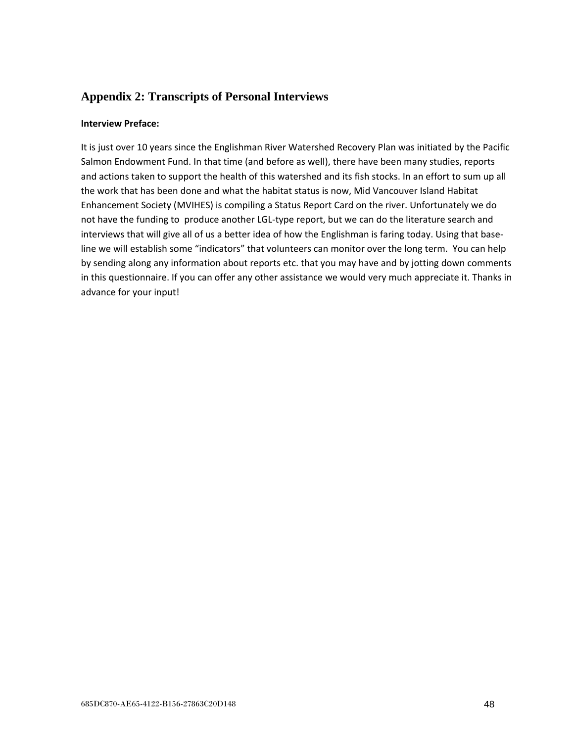## Appendix 2: Transcripts of Personal Interviews

**Interview Preface:**

It is just over 10 years since the Englishman River Watershed Recovery Plan was initiated by the Pacific Salmon Endowment Fund. In that time (and before as well), there have been many studies, reports and actions taken to support the health of this watershed and its fish stocks. In an effort to sum up all the work that has been done and what the habitat status is now, Mid Vancouver Island Habitat Enhancement Society (MVIHES) is compiling a Status Report Card on the river. Unfortunately we do not have the funding to produce another LGL-type report, but we can do the literature search and interviews that will give all of us a better idea of how the Englishman is faring today. Using that base-line we will establish some "indicators" that volunteers can monitor over the long term. You can help by sending along any information about reports etc. that you may have and by jotting down comments in this questionnaire. If you can offer any other assistance we would very much appreciate it. Thanks in advance for your input!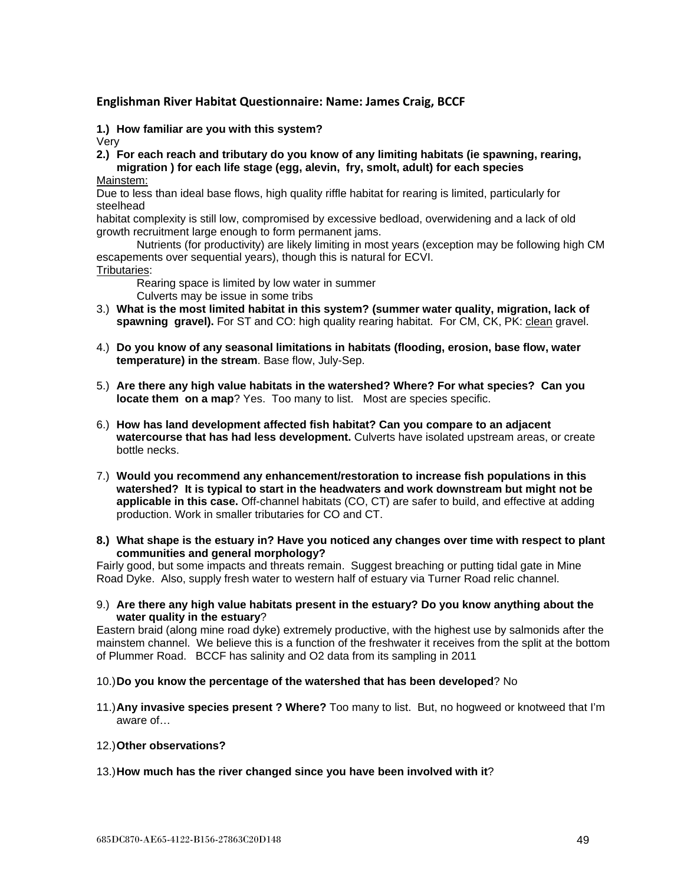### Englishman River Habitat Questionnaire: Name: James Craig, BCCF

**1.) How familiar are you with this system?**

Very

**2.) For each reach and tributary do you know of any limiting habitats (ie spawning, rearing, migration ) for each life stage (egg, alevin, fry, smolt, adult) for each species**

Mainstem:

Due to less than ideal base flows, high quality riffle habitat for rearing is limited, particularly for steelhead

habitat complexity is still low, compromised by excessive bedload, overwidening and a lack of old growth recruitment large enough to form permanent jams.

Nutrients (for productivity) are likely limiting in most years (exception may be following high CM escapements over sequential years), though this is natural for ECVI.

Tributaries:

Rearing space is limited by low water in summer

Culverts may be issue in some tribs

3.) **What is the most limited habitat in this system? (summer water quality, migration, lack of spawning gravel).** For ST and CO: high quality rearing habitat. For CM, CK, PK: clean gravel.

4.) **Do you know of any seasonal limitations in habitats (flooding, erosion, base flow, water temperature) in the stream**. Base flow, July-Sep.

5.) **Are there any high value habitats in the watershed? Where? For what species? Can you locate them on a map**? Yes. Too many to list. Most are species specific.

6.) **How has land development affected fish habitat? Can you compare to an adjacent watercourse that has had less development.** Culverts have isolated upstream areas, or create bottle necks.

7.) **Would you recommend any enhancement/restoration to increase fish populations in this watershed? It is typical to start in the headwaters and work downstream but might not be applicable in this case.** Off-channel habitats (CO, CT) are safer to build, and effective at adding production. Work in smaller tributaries for CO and CT.

**8.) What shape is the estuary in? Have you noticed any changes over time with respect to plant communities and general morphology?**

Fairly good, but some impacts and threats remain. Suggest breaching or putting tidal gate in Mine Road Dyke. Also, supply fresh water to western half of estuary via Turner Road relic channel.

9.) **Are there any high value habitats present in the estuary? Do you know anything about the water quality in the estuary**?

Eastern braid (along mine road dyke) extremely productive, with the highest use by salmonids after the mainstem channel. We believe this is a function of the freshwater it receives from the split at the bottom of Plummer Road. BCCF has salinity and O2 data from its sampling in 2011

10.) **Do you know the percentage of the watershed that has been developed**? No

11.) **Any invasive species present ? Where?** Too many to list. But, no hogweed or knotweed that I'm aware of…

12.) **Other observations?**

13.) **How much has the river changed since you have been involved with it**?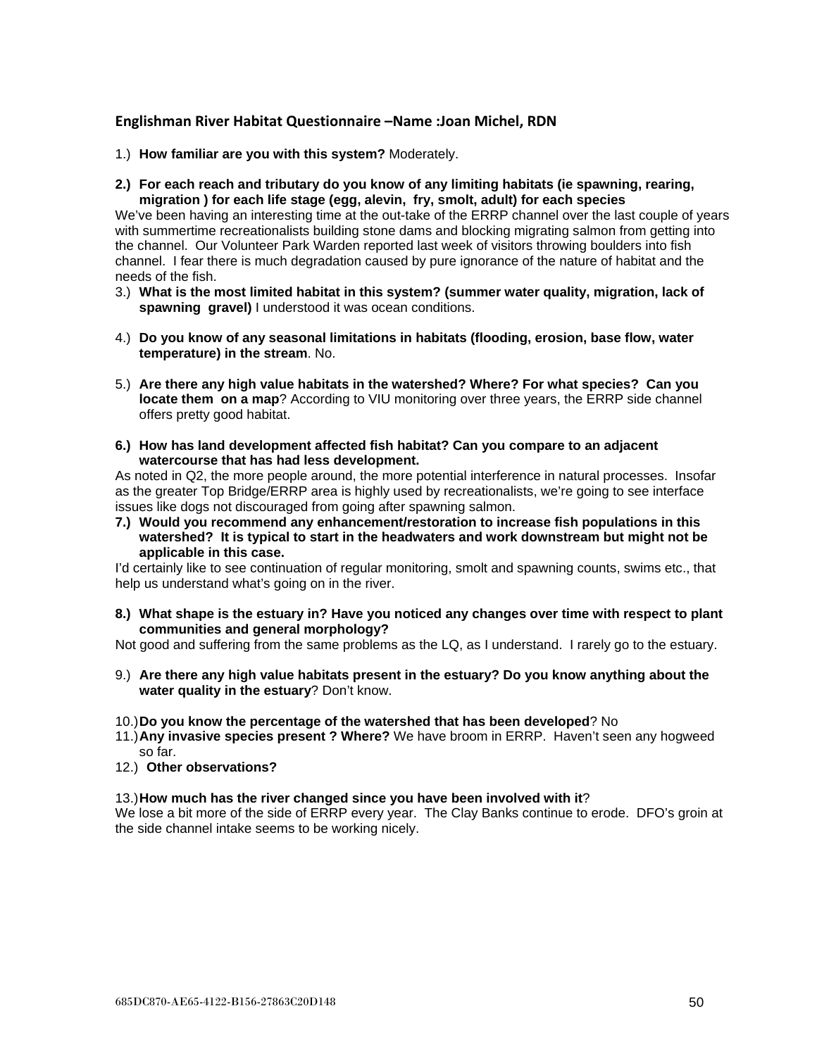### Englishman River Habitat Questionnaire –Name :Joan Michel, RDN

1.) **How familiar are you with this system?** Moderately.

2.) **For each reach and tributary do you know of any limiting habitats (ie spawning, rearing, migration ) for each life stage (egg, alevin, fry, smolt, adult) for each species**

We've been having an interesting time at the out-take of the ERRP channel over the last couple of years with summertime recreationalists building stone dams and blocking migrating salmon from getting into the channel. Our Volunteer Park Warden reported last week of visitors throwing boulders into fish channel. I fear there is much degradation caused by pure ignorance of the nature of habitat and the needs of the fish.

3.) **What is the most limited habitat in this system? (summer water quality, migration, lack of spawning gravel)** I understood it was ocean conditions.

4.) **Do you know of any seasonal limitations in habitats (flooding, erosion, base flow, water temperature) in the stream**. No.

5.) **Are there any high value habitats in the watershed? Where? For what species? Can you locate them on a map**? According to VIU monitoring over three years, the ERRP side channel offers pretty good habitat.

6.) **How has land development affected fish habitat? Can you compare to an adjacent watercourse that has had less development.**

As noted in Q2, the more people around, the more potential interference in natural processes. Insofar as the greater Top Bridge/ERRP area is highly used by recreationalists, we're going to see interface issues like dogs not discouraged from going after spawning salmon.

7.) **Would you recommend any enhancement/restoration to increase fish populations in this watershed? It is typical to start in the headwaters and work downstream but might not be applicable in this case.**

I'd certainly like to see continuation of regular monitoring, smolt and spawning counts, swims etc., that help us understand what's going on in the river.

8.) **What shape is the estuary in? Have you noticed any changes over time with respect to plant communities and general morphology?**

Not good and suffering from the same problems as the LQ, as I understand. I rarely go to the estuary.

9.) **Are there any high value habitats present in the estuary? Do you know anything about the water quality in the estuary**? Don't know.

10.) **Do you know the percentage of the watershed that has been developed**? No

11.) **Any invasive species present ? Where?** We have broom in ERRP. Haven't seen any hogweed so far.

12.) **Other observations?**

13.) **How much has the river changed since you have been involved with it**?

We lose a bit more of the side of ERRP every year. The Clay Banks continue to erode. DFO's groin at the side channel intake seems to be working nicely.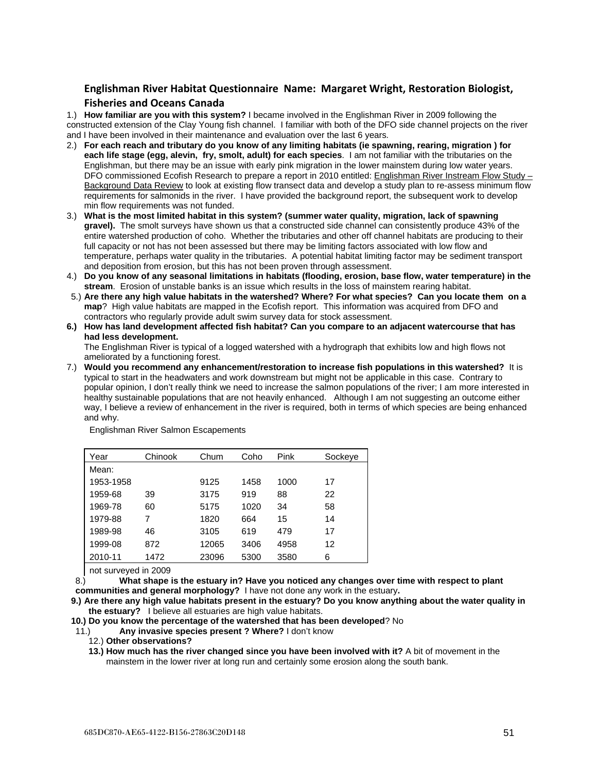## Englishman River Habitat Questionnaire Name: Margaret Wright, Restoration Biologist, Fisheries and Oceans Canada

1.) **How familiar are you with this system?** I became involved in the Englishman River in 2009 following the constructed extension of the Clay Young fish channel. I familiar with both of the DFO side channel projects on the river and I have been involved in their maintenance and evaluation over the last 6 years.

2.) **For each reach and tributary do you know of any limiting habitats (ie spawning, rearing, migration ) for each life stage (egg, alevin, fry, smolt, adult) for each species**. I am not familiar with the tributaries on the Englishman, but there may be an issue with early pink migration in the lower mainstem during low water years. DFO commissioned Ecofish Research to prepare a report in 2010 entitled: Englishman River Instream Flow Study – Background Data Review to look at existing flow transect data and develop a study plan to re-assess minimum flow requirements for salmonids in the river. I have provided the background report, the subsequent work to develop min flow requirements was not funded.

3.) **What is the most limited habitat in this system? (summer water quality, migration, lack of spawning gravel).** The smolt surveys have shown us that a constructed side channel can consistently produce 43% of the entire watershed production of coho. Whether the tributaries and other off channel habitats are producing to their full capacity or not has not been assessed but there may be limiting factors associated with low flow and temperature, perhaps water quality in the tributaries. A potential habitat limiting factor may be sediment transport and deposition from erosion, but this has not been proven through assessment.

4.) **Do you know of any seasonal limitations in habitats (flooding, erosion, base flow, water temperature) in the stream**. Erosion of unstable banks is an issue which results in the loss of mainstem rearing habitat.

5.) **Are there any high value habitats in the watershed? Where? For what species? Can you locate them on a map**? High value habitats are mapped in the Ecofish report. This information was acquired from DFO and contractors who regularly provide adult swim survey data for stock assessment.

**6.) How has land development affected fish habitat? Can you compare to an adjacent watercourse that has had less development.**
The Englishman River is typical of a logged watershed with a hydrograph that exhibits low and high flows not ameliorated by a functioning forest.

7.) **Would you recommend any enhancement/restoration to increase fish populations in this watershed?** It is typical to start in the headwaters and work downstream but might not be applicable in this case. Contrary to popular opinion, I don't really think we need to increase the salmon populations of the river; I am more interested in healthy sustainable populations that are not heavily enhanced. Although I am not suggesting an outcome either way, I believe a review of enhancement in the river is required, both in terms of which species are being enhanced and why.

Englishman River Salmon Escapements

| Year | Chinook | Chum | Coho | Pink | Sockeye |
|---|---|---|---|---|---|
| Mean: | | | | | |
| 1953-1958 | | 9125 | 1458 | 1000 | 17 |
| 1959-68 | 39 | 3175 | 919 | 88 | 22 |
| 1969-78 | 60 | 5175 | 1020 | 34 | 58 |
| 1979-88 | 7 | 1820 | 664 | 15 | 14 |
| 1989-98 | 46 | 3105 | 619 | 479 | 17 |
| 1999-08 | 872 | 12065 | 3406 | 4958 | 12 |
| 2010-11 | 1472 | 23096 | 5300 | 3580 | 6 |

not surveyed in 2009

8.) **What shape is the estuary in? Have you noticed any changes over time with respect to plant communities and general morphology?** I have not done any work in the estuary**.**

**9.) Are there any high value habitats present in the estuary? Do you know anything about the water quality in the estuary?** I believe all estuaries are high value habitats.

**10.) Do you know the percentage of the watershed that has been developed**? No

11.) **Any invasive species present ? Where?** I don't know

12.) **Other observations?**

**13.) How much has the river changed since you have been involved with it?** A bit of movement in the mainstem in the lower river at long run and certainly some erosion along the south bank.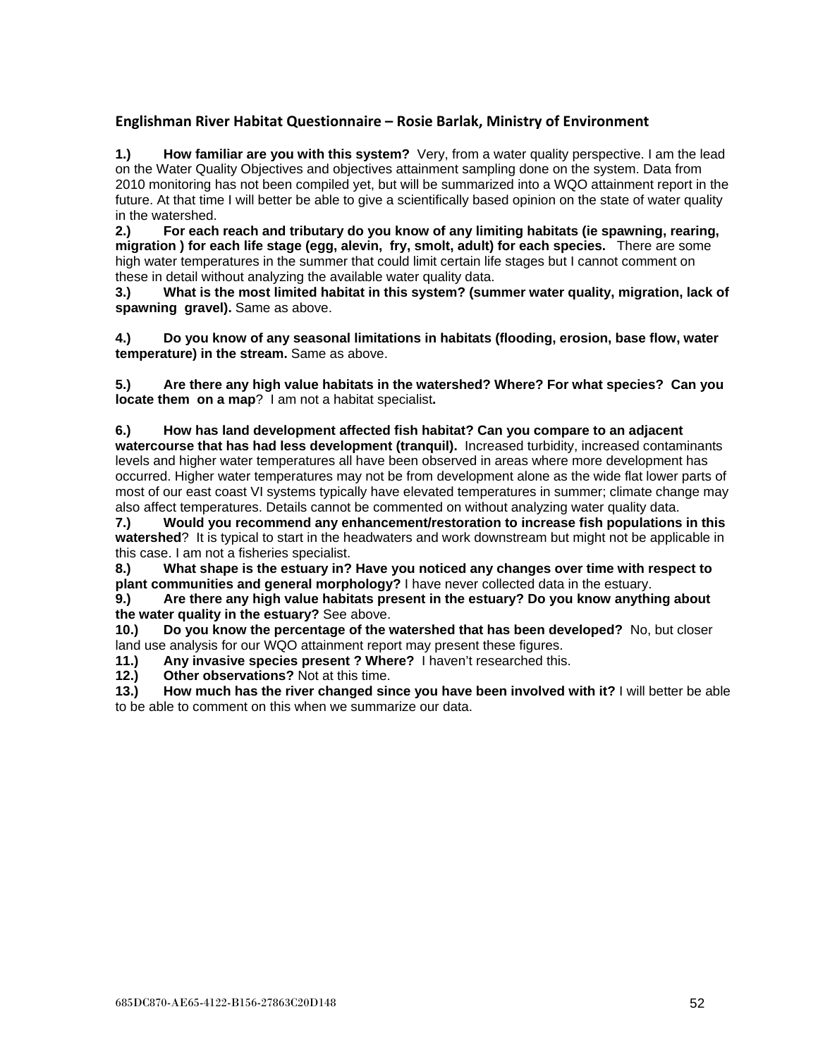### Englishman River Habitat Questionnaire – Rosie Barlak, Ministry of Environment

**1.) How familiar are you with this system?** Very, from a water quality perspective. I am the lead on the Water Quality Objectives and objectives attainment sampling done on the system. Data from 2010 monitoring has not been compiled yet, but will be summarized into a WQO attainment report in the future. At that time I will better be able to give a scientifically based opinion on the state of water quality in the watershed.

**2.) For each reach and tributary do you know of any limiting habitats (ie spawning, rearing, migration ) for each life stage (egg, alevin, fry, smolt, adult) for each species.** There are some high water temperatures in the summer that could limit certain life stages but I cannot comment on these in detail without analyzing the available water quality data.

**3.) What is the most limited habitat in this system? (summer water quality, migration, lack of spawning gravel).** Same as above.

**4.) Do you know of any seasonal limitations in habitats (flooding, erosion, base flow, water temperature) in the stream.** Same as above.

**5.) Are there any high value habitats in the watershed? Where? For what species? Can you locate them on a map**? I am not a habitat specialist**.**

**6.) How has land development affected fish habitat? Can you compare to an adjacent watercourse that has had less development (tranquil).** Increased turbidity, increased contaminants levels and higher water temperatures all have been observed in areas where more development has occurred. Higher water temperatures may not be from development alone as the wide flat lower parts of most of our east coast VI systems typically have elevated temperatures in summer; climate change may also affect temperatures. Details cannot be commented on without analyzing water quality data.

**7.) Would you recommend any enhancement/restoration to increase fish populations in this watershed**? It is typical to start in the headwaters and work downstream but might not be applicable in this case. I am not a fisheries specialist.

**8.) What shape is the estuary in? Have you noticed any changes over time with respect to plant communities and general morphology?** I have never collected data in the estuary.

**9.) Are there any high value habitats present in the estuary? Do you know anything about the water quality in the estuary?** See above.

**10.) Do you know the percentage of the watershed that has been developed?** No, but closer land use analysis for our WQO attainment report may present these figures.

**11.) Any invasive species present ? Where?** I haven't researched this.

**12.) Other observations?** Not at this time.

**13.) How much has the river changed since you have been involved with it?** I will better be able to be able to comment on this when we summarize our data.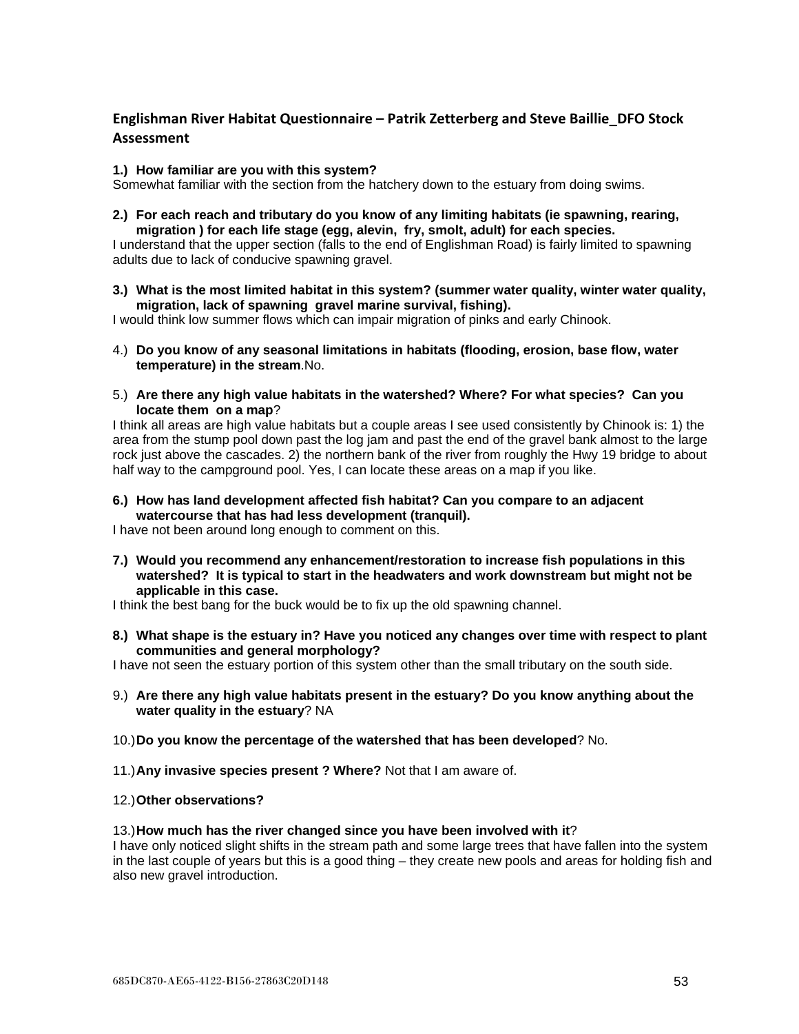### Englishman River Habitat Questionnaire – Patrik Zetterberg and Steve Baillie_DFO Stock Assessment

**1.) How familiar are you with this system?**
Somewhat familiar with the section from the hatchery down to the estuary from doing swims.

**2.) For each reach and tributary do you know of any limiting habitats (ie spawning, rearing, migration ) for each life stage (egg, alevin, fry, smolt, adult) for each species.**
I understand that the upper section (falls to the end of Englishman Road) is fairly limited to spawning adults due to lack of conducive spawning gravel.

**3.) What is the most limited habitat in this system? (summer water quality, winter water quality, migration, lack of spawning gravel marine survival, fishing).**
I would think low summer flows which can impair migration of pinks and early Chinook.

4.) **Do you know of any seasonal limitations in habitats (flooding, erosion, base flow, water temperature) in the stream**.No.

5.) **Are there any high value habitats in the watershed? Where? For what species? Can you locate them on a map**?
I think all areas are high value habitats but a couple areas I see used consistently by Chinook is: 1) the area from the stump pool down past the log jam and past the end of the gravel bank almost to the large rock just above the cascades. 2) the northern bank of the river from roughly the Hwy 19 bridge to about half way to the campground pool. Yes, I can locate these areas on a map if you like.

**6.) How has land development affected fish habitat? Can you compare to an adjacent watercourse that has had less development (tranquil).**
I have not been around long enough to comment on this.

**7.) Would you recommend any enhancement/restoration to increase fish populations in this watershed? It is typical to start in the headwaters and work downstream but might not be applicable in this case.**
I think the best bang for the buck would be to fix up the old spawning channel.

**8.) What shape is the estuary in? Have you noticed any changes over time with respect to plant communities and general morphology?**
I have not seen the estuary portion of this system other than the small tributary on the south side.

9.) **Are there any high value habitats present in the estuary? Do you know anything about the water quality in the estuary**? NA

10.) **Do you know the percentage of the watershed that has been developed**? No.

11.) **Any invasive species present ? Where?** Not that I am aware of.

12.) **Other observations?**

13.) **How much has the river changed since you have been involved with it**?
I have only noticed slight shifts in the stream path and some large trees that have fallen into the system in the last couple of years but this is a good thing – they create new pools and areas for holding fish and also new gravel introduction.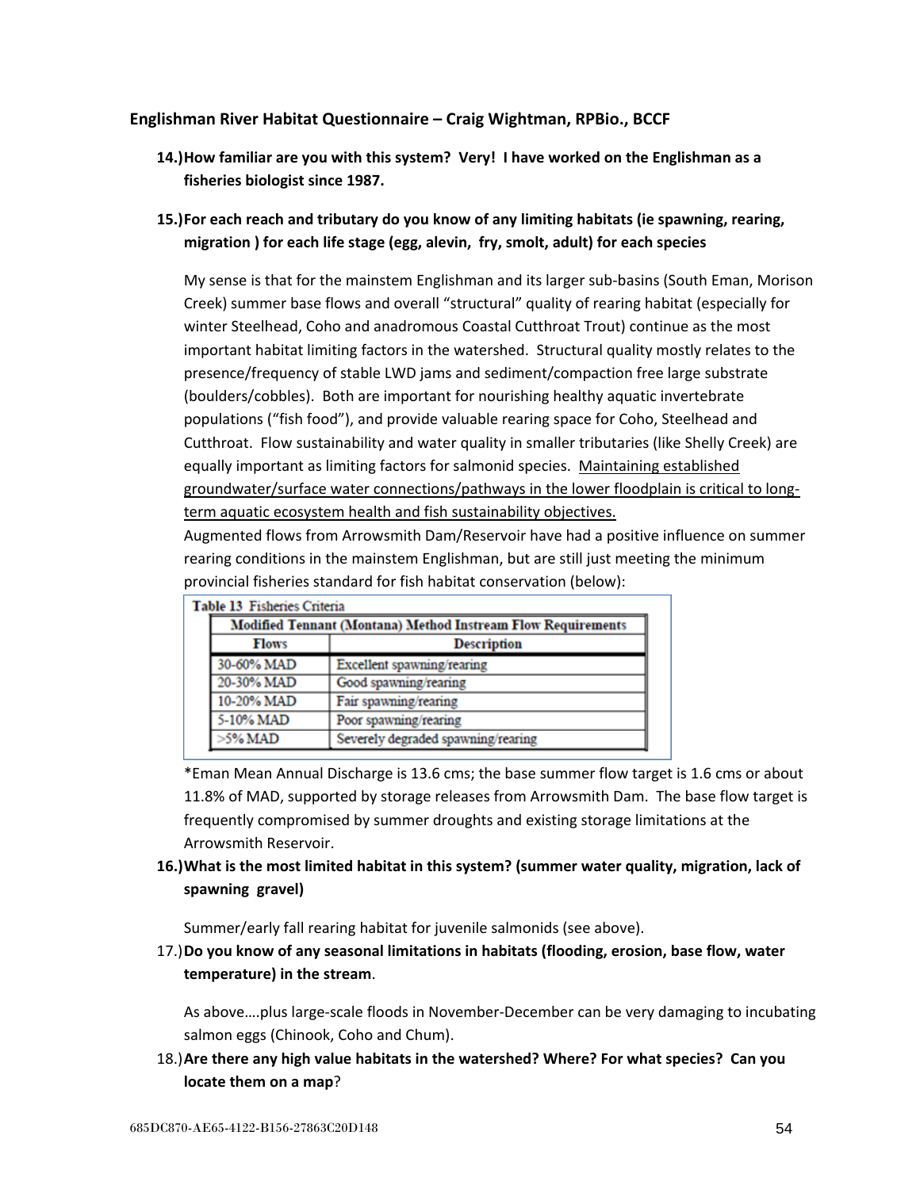**Englishman River Habitat Questionnaire – Craig Wightman, RPBio., BCCF**

14.) **How familiar are you with this system? Very! I have worked on the Englishman as a fisheries biologist since 1987.**

15.) **For each reach and tributary do you know of any limiting habitats (ie spawning, rearing, migration ) for each life stage (egg, alevin, fry, smolt, adult) for each species**

My sense is that for the mainstem Englishman and its larger sub-basins (South Eman, Morison Creek) summer base flows and overall "structural" quality of rearing habitat (especially for winter Steelhead, Coho and anadromous Coastal Cutthroat Trout) continue as the most important habitat limiting factors in the watershed. Structural quality mostly relates to the presence/frequency of stable LWD jams and sediment/compaction free large substrate (boulders/cobbles). Both are important for nourishing healthy aquatic invertebrate populations ("fish food"), and provide valuable rearing space for Coho, Steelhead and Cutthroat. Flow sustainability and water quality in smaller tributaries (like Shelly Creek) are equally important as limiting factors for salmonid species. <u>Maintaining established groundwater/surface water connections/pathways in the lower floodplain is critical to long-term aquatic ecosystem health and fish sustainability objectives.</u>

Augmented flows from Arrowsmith Dam/Reservoir have had a positive influence on summer rearing conditions in the mainstem Englishman, but are still just meeting the minimum provincial fisheries standard for fish habitat conservation (below):

**Table 13** Fisheries Criteria

| Modified Tennant (Montana) Method Instream Flow Requirements | |
|---|---|
| **Flows** | **Description** |
| 30-60% MAD | Excellent spawning/rearing |
| 20-30% MAD | Good spawning/rearing |
| 10-20% MAD | Fair spawning/rearing |
| 5-10% MAD | Poor spawning/rearing |
| >5% MAD | Severely degraded spawning/rearing |

*Eman Mean Annual Discharge is 13.6 cms; the base summer flow target is 1.6 cms or about 11.8% of MAD, supported by storage releases from Arrowsmith Dam. The base flow target is frequently compromised by summer droughts and existing storage limitations at the Arrowsmith Reservoir.

16.) **What is the most limited habitat in this system? (summer water quality, migration, lack of spawning gravel)**

Summer/early fall rearing habitat for juvenile salmonids (see above).

17.) **Do you know of any seasonal limitations in habitats (flooding, erosion, base flow, water temperature) in the stream**.

As above….plus large-scale floods in November-December can be very damaging to incubating salmon eggs (Chinook, Coho and Chum).

18.) **Are there any high value habitats in the watershed? Where? For what species? Can you locate them on a map**?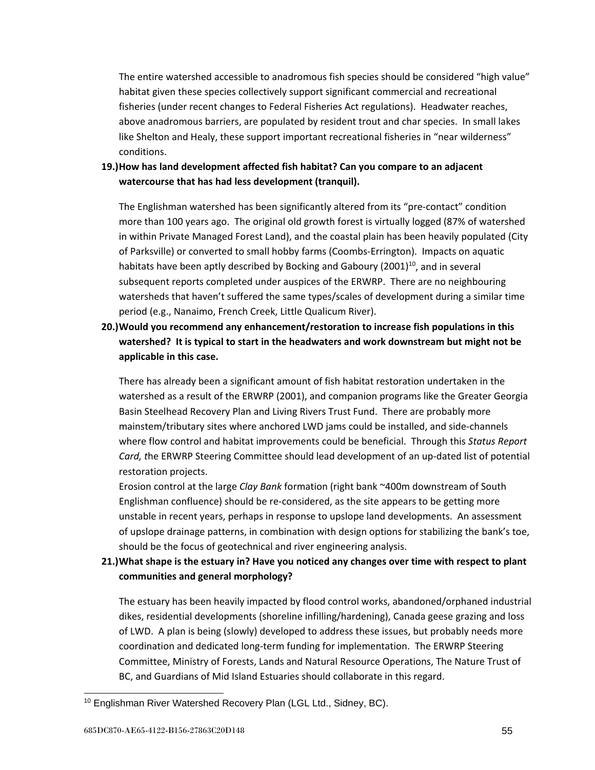The entire watershed accessible to anadromous fish species should be considered "high value" habitat given these species collectively support significant commercial and recreational fisheries (under recent changes to Federal Fisheries Act regulations). Headwater reaches, above anadromous barriers, are populated by resident trout and char species. In small lakes like Shelton and Healy, these support important recreational fisheries in "near wilderness" conditions.

**19.) How has land development affected fish habitat? Can you compare to an adjacent watercourse that has had less development (tranquil).**

The Englishman watershed has been significantly altered from its "pre-contact" condition more than 100 years ago. The original old growth forest is virtually logged (87% of watershed in within Private Managed Forest Land), and the coastal plain has been heavily populated (City of Parksville) or converted to small hobby farms (Coombs-Errington). Impacts on aquatic habitats have been aptly described by Bocking and Gaboury (2001)[10], and in several subsequent reports completed under auspices of the ERWRP. There are no neighbouring watersheds that haven't suffered the same types/scales of development during a similar time period (e.g., Nanaimo, French Creek, Little Qualicum River).

**20.) Would you recommend any enhancement/restoration to increase fish populations in this watershed? It is typical to start in the headwaters and work downstream but might not be applicable in this case.**

There has already been a significant amount of fish habitat restoration undertaken in the watershed as a result of the ERWRP (2001), and companion programs like the Greater Georgia Basin Steelhead Recovery Plan and Living Rivers Trust Fund. There are probably more mainstem/tributary sites where anchored LWD jams could be installed, and side-channels where flow control and habitat improvements could be beneficial. Through this *Status Report Card, t*he ERWRP Steering Committee should lead development of an up-dated list of potential restoration projects.

Erosion control at the large *Clay Bank* formation (right bank ~400m downstream of South Englishman confluence) should be re-considered, as the site appears to be getting more unstable in recent years, perhaps in response to upslope land developments. An assessment of upslope drainage patterns, in combination with design options for stabilizing the bank's toe, should be the focus of geotechnical and river engineering analysis.

**21.) What shape is the estuary in? Have you noticed any changes over time with respect to plant communities and general morphology?**

The estuary has been heavily impacted by flood control works, abandoned/orphaned industrial dikes, residential developments (shoreline infilling/hardening), Canada geese grazing and loss of LWD. A plan is being (slowly) developed to address these issues, but probably needs more coordination and dedicated long-term funding for implementation. The ERWRP Steering Committee, Ministry of Forests, Lands and Natural Resource Operations, The Nature Trust of BC, and Guardians of Mid Island Estuaries should collaborate in this regard.

[10] Englishman River Watershed Recovery Plan (LGL Ltd., Sidney, BC).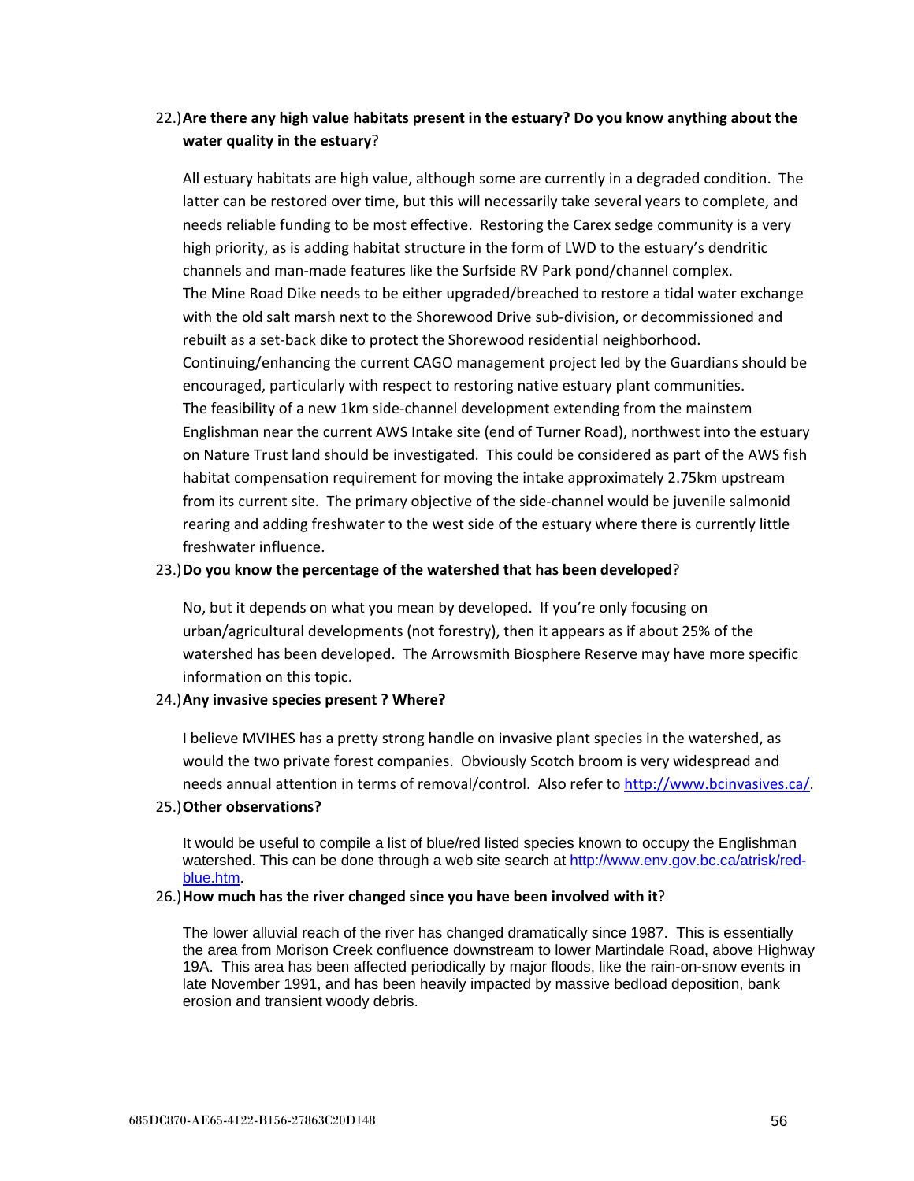22.) **Are there any high value habitats present in the estuary? Do you know anything about the water quality in the estuary**?

All estuary habitats are high value, although some are currently in a degraded condition. The latter can be restored over time, but this will necessarily take several years to complete, and needs reliable funding to be most effective. Restoring the Carex sedge community is a very high priority, as is adding habitat structure in the form of LWD to the estuary's dendritic channels and man-made features like the Surfside RV Park pond/channel complex.
The Mine Road Dike needs to be either upgraded/breached to restore a tidal water exchange with the old salt marsh next to the Shorewood Drive sub-division, or decommissioned and rebuilt as a set-back dike to protect the Shorewood residential neighborhood.
Continuing/enhancing the current CAGO management project led by the Guardians should be encouraged, particularly with respect to restoring native estuary plant communities.
The feasibility of a new 1km side-channel development extending from the mainstem Englishman near the current AWS Intake site (end of Turner Road), northwest into the estuary on Nature Trust land should be investigated. This could be considered as part of the AWS fish habitat compensation requirement for moving the intake approximately 2.75km upstream from its current site. The primary objective of the side-channel would be juvenile salmonid rearing and adding freshwater to the west side of the estuary where there is currently little freshwater influence.

23.) **Do you know the percentage of the watershed that has been developed**?

No, but it depends on what you mean by developed. If you're only focusing on urban/agricultural developments (not forestry), then it appears as if about 25% of the watershed has been developed. The Arrowsmith Biosphere Reserve may have more specific information on this topic.

24.) **Any invasive species present ? Where?**

I believe MVIHES has a pretty strong handle on invasive plant species in the watershed, as would the two private forest companies. Obviously Scotch broom is very widespread and needs annual attention in terms of removal/control. Also refer to http://www.bcinvasives.ca/.

25.) **Other observations?**

It would be useful to compile a list of blue/red listed species known to occupy the Englishman watershed. This can be done through a web site search at http://www.env.gov.bc.ca/atrisk/red-blue.htm.

26.) **How much has the river changed since you have been involved with it**?

The lower alluvial reach of the river has changed dramatically since 1987. This is essentially the area from Morison Creek confluence downstream to lower Martindale Road, above Highway 19A. This area has been affected periodically by major floods, like the rain-on-snow events in late November 1991, and has been heavily impacted by massive bedload deposition, bank erosion and transient woody debris.